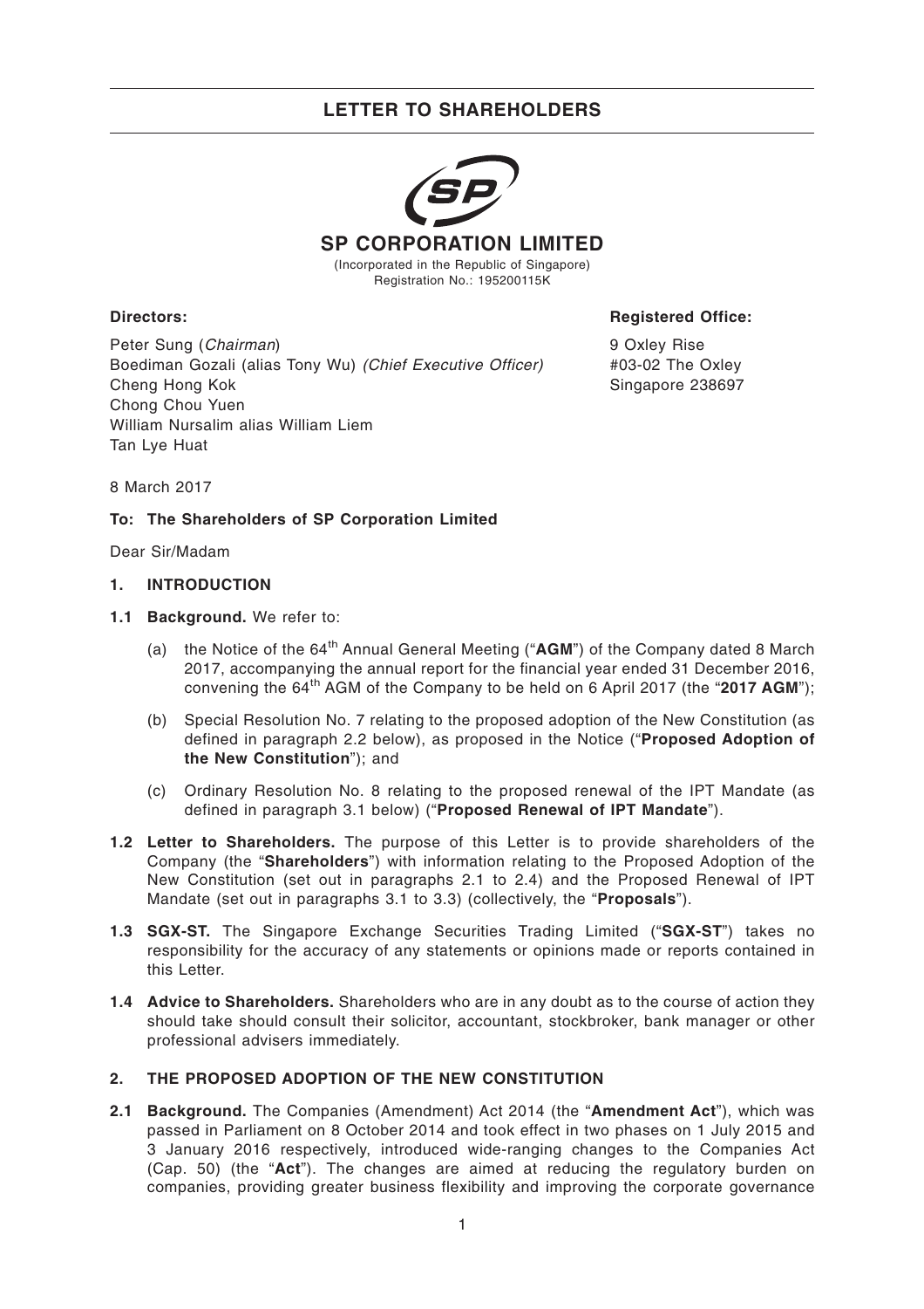# LETTER TO SHAREHOLDERS

## SP CORPORATION LIMITED

(Incorporated in the Republic of Singapore)
Registration No.: 195200115K

**Directors:**

Peter Sung (*Chairman*)
Boediman Gozali (alias Tony Wu) *(Chief Executive Officer)*
Cheng Hong Kok
Chong Chou Yuen
William Nursalim alias William Liem
Tan Lye Huat

**Registered Office:**

9 Oxley Rise
#03-02 The Oxley
Singapore 238697

8 March 2017

**To: The Shareholders of SP Corporation Limited**

Dear Sir/Madam

**1. INTRODUCTION**

**1.1 Background.** We refer to:

(a) the Notice of the 64th Annual General Meeting ("**AGM**") of the Company dated 8 March 2017, accompanying the annual report for the financial year ended 31 December 2016, convening the 64th AGM of the Company to be held on 6 April 2017 (the "**2017 AGM**");

(b) Special Resolution No. 7 relating to the proposed adoption of the New Constitution (as defined in paragraph 2.2 below), as proposed in the Notice ("**Proposed Adoption of the New Constitution**"); and

(c) Ordinary Resolution No. 8 relating to the proposed renewal of the IPT Mandate (as defined in paragraph 3.1 below) ("**Proposed Renewal of IPT Mandate**").

**1.2 Letter to Shareholders.** The purpose of this Letter is to provide shareholders of the Company (the "**Shareholders**") with information relating to the Proposed Adoption of the New Constitution (set out in paragraphs 2.1 to 2.4) and the Proposed Renewal of IPT Mandate (set out in paragraphs 3.1 to 3.3) (collectively, the "**Proposals**").

**1.3 SGX-ST.** The Singapore Exchange Securities Trading Limited ("**SGX-ST**") takes no responsibility for the accuracy of any statements or opinions made or reports contained in this Letter.

**1.4 Advice to Shareholders.** Shareholders who are in any doubt as to the course of action they should take should consult their solicitor, accountant, stockbroker, bank manager or other professional advisers immediately.

**2. THE PROPOSED ADOPTION OF THE NEW CONSTITUTION**

**2.1 Background.** The Companies (Amendment) Act 2014 (the "**Amendment Act**"), which was passed in Parliament on 8 October 2014 and took effect in two phases on 1 July 2015 and 3 January 2016 respectively, introduced wide-ranging changes to the Companies Act (Cap. 50) (the "**Act**"). The changes are aimed at reducing the regulatory burden on companies, providing greater business flexibility and improving the corporate governance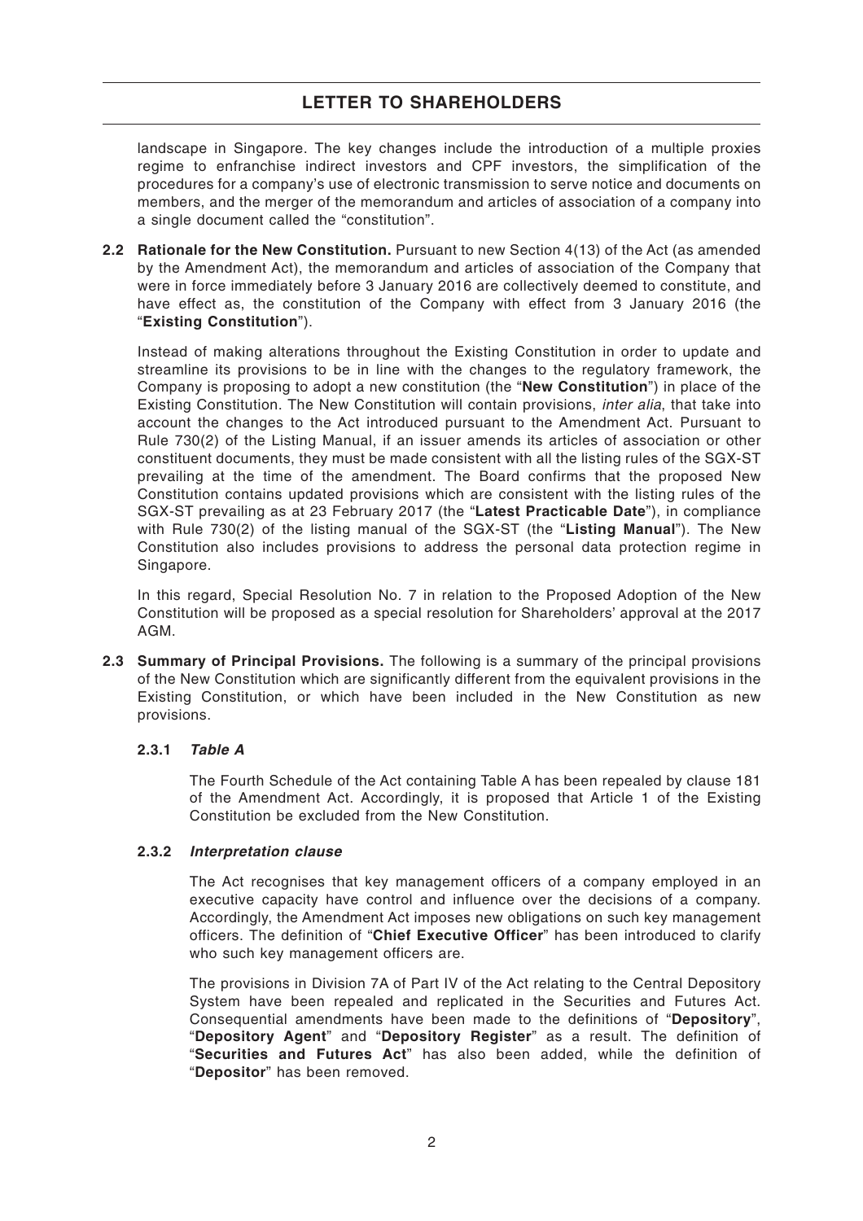landscape in Singapore. The key changes include the introduction of a multiple proxies regime to enfranchise indirect investors and CPF investors, the simplification of the procedures for a company's use of electronic transmission to serve notice and documents on members, and the merger of the memorandum and articles of association of a company into a single document called the "constitution".

**2.2 Rationale for the New Constitution.** Pursuant to new Section 4(13) of the Act (as amended by the Amendment Act), the memorandum and articles of association of the Company that were in force immediately before 3 January 2016 are collectively deemed to constitute, and have effect as, the constitution of the Company with effect from 3 January 2016 (the "**Existing Constitution**").

Instead of making alterations throughout the Existing Constitution in order to update and streamline its provisions to be in line with the changes to the regulatory framework, the Company is proposing to adopt a new constitution (the "**New Constitution**") in place of the Existing Constitution. The New Constitution will contain provisions, *inter alia*, that take into account the changes to the Act introduced pursuant to the Amendment Act. Pursuant to Rule 730(2) of the Listing Manual, if an issuer amends its articles of association or other constituent documents, they must be made consistent with all the listing rules of the SGX-ST prevailing at the time of the amendment. The Board confirms that the proposed New Constitution contains updated provisions which are consistent with the listing rules of the SGX-ST prevailing as at 23 February 2017 (the "**Latest Practicable Date**"), in compliance with Rule 730(2) of the listing manual of the SGX-ST (the "**Listing Manual**"). The New Constitution also includes provisions to address the personal data protection regime in Singapore.

In this regard, Special Resolution No. 7 in relation to the Proposed Adoption of the New Constitution will be proposed as a special resolution for Shareholders' approval at the 2017 AGM.

**2.3 Summary of Principal Provisions.** The following is a summary of the principal provisions of the New Constitution which are significantly different from the equivalent provisions in the Existing Constitution, or which have been included in the New Constitution as new provisions.

**2.3.1 *Table A***

The Fourth Schedule of the Act containing Table A has been repealed by clause 181 of the Amendment Act. Accordingly, it is proposed that Article 1 of the Existing Constitution be excluded from the New Constitution.

**2.3.2 *Interpretation clause***

The Act recognises that key management officers of a company employed in an executive capacity have control and influence over the decisions of a company. Accordingly, the Amendment Act imposes new obligations on such key management officers. The definition of "**Chief Executive Officer**" has been introduced to clarify who such key management officers are.

The provisions in Division 7A of Part IV of the Act relating to the Central Depository System have been repealed and replicated in the Securities and Futures Act. Consequential amendments have been made to the definitions of "**Depository**", "**Depository Agent**" and "**Depository Register**" as a result. The definition of "**Securities and Futures Act**" has also been added, while the definition of "**Depositor**" has been removed.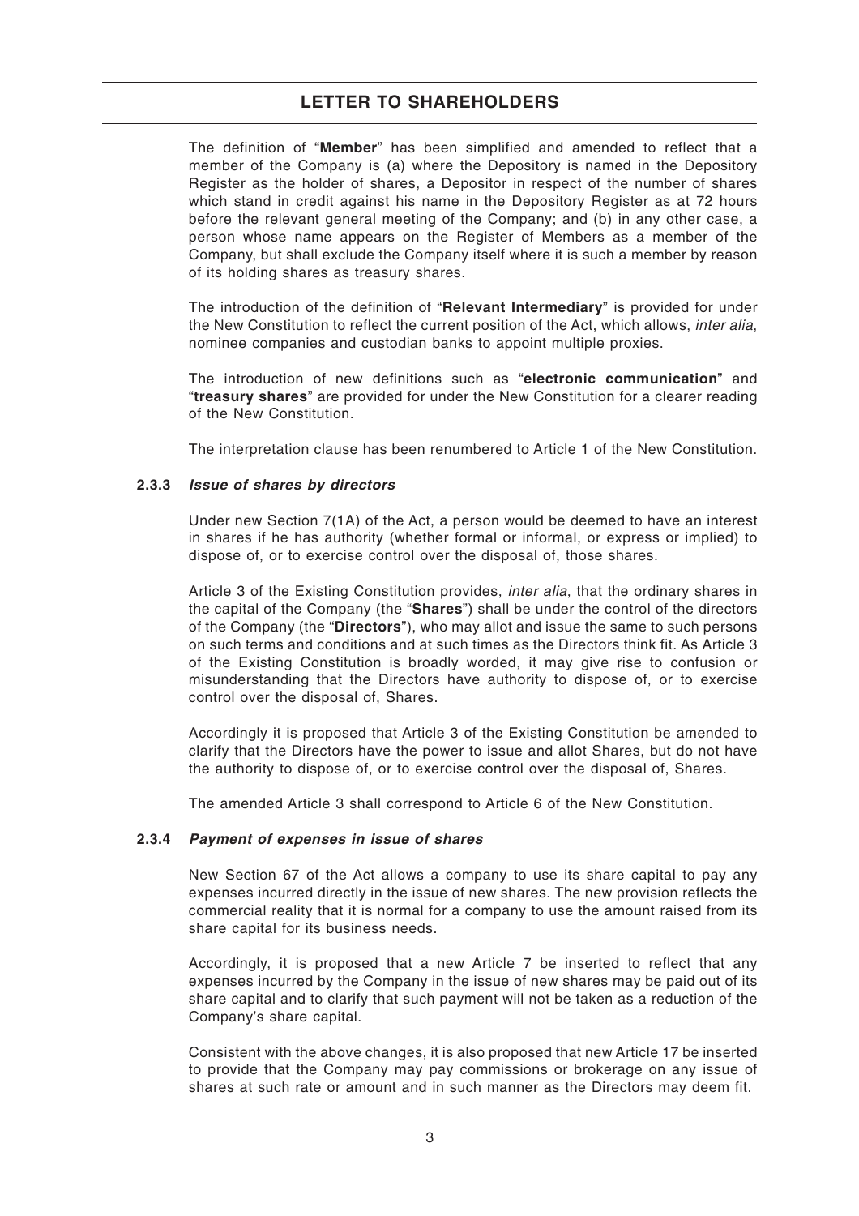The definition of "**Member**" has been simplified and amended to reflect that a member of the Company is (a) where the Depository is named in the Depository Register as the holder of shares, a Depositor in respect of the number of shares which stand in credit against his name in the Depository Register as at 72 hours before the relevant general meeting of the Company; and (b) in any other case, a person whose name appears on the Register of Members as a member of the Company, but shall exclude the Company itself where it is such a member by reason of its holding shares as treasury shares.

The introduction of the definition of "**Relevant Intermediary**" is provided for under the New Constitution to reflect the current position of the Act, which allows, *inter alia*, nominee companies and custodian banks to appoint multiple proxies.

The introduction of new definitions such as "**electronic communication**" and "**treasury shares**" are provided for under the New Constitution for a clearer reading of the New Constitution.

The interpretation clause has been renumbered to Article 1 of the New Constitution.

#### 2.3.3 *Issue of shares by directors*

Under new Section 7(1A) of the Act, a person would be deemed to have an interest in shares if he has authority (whether formal or informal, or express or implied) to dispose of, or to exercise control over the disposal of, those shares.

Article 3 of the Existing Constitution provides, *inter alia*, that the ordinary shares in the capital of the Company (the "**Shares**") shall be under the control of the directors of the Company (the "**Directors**"), who may allot and issue the same to such persons on such terms and conditions and at such times as the Directors think fit. As Article 3 of the Existing Constitution is broadly worded, it may give rise to confusion or misunderstanding that the Directors have authority to dispose of, or to exercise control over the disposal of, Shares.

Accordingly it is proposed that Article 3 of the Existing Constitution be amended to clarify that the Directors have the power to issue and allot Shares, but do not have the authority to dispose of, or to exercise control over the disposal of, Shares.

The amended Article 3 shall correspond to Article 6 of the New Constitution.

#### 2.3.4 *Payment of expenses in issue of shares*

New Section 67 of the Act allows a company to use its share capital to pay any expenses incurred directly in the issue of new shares. The new provision reflects the commercial reality that it is normal for a company to use the amount raised from its share capital for its business needs.

Accordingly, it is proposed that a new Article 7 be inserted to reflect that any expenses incurred by the Company in the issue of new shares may be paid out of its share capital and to clarify that such payment will not be taken as a reduction of the Company's share capital.

Consistent with the above changes, it is also proposed that new Article 17 be inserted to provide that the Company may pay commissions or brokerage on any issue of shares at such rate or amount and in such manner as the Directors may deem fit.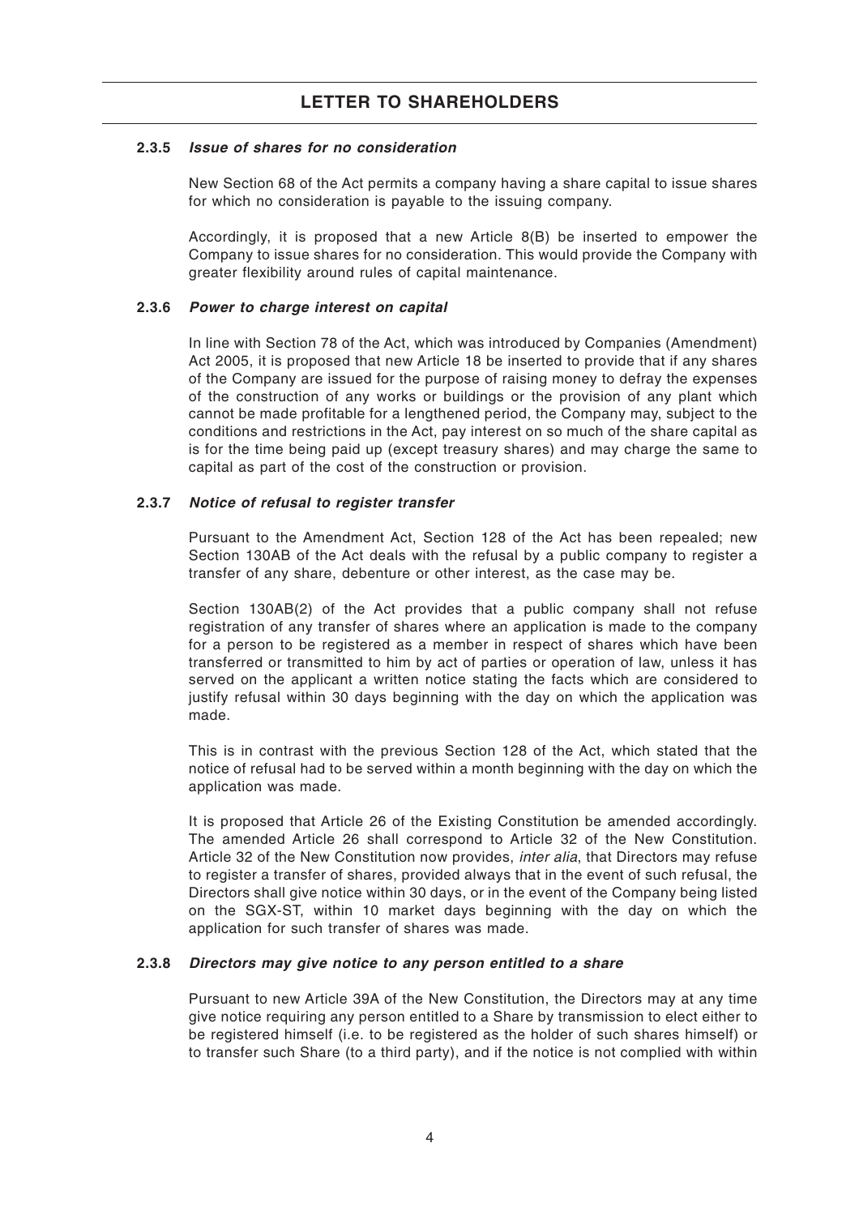#### 2.3.5 *Issue of shares for no consideration*

New Section 68 of the Act permits a company having a share capital to issue shares for which no consideration is payable to the issuing company.

Accordingly, it is proposed that a new Article 8(B) be inserted to empower the Company to issue shares for no consideration. This would provide the Company with greater flexibility around rules of capital maintenance.

#### 2.3.6 *Power to charge interest on capital*

In line with Section 78 of the Act, which was introduced by Companies (Amendment) Act 2005, it is proposed that new Article 18 be inserted to provide that if any shares of the Company are issued for the purpose of raising money to defray the expenses of the construction of any works or buildings or the provision of any plant which cannot be made profitable for a lengthened period, the Company may, subject to the conditions and restrictions in the Act, pay interest on so much of the share capital as is for the time being paid up (except treasury shares) and may charge the same to capital as part of the cost of the construction or provision.

#### 2.3.7 *Notice of refusal to register transfer*

Pursuant to the Amendment Act, Section 128 of the Act has been repealed; new Section 130AB of the Act deals with the refusal by a public company to register a transfer of any share, debenture or other interest, as the case may be.

Section 130AB(2) of the Act provides that a public company shall not refuse registration of any transfer of shares where an application is made to the company for a person to be registered as a member in respect of shares which have been transferred or transmitted to him by act of parties or operation of law, unless it has served on the applicant a written notice stating the facts which are considered to justify refusal within 30 days beginning with the day on which the application was made.

This is in contrast with the previous Section 128 of the Act, which stated that the notice of refusal had to be served within a month beginning with the day on which the application was made.

It is proposed that Article 26 of the Existing Constitution be amended accordingly. The amended Article 26 shall correspond to Article 32 of the New Constitution. Article 32 of the New Constitution now provides, *inter alia*, that Directors may refuse to register a transfer of shares, provided always that in the event of such refusal, the Directors shall give notice within 30 days, or in the event of the Company being listed on the SGX-ST, within 10 market days beginning with the day on which the application for such transfer of shares was made.

#### 2.3.8 *Directors may give notice to any person entitled to a share*

Pursuant to new Article 39A of the New Constitution, the Directors may at any time give notice requiring any person entitled to a Share by transmission to elect either to be registered himself (i.e. to be registered as the holder of such shares himself) or to transfer such Share (to a third party), and if the notice is not complied with within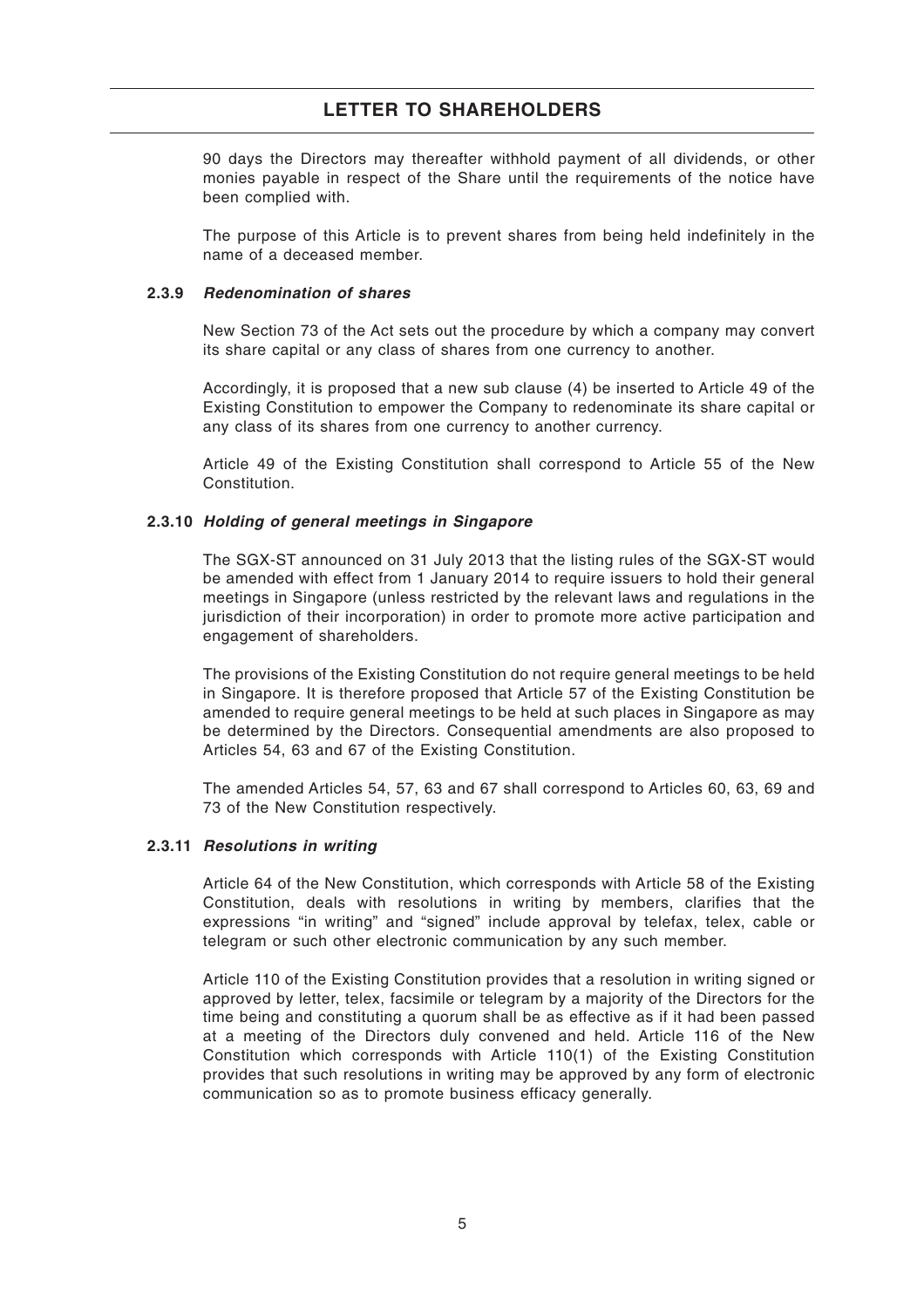90 days the Directors may thereafter withhold payment of all dividends, or other monies payable in respect of the Share until the requirements of the notice have been complied with.

The purpose of this Article is to prevent shares from being held indefinitely in the name of a deceased member.

#### 2.3.9 *Redenomination of shares*

New Section 73 of the Act sets out the procedure by which a company may convert its share capital or any class of shares from one currency to another.

Accordingly, it is proposed that a new sub clause (4) be inserted to Article 49 of the Existing Constitution to empower the Company to redenominate its share capital or any class of its shares from one currency to another currency.

Article 49 of the Existing Constitution shall correspond to Article 55 of the New Constitution.

#### 2.3.10 *Holding of general meetings in Singapore*

The SGX-ST announced on 31 July 2013 that the listing rules of the SGX-ST would be amended with effect from 1 January 2014 to require issuers to hold their general meetings in Singapore (unless restricted by the relevant laws and regulations in the jurisdiction of their incorporation) in order to promote more active participation and engagement of shareholders.

The provisions of the Existing Constitution do not require general meetings to be held in Singapore. It is therefore proposed that Article 57 of the Existing Constitution be amended to require general meetings to be held at such places in Singapore as may be determined by the Directors. Consequential amendments are also proposed to Articles 54, 63 and 67 of the Existing Constitution.

The amended Articles 54, 57, 63 and 67 shall correspond to Articles 60, 63, 69 and 73 of the New Constitution respectively.

#### 2.3.11 *Resolutions in writing*

Article 64 of the New Constitution, which corresponds with Article 58 of the Existing Constitution, deals with resolutions in writing by members, clarifies that the expressions "in writing" and "signed" include approval by telefax, telex, cable or telegram or such other electronic communication by any such member.

Article 110 of the Existing Constitution provides that a resolution in writing signed or approved by letter, telex, facsimile or telegram by a majority of the Directors for the time being and constituting a quorum shall be as effective as if it had been passed at a meeting of the Directors duly convened and held. Article 116 of the New Constitution which corresponds with Article 110(1) of the Existing Constitution provides that such resolutions in writing may be approved by any form of electronic communication so as to promote business efficacy generally.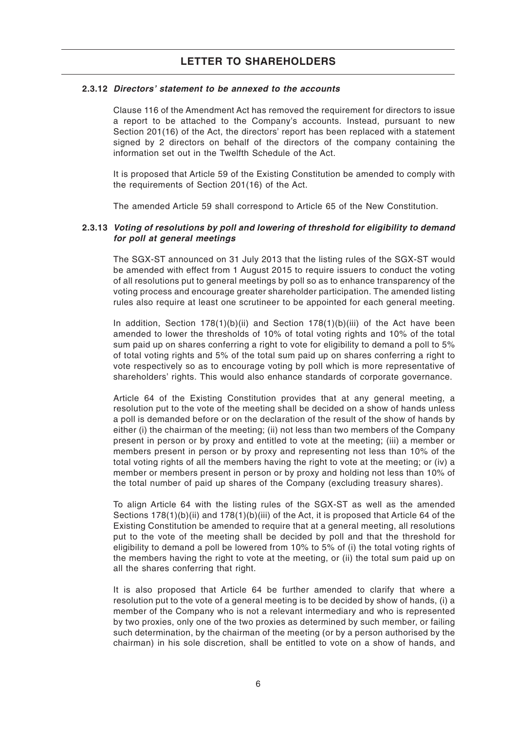#### 2.3.12 ***Directors' statement to be annexed to the accounts***

Clause 116 of the Amendment Act has removed the requirement for directors to issue a report to be attached to the Company's accounts. Instead, pursuant to new Section 201(16) of the Act, the directors' report has been replaced with a statement signed by 2 directors on behalf of the directors of the company containing the information set out in the Twelfth Schedule of the Act.

It is proposed that Article 59 of the Existing Constitution be amended to comply with the requirements of Section 201(16) of the Act.

The amended Article 59 shall correspond to Article 65 of the New Constitution.

#### 2.3.13 ***Voting of resolutions by poll and lowering of threshold for eligibility to demand for poll at general meetings***

The SGX-ST announced on 31 July 2013 that the listing rules of the SGX-ST would be amended with effect from 1 August 2015 to require issuers to conduct the voting of all resolutions put to general meetings by poll so as to enhance transparency of the voting process and encourage greater shareholder participation. The amended listing rules also require at least one scrutineer to be appointed for each general meeting.

In addition, Section 178(1)(b)(ii) and Section 178(1)(b)(iii) of the Act have been amended to lower the thresholds of 10% of total voting rights and 10% of the total sum paid up on shares conferring a right to vote for eligibility to demand a poll to 5% of total voting rights and 5% of the total sum paid up on shares conferring a right to vote respectively so as to encourage voting by poll which is more representative of shareholders' rights. This would also enhance standards of corporate governance.

Article 64 of the Existing Constitution provides that at any general meeting, a resolution put to the vote of the meeting shall be decided on a show of hands unless a poll is demanded before or on the declaration of the result of the show of hands by either (i) the chairman of the meeting; (ii) not less than two members of the Company present in person or by proxy and entitled to vote at the meeting; (iii) a member or members present in person or by proxy and representing not less than 10% of the total voting rights of all the members having the right to vote at the meeting; or (iv) a member or members present in person or by proxy and holding not less than 10% of the total number of paid up shares of the Company (excluding treasury shares).

To align Article 64 with the listing rules of the SGX-ST as well as the amended Sections 178(1)(b)(ii) and 178(1)(b)(iii) of the Act, it is proposed that Article 64 of the Existing Constitution be amended to require that at a general meeting, all resolutions put to the vote of the meeting shall be decided by poll and that the threshold for eligibility to demand a poll be lowered from 10% to 5% of (i) the total voting rights of the members having the right to vote at the meeting, or (ii) the total sum paid up on all the shares conferring that right.

It is also proposed that Article 64 be further amended to clarify that where a resolution put to the vote of a general meeting is to be decided by show of hands, (i) a member of the Company who is not a relevant intermediary and who is represented by two proxies, only one of the two proxies as determined by such member, or failing such determination, by the chairman of the meeting (or by a person authorised by the chairman) in his sole discretion, shall be entitled to vote on a show of hands, and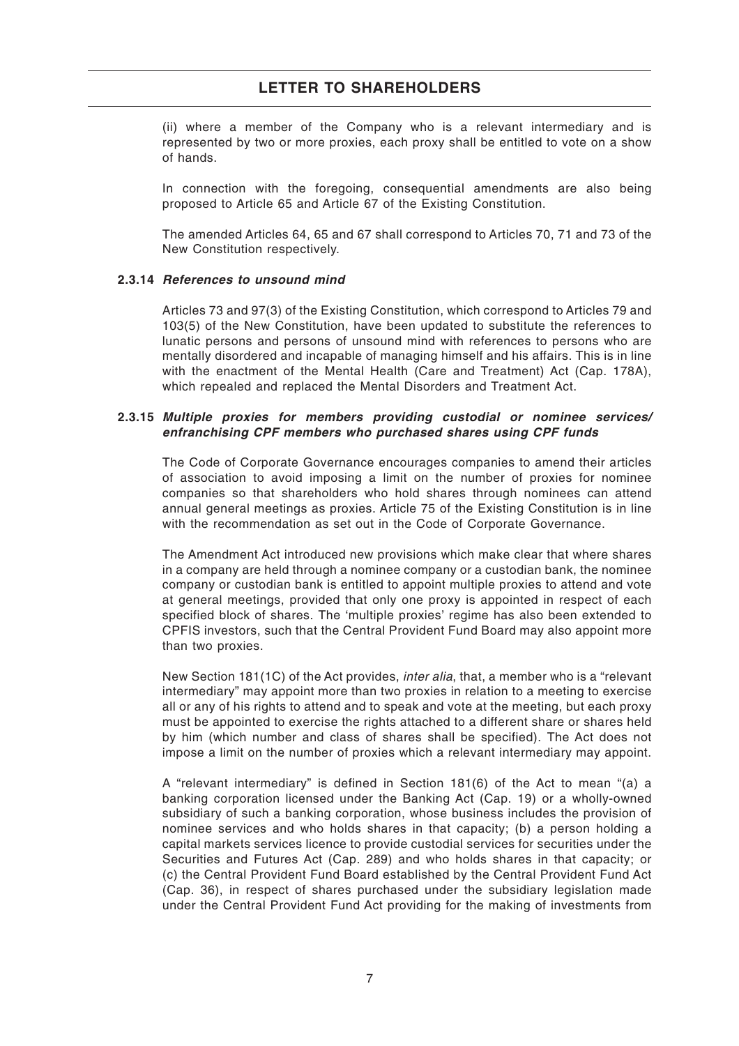(ii) where a member of the Company who is a relevant intermediary and is represented by two or more proxies, each proxy shall be entitled to vote on a show of hands.

In connection with the foregoing, consequential amendments are also being proposed to Article 65 and Article 67 of the Existing Constitution.

The amended Articles 64, 65 and 67 shall correspond to Articles 70, 71 and 73 of the New Constitution respectively.

#### 2.3.14 *References to unsound mind*

Articles 73 and 97(3) of the Existing Constitution, which correspond to Articles 79 and 103(5) of the New Constitution, have been updated to substitute the references to lunatic persons and persons of unsound mind with references to persons who are mentally disordered and incapable of managing himself and his affairs. This is in line with the enactment of the Mental Health (Care and Treatment) Act (Cap. 178A), which repealed and replaced the Mental Disorders and Treatment Act.

#### 2.3.15 *Multiple proxies for members providing custodial or nominee services/ enfranchising CPF members who purchased shares using CPF funds*

The Code of Corporate Governance encourages companies to amend their articles of association to avoid imposing a limit on the number of proxies for nominee companies so that shareholders who hold shares through nominees can attend annual general meetings as proxies. Article 75 of the Existing Constitution is in line with the recommendation as set out in the Code of Corporate Governance.

The Amendment Act introduced new provisions which make clear that where shares in a company are held through a nominee company or a custodian bank, the nominee company or custodian bank is entitled to appoint multiple proxies to attend and vote at general meetings, provided that only one proxy is appointed in respect of each specified block of shares. The 'multiple proxies' regime has also been extended to CPFIS investors, such that the Central Provident Fund Board may also appoint more than two proxies.

New Section 181(1C) of the Act provides, *inter alia*, that, a member who is a "relevant intermediary" may appoint more than two proxies in relation to a meeting to exercise all or any of his rights to attend and to speak and vote at the meeting, but each proxy must be appointed to exercise the rights attached to a different share or shares held by him (which number and class of shares shall be specified). The Act does not impose a limit on the number of proxies which a relevant intermediary may appoint.

A "relevant intermediary" is defined in Section 181(6) of the Act to mean "(a) a banking corporation licensed under the Banking Act (Cap. 19) or a wholly-owned subsidiary of such a banking corporation, whose business includes the provision of nominee services and who holds shares in that capacity; (b) a person holding a capital markets services licence to provide custodial services for securities under the Securities and Futures Act (Cap. 289) and who holds shares in that capacity; or (c) the Central Provident Fund Board established by the Central Provident Fund Act (Cap. 36), in respect of shares purchased under the subsidiary legislation made under the Central Provident Fund Act providing for the making of investments from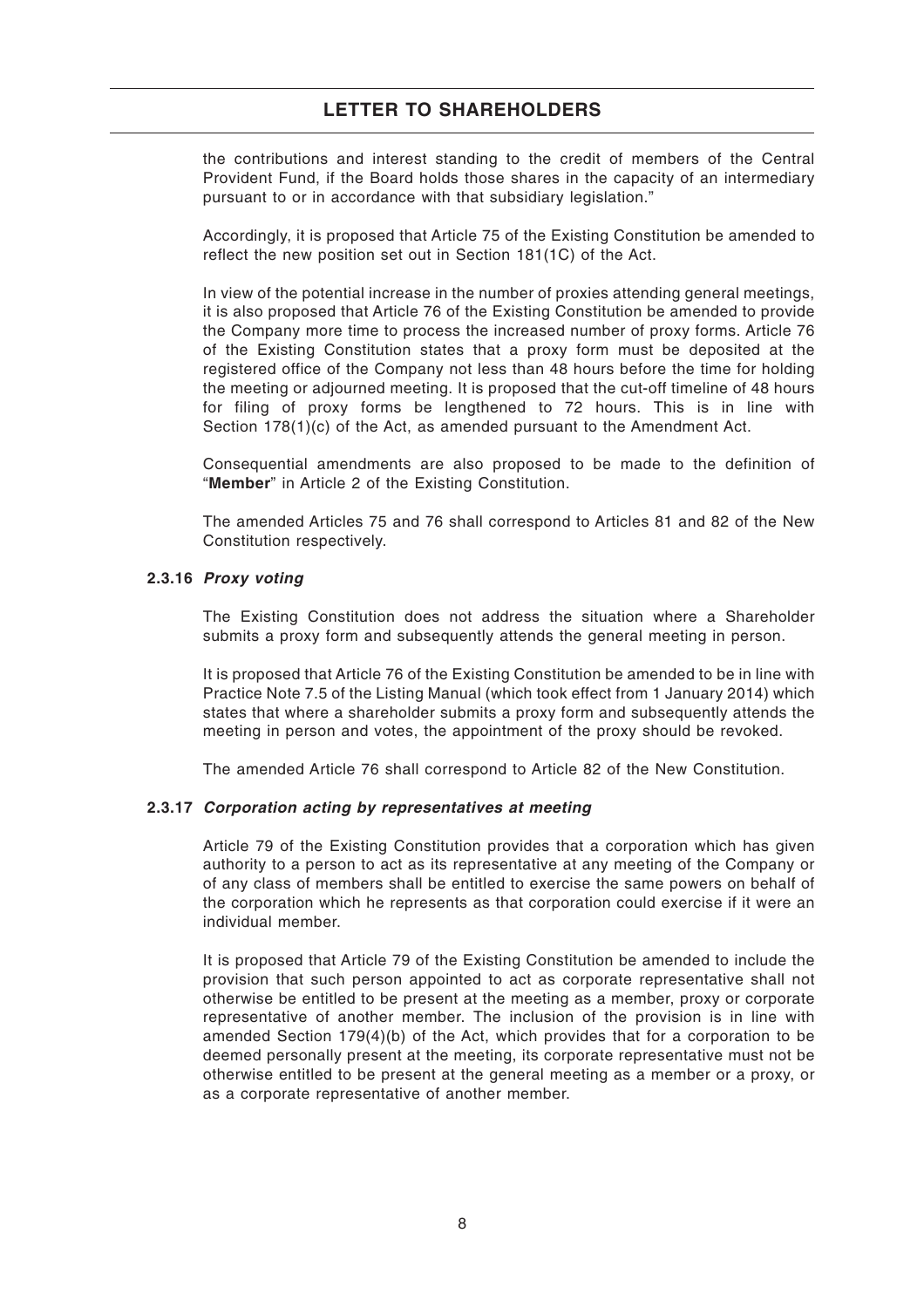the contributions and interest standing to the credit of members of the Central Provident Fund, if the Board holds those shares in the capacity of an intermediary pursuant to or in accordance with that subsidiary legislation."

Accordingly, it is proposed that Article 75 of the Existing Constitution be amended to reflect the new position set out in Section 181(1C) of the Act.

In view of the potential increase in the number of proxies attending general meetings, it is also proposed that Article 76 of the Existing Constitution be amended to provide the Company more time to process the increased number of proxy forms. Article 76 of the Existing Constitution states that a proxy form must be deposited at the registered office of the Company not less than 48 hours before the time for holding the meeting or adjourned meeting. It is proposed that the cut-off timeline of 48 hours for filing of proxy forms be lengthened to 72 hours. This is in line with Section 178(1)(c) of the Act, as amended pursuant to the Amendment Act.

Consequential amendments are also proposed to be made to the definition of "**Member**" in Article 2 of the Existing Constitution.

The amended Articles 75 and 76 shall correspond to Articles 81 and 82 of the New Constitution respectively.

### 2.3.16 *Proxy voting*

The Existing Constitution does not address the situation where a Shareholder submits a proxy form and subsequently attends the general meeting in person.

It is proposed that Article 76 of the Existing Constitution be amended to be in line with Practice Note 7.5 of the Listing Manual (which took effect from 1 January 2014) which states that where a shareholder submits a proxy form and subsequently attends the meeting in person and votes, the appointment of the proxy should be revoked.

The amended Article 76 shall correspond to Article 82 of the New Constitution.

### 2.3.17 *Corporation acting by representatives at meeting*

Article 79 of the Existing Constitution provides that a corporation which has given authority to a person to act as its representative at any meeting of the Company or of any class of members shall be entitled to exercise the same powers on behalf of the corporation which he represents as that corporation could exercise if it were an individual member.

It is proposed that Article 79 of the Existing Constitution be amended to include the provision that such person appointed to act as corporate representative shall not otherwise be entitled to be present at the meeting as a member, proxy or corporate representative of another member. The inclusion of the provision is in line with amended Section 179(4)(b) of the Act, which provides that for a corporation to be deemed personally present at the meeting, its corporate representative must not be otherwise entitled to be present at the general meeting as a member or a proxy, or as a corporate representative of another member.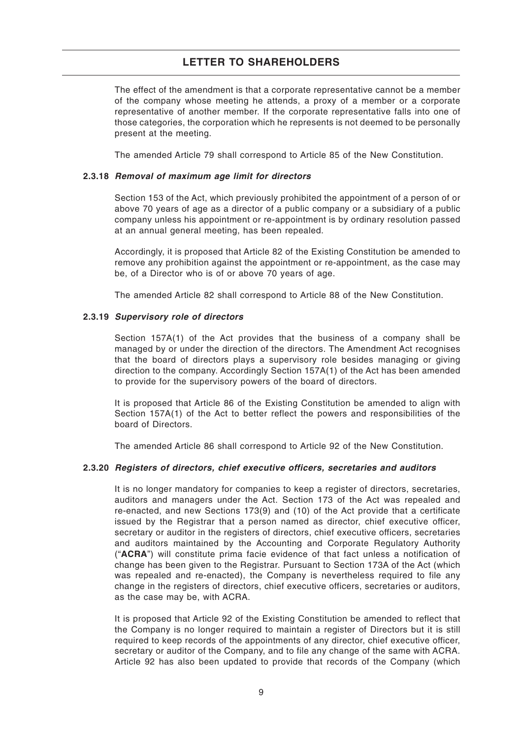The effect of the amendment is that a corporate representative cannot be a member of the company whose meeting he attends, a proxy of a member or a corporate representative of another member. If the corporate representative falls into one of those categories, the corporation which he represents is not deemed to be personally present at the meeting.

The amended Article 79 shall correspond to Article 85 of the New Constitution.

**2.3.18** ***Removal of maximum age limit for directors***

Section 153 of the Act, which previously prohibited the appointment of a person of or above 70 years of age as a director of a public company or a subsidiary of a public company unless his appointment or re-appointment is by ordinary resolution passed at an annual general meeting, has been repealed.

Accordingly, it is proposed that Article 82 of the Existing Constitution be amended to remove any prohibition against the appointment or re-appointment, as the case may be, of a Director who is of or above 70 years of age.

The amended Article 82 shall correspond to Article 88 of the New Constitution.

**2.3.19** ***Supervisory role of directors***

Section 157A(1) of the Act provides that the business of a company shall be managed by or under the direction of the directors. The Amendment Act recognises that the board of directors plays a supervisory role besides managing or giving direction to the company. Accordingly Section 157A(1) of the Act has been amended to provide for the supervisory powers of the board of directors.

It is proposed that Article 86 of the Existing Constitution be amended to align with Section 157A(1) of the Act to better reflect the powers and responsibilities of the board of Directors.

The amended Article 86 shall correspond to Article 92 of the New Constitution.

**2.3.20** ***Registers of directors, chief executive officers, secretaries and auditors***

It is no longer mandatory for companies to keep a register of directors, secretaries, auditors and managers under the Act. Section 173 of the Act was repealed and re-enacted, and new Sections 173(9) and (10) of the Act provide that a certificate issued by the Registrar that a person named as director, chief executive officer, secretary or auditor in the registers of directors, chief executive officers, secretaries and auditors maintained by the Accounting and Corporate Regulatory Authority ("**ACRA**") will constitute prima facie evidence of that fact unless a notification of change has been given to the Registrar. Pursuant to Section 173A of the Act (which was repealed and re-enacted), the Company is nevertheless required to file any change in the registers of directors, chief executive officers, secretaries or auditors, as the case may be, with ACRA.

It is proposed that Article 92 of the Existing Constitution be amended to reflect that the Company is no longer required to maintain a register of Directors but it is still required to keep records of the appointments of any director, chief executive officer, secretary or auditor of the Company, and to file any change of the same with ACRA. Article 92 has also been updated to provide that records of the Company (which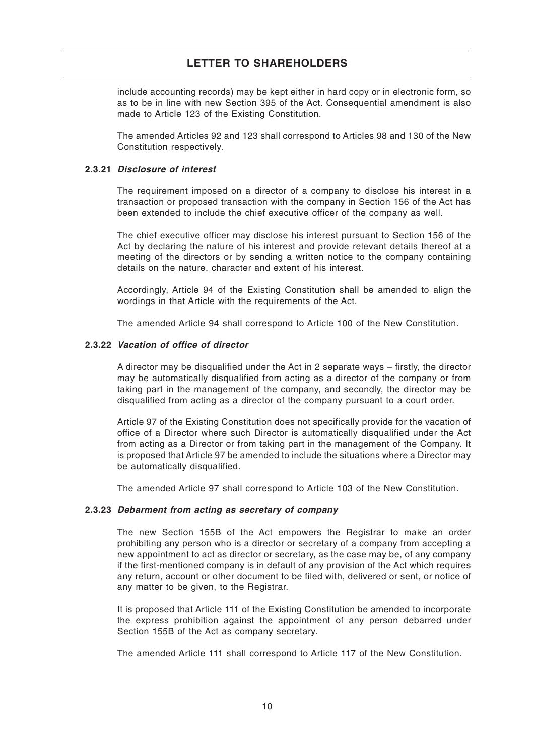include accounting records) may be kept either in hard copy or in electronic form, so as to be in line with new Section 395 of the Act. Consequential amendment is also made to Article 123 of the Existing Constitution.

The amended Articles 92 and 123 shall correspond to Articles 98 and 130 of the New Constitution respectively.

#### 2.3.21 *Disclosure of interest*

The requirement imposed on a director of a company to disclose his interest in a transaction or proposed transaction with the company in Section 156 of the Act has been extended to include the chief executive officer of the company as well.

The chief executive officer may disclose his interest pursuant to Section 156 of the Act by declaring the nature of his interest and provide relevant details thereof at a meeting of the directors or by sending a written notice to the company containing details on the nature, character and extent of his interest.

Accordingly, Article 94 of the Existing Constitution shall be amended to align the wordings in that Article with the requirements of the Act.

The amended Article 94 shall correspond to Article 100 of the New Constitution.

#### 2.3.22 *Vacation of office of director*

A director may be disqualified under the Act in 2 separate ways – firstly, the director may be automatically disqualified from acting as a director of the company or from taking part in the management of the company, and secondly, the director may be disqualified from acting as a director of the company pursuant to a court order.

Article 97 of the Existing Constitution does not specifically provide for the vacation of office of a Director where such Director is automatically disqualified under the Act from acting as a Director or from taking part in the management of the Company. It is proposed that Article 97 be amended to include the situations where a Director may be automatically disqualified.

The amended Article 97 shall correspond to Article 103 of the New Constitution.

#### 2.3.23 *Debarment from acting as secretary of company*

The new Section 155B of the Act empowers the Registrar to make an order prohibiting any person who is a director or secretary of a company from accepting a new appointment to act as director or secretary, as the case may be, of any company if the first-mentioned company is in default of any provision of the Act which requires any return, account or other document to be filed with, delivered or sent, or notice of any matter to be given, to the Registrar.

It is proposed that Article 111 of the Existing Constitution be amended to incorporate the express prohibition against the appointment of any person debarred under Section 155B of the Act as company secretary.

The amended Article 111 shall correspond to Article 117 of the New Constitution.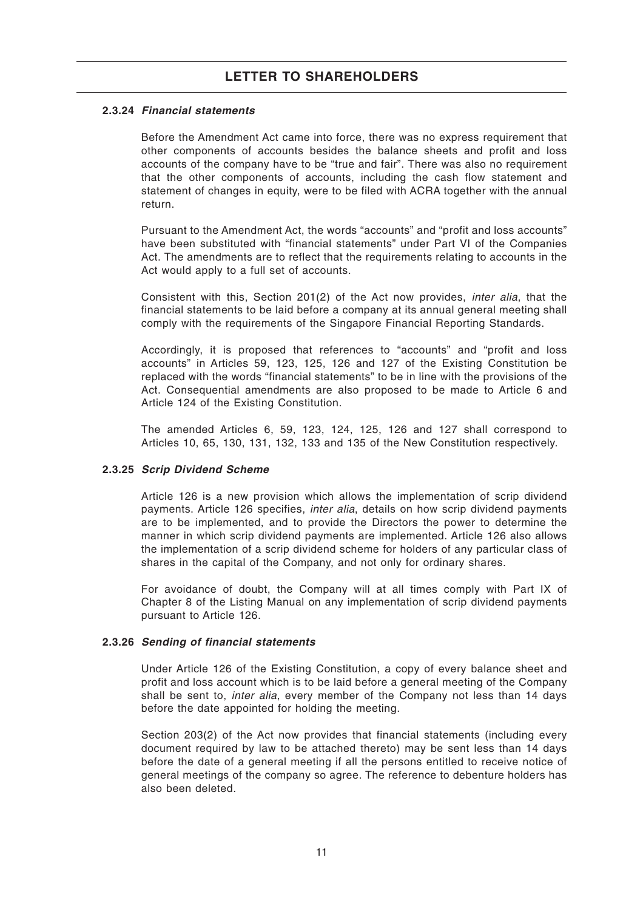#### 2.3.24 *Financial statements*

Before the Amendment Act came into force, there was no express requirement that other components of accounts besides the balance sheets and profit and loss accounts of the company have to be "true and fair". There was also no requirement that the other components of accounts, including the cash flow statement and statement of changes in equity, were to be filed with ACRA together with the annual return.

Pursuant to the Amendment Act, the words "accounts" and "profit and loss accounts" have been substituted with "financial statements" under Part VI of the Companies Act. The amendments are to reflect that the requirements relating to accounts in the Act would apply to a full set of accounts.

Consistent with this, Section 201(2) of the Act now provides, *inter alia*, that the financial statements to be laid before a company at its annual general meeting shall comply with the requirements of the Singapore Financial Reporting Standards.

Accordingly, it is proposed that references to "accounts" and "profit and loss accounts" in Articles 59, 123, 125, 126 and 127 of the Existing Constitution be replaced with the words "financial statements" to be in line with the provisions of the Act. Consequential amendments are also proposed to be made to Article 6 and Article 124 of the Existing Constitution.

The amended Articles 6, 59, 123, 124, 125, 126 and 127 shall correspond to Articles 10, 65, 130, 131, 132, 133 and 135 of the New Constitution respectively.

#### 2.3.25 *Scrip Dividend Scheme*

Article 126 is a new provision which allows the implementation of scrip dividend payments. Article 126 specifies, *inter alia*, details on how scrip dividend payments are to be implemented, and to provide the Directors the power to determine the manner in which scrip dividend payments are implemented. Article 126 also allows the implementation of a scrip dividend scheme for holders of any particular class of shares in the capital of the Company, and not only for ordinary shares.

For avoidance of doubt, the Company will at all times comply with Part IX of Chapter 8 of the Listing Manual on any implementation of scrip dividend payments pursuant to Article 126.

#### 2.3.26 *Sending of financial statements*

Under Article 126 of the Existing Constitution, a copy of every balance sheet and profit and loss account which is to be laid before a general meeting of the Company shall be sent to, *inter alia*, every member of the Company not less than 14 days before the date appointed for holding the meeting.

Section 203(2) of the Act now provides that financial statements (including every document required by law to be attached thereto) may be sent less than 14 days before the date of a general meeting if all the persons entitled to receive notice of general meetings of the company so agree. The reference to debenture holders has also been deleted.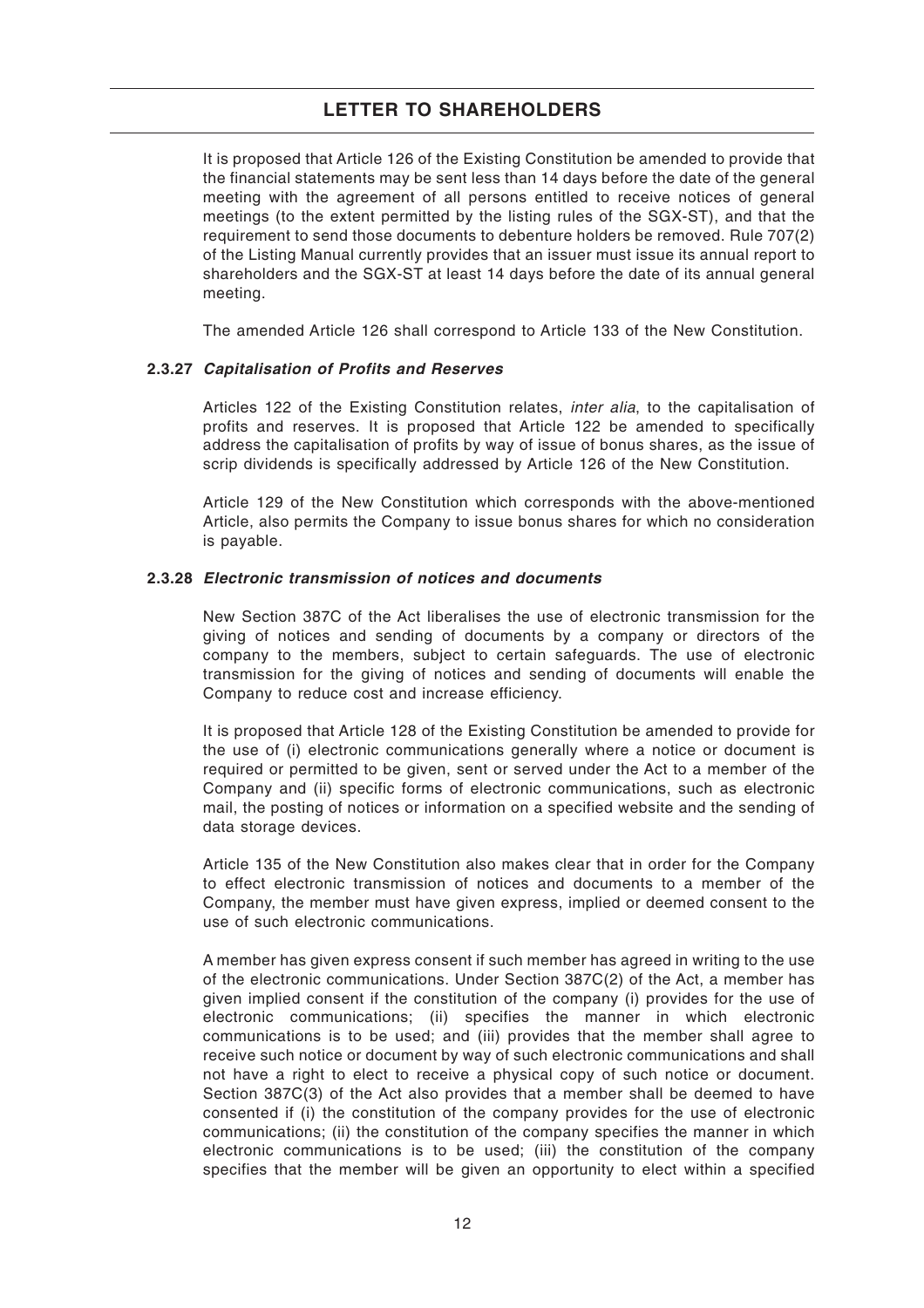It is proposed that Article 126 of the Existing Constitution be amended to provide that the financial statements may be sent less than 14 days before the date of the general meeting with the agreement of all persons entitled to receive notices of general meetings (to the extent permitted by the listing rules of the SGX-ST), and that the requirement to send those documents to debenture holders be removed. Rule 707(2) of the Listing Manual currently provides that an issuer must issue its annual report to shareholders and the SGX-ST at least 14 days before the date of its annual general meeting.

The amended Article 126 shall correspond to Article 133 of the New Constitution.

#### 2.3.27 *Capitalisation of Profits and Reserves*

Articles 122 of the Existing Constitution relates, *inter alia*, to the capitalisation of profits and reserves. It is proposed that Article 122 be amended to specifically address the capitalisation of profits by way of issue of bonus shares, as the issue of scrip dividends is specifically addressed by Article 126 of the New Constitution.

Article 129 of the New Constitution which corresponds with the above-mentioned Article, also permits the Company to issue bonus shares for which no consideration is payable.

#### 2.3.28 *Electronic transmission of notices and documents*

New Section 387C of the Act liberalises the use of electronic transmission for the giving of notices and sending of documents by a company or directors of the company to the members, subject to certain safeguards. The use of electronic transmission for the giving of notices and sending of documents will enable the Company to reduce cost and increase efficiency.

It is proposed that Article 128 of the Existing Constitution be amended to provide for the use of (i) electronic communications generally where a notice or document is required or permitted to be given, sent or served under the Act to a member of the Company and (ii) specific forms of electronic communications, such as electronic mail, the posting of notices or information on a specified website and the sending of data storage devices.

Article 135 of the New Constitution also makes clear that in order for the Company to effect electronic transmission of notices and documents to a member of the Company, the member must have given express, implied or deemed consent to the use of such electronic communications.

A member has given express consent if such member has agreed in writing to the use of the electronic communications. Under Section 387C(2) of the Act, a member has given implied consent if the constitution of the company (i) provides for the use of electronic communications; (ii) specifies the manner in which electronic communications is to be used; and (iii) provides that the member shall agree to receive such notice or document by way of such electronic communications and shall not have a right to elect to receive a physical copy of such notice or document. Section 387C(3) of the Act also provides that a member shall be deemed to have consented if (i) the constitution of the company provides for the use of electronic communications; (ii) the constitution of the company specifies the manner in which electronic communications is to be used; (iii) the constitution of the company specifies that the member will be given an opportunity to elect within a specified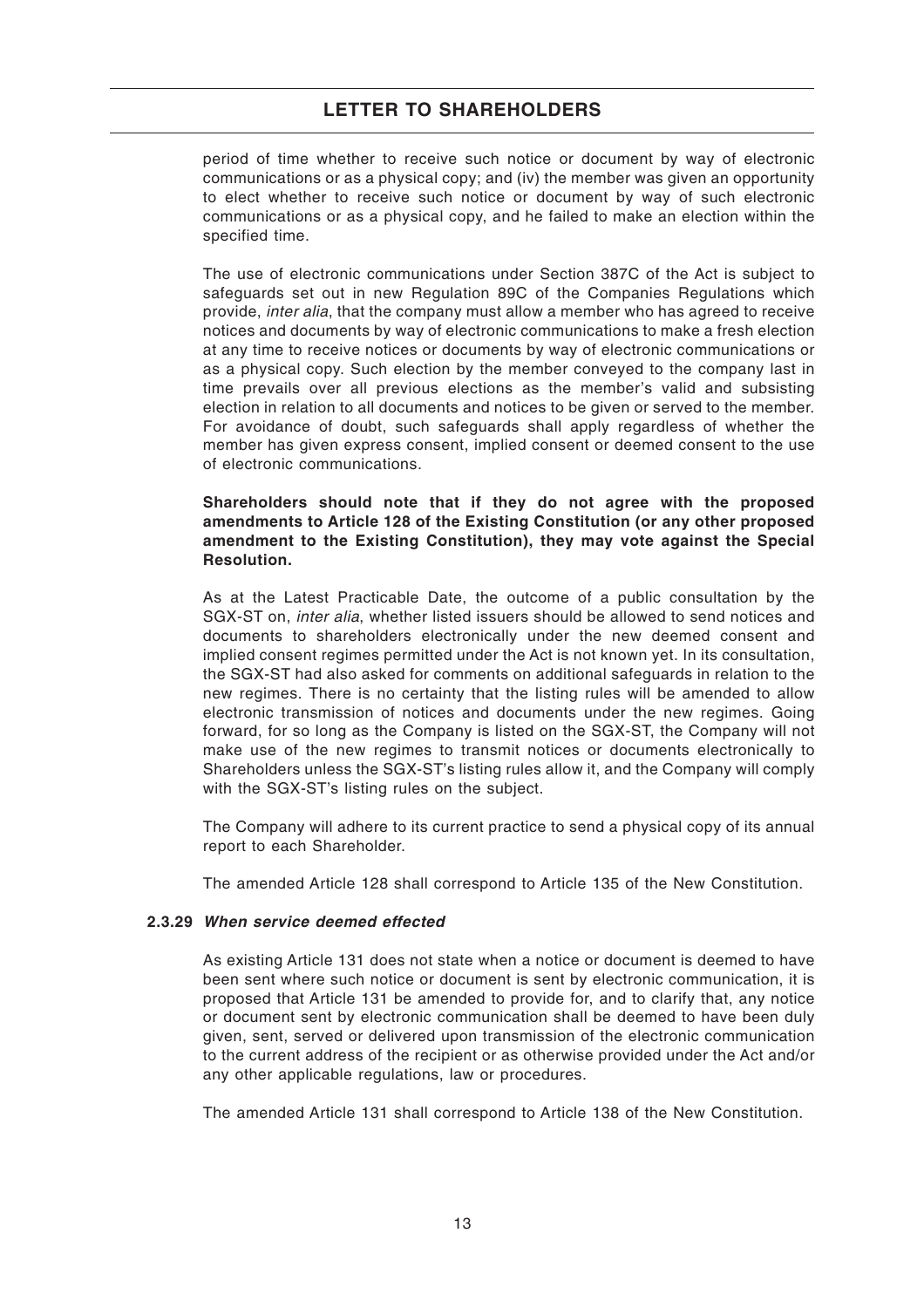period of time whether to receive such notice or document by way of electronic communications or as a physical copy; and (iv) the member was given an opportunity to elect whether to receive such notice or document by way of such electronic communications or as a physical copy, and he failed to make an election within the specified time.

The use of electronic communications under Section 387C of the Act is subject to safeguards set out in new Regulation 89C of the Companies Regulations which provide, *inter alia*, that the company must allow a member who has agreed to receive notices and documents by way of electronic communications to make a fresh election at any time to receive notices or documents by way of electronic communications or as a physical copy. Such election by the member conveyed to the company last in time prevails over all previous elections as the member's valid and subsisting election in relation to all documents and notices to be given or served to the member. For avoidance of doubt, such safeguards shall apply regardless of whether the member has given express consent, implied consent or deemed consent to the use of electronic communications.

**Shareholders should note that if they do not agree with the proposed amendments to Article 128 of the Existing Constitution (or any other proposed amendment to the Existing Constitution), they may vote against the Special Resolution.**

As at the Latest Practicable Date, the outcome of a public consultation by the SGX-ST on, *inter alia*, whether listed issuers should be allowed to send notices and documents to shareholders electronically under the new deemed consent and implied consent regimes permitted under the Act is not known yet. In its consultation, the SGX-ST had also asked for comments on additional safeguards in relation to the new regimes. There is no certainty that the listing rules will be amended to allow electronic transmission of notices and documents under the new regimes. Going forward, for so long as the Company is listed on the SGX-ST, the Company will not make use of the new regimes to transmit notices or documents electronically to Shareholders unless the SGX-ST's listing rules allow it, and the Company will comply with the SGX-ST's listing rules on the subject.

The Company will adhere to its current practice to send a physical copy of its annual report to each Shareholder.

The amended Article 128 shall correspond to Article 135 of the New Constitution.

### 2.3.29 *When service deemed effected*

As existing Article 131 does not state when a notice or document is deemed to have been sent where such notice or document is sent by electronic communication, it is proposed that Article 131 be amended to provide for, and to clarify that, any notice or document sent by electronic communication shall be deemed to have been duly given, sent, served or delivered upon transmission of the electronic communication to the current address of the recipient or as otherwise provided under the Act and/or any other applicable regulations, law or procedures.

The amended Article 131 shall correspond to Article 138 of the New Constitution.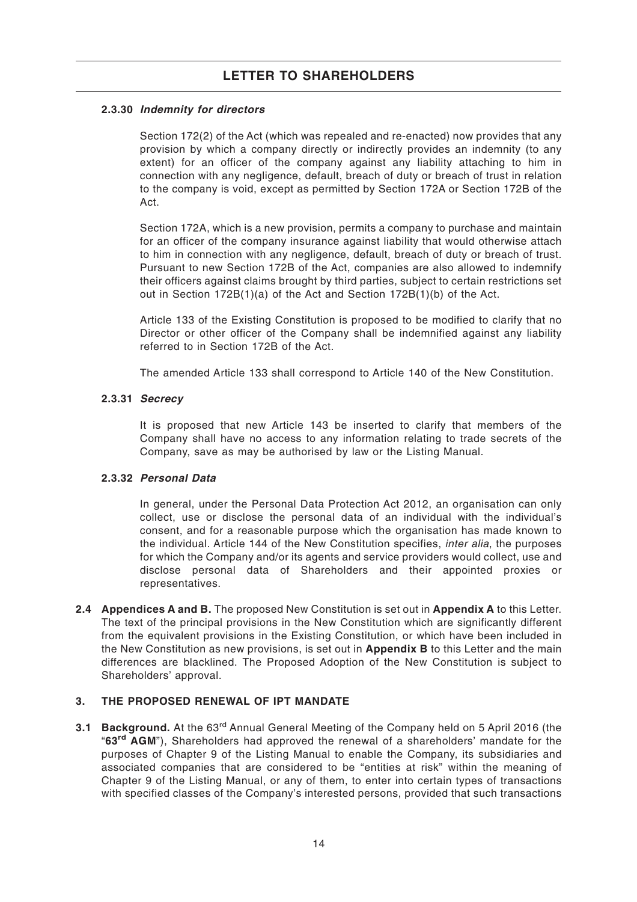#### 2.3.30 *Indemnity for directors*

Section 172(2) of the Act (which was repealed and re-enacted) now provides that any provision by which a company directly or indirectly provides an indemnity (to any extent) for an officer of the company against any liability attaching to him in connection with any negligence, default, breach of duty or breach of trust in relation to the company is void, except as permitted by Section 172A or Section 172B of the Act.

Section 172A, which is a new provision, permits a company to purchase and maintain for an officer of the company insurance against liability that would otherwise attach to him in connection with any negligence, default, breach of duty or breach of trust. Pursuant to new Section 172B of the Act, companies are also allowed to indemnify their officers against claims brought by third parties, subject to certain restrictions set out in Section 172B(1)(a) of the Act and Section 172B(1)(b) of the Act.

Article 133 of the Existing Constitution is proposed to be modified to clarify that no Director or other officer of the Company shall be indemnified against any liability referred to in Section 172B of the Act.

The amended Article 133 shall correspond to Article 140 of the New Constitution.

#### 2.3.31 *Secrecy*

It is proposed that new Article 143 be inserted to clarify that members of the Company shall have no access to any information relating to trade secrets of the Company, save as may be authorised by law or the Listing Manual.

#### 2.3.32 *Personal Data*

In general, under the Personal Data Protection Act 2012, an organisation can only collect, use or disclose the personal data of an individual with the individual's consent, and for a reasonable purpose which the organisation has made known to the individual. Article 144 of the New Constitution specifies, *inter alia*, the purposes for which the Company and/or its agents and service providers would collect, use and disclose personal data of Shareholders and their appointed proxies or representatives.

**2.4 Appendices A and B.** The proposed New Constitution is set out in **Appendix A** to this Letter. The text of the principal provisions in the New Constitution which are significantly different from the equivalent provisions in the Existing Constitution, or which have been included in the New Constitution as new provisions, is set out in **Appendix B** to this Letter and the main differences are blacklined. The Proposed Adoption of the New Constitution is subject to Shareholders' approval.

## 3. THE PROPOSED RENEWAL OF IPT MANDATE

**3.1 Background.** At the 63rd Annual General Meeting of the Company held on 5 April 2016 (the "**63rd AGM**"), Shareholders had approved the renewal of a shareholders' mandate for the purposes of Chapter 9 of the Listing Manual to enable the Company, its subsidiaries and associated companies that are considered to be "entities at risk" within the meaning of Chapter 9 of the Listing Manual, or any of them, to enter into certain types of transactions with specified classes of the Company's interested persons, provided that such transactions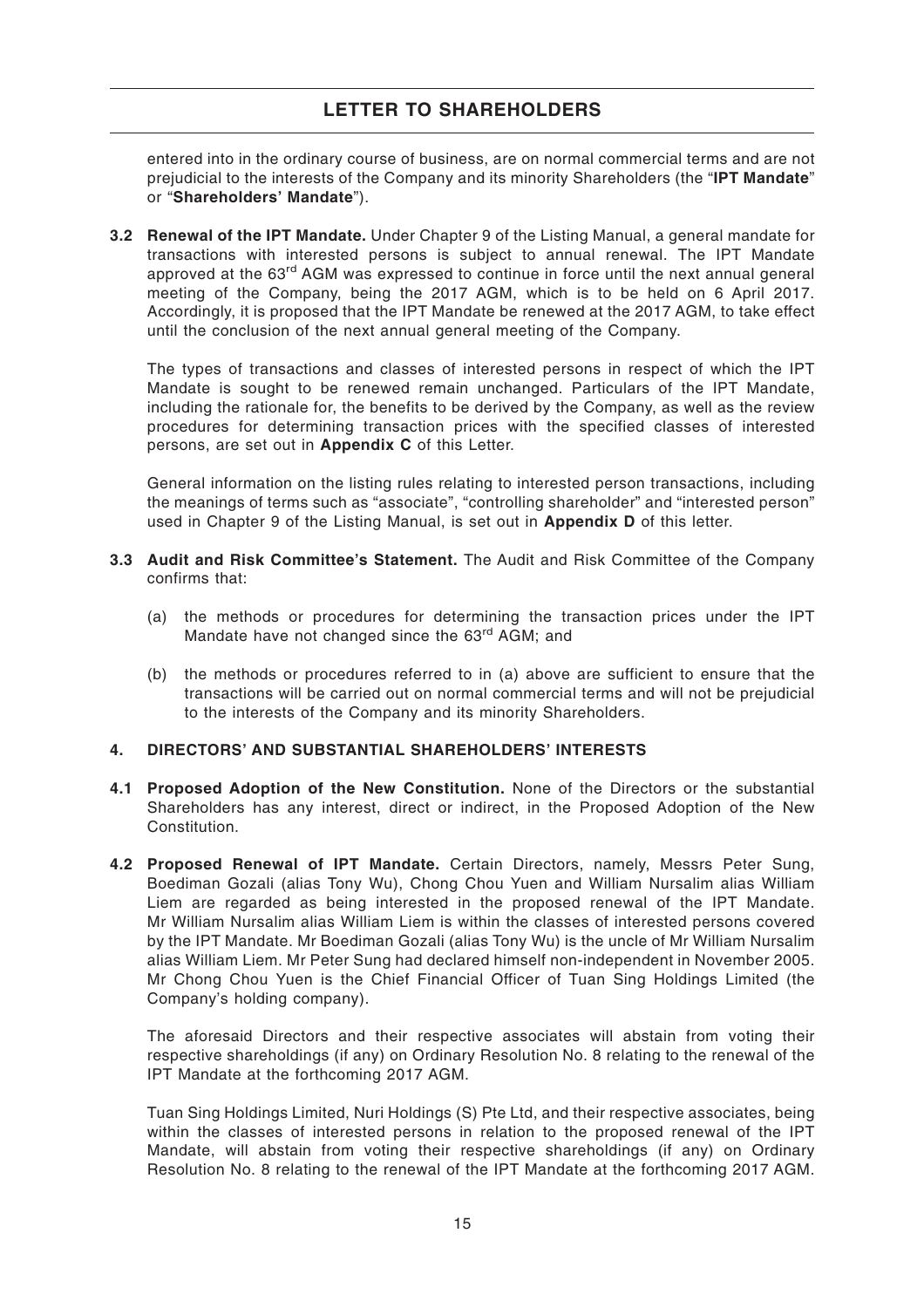entered into in the ordinary course of business, are on normal commercial terms and are not prejudicial to the interests of the Company and its minority Shareholders (the "**IPT Mandate**" or "**Shareholders' Mandate**").

**3.2 Renewal of the IPT Mandate.** Under Chapter 9 of the Listing Manual, a general mandate for transactions with interested persons is subject to annual renewal. The IPT Mandate approved at the 63rd AGM was expressed to continue in force until the next annual general meeting of the Company, being the 2017 AGM, which is to be held on 6 April 2017. Accordingly, it is proposed that the IPT Mandate be renewed at the 2017 AGM, to take effect until the conclusion of the next annual general meeting of the Company.

The types of transactions and classes of interested persons in respect of which the IPT Mandate is sought to be renewed remain unchanged. Particulars of the IPT Mandate, including the rationale for, the benefits to be derived by the Company, as well as the review procedures for determining transaction prices with the specified classes of interested persons, are set out in **Appendix C** of this Letter.

General information on the listing rules relating to interested person transactions, including the meanings of terms such as "associate", "controlling shareholder" and "interested person" used in Chapter 9 of the Listing Manual, is set out in **Appendix D** of this letter.

**3.3 Audit and Risk Committee's Statement.** The Audit and Risk Committee of the Company confirms that:

(a) the methods or procedures for determining the transaction prices under the IPT Mandate have not changed since the 63rd AGM; and

(b) the methods or procedures referred to in (a) above are sufficient to ensure that the transactions will be carried out on normal commercial terms and will not be prejudicial to the interests of the Company and its minority Shareholders.

## 4. DIRECTORS' AND SUBSTANTIAL SHAREHOLDERS' INTERESTS

**4.1 Proposed Adoption of the New Constitution.** None of the Directors or the substantial Shareholders has any interest, direct or indirect, in the Proposed Adoption of the New Constitution.

**4.2 Proposed Renewal of IPT Mandate.** Certain Directors, namely, Messrs Peter Sung, Boediman Gozali (alias Tony Wu), Chong Chou Yuen and William Nursalim alias William Liem are regarded as being interested in the proposed renewal of the IPT Mandate. Mr William Nursalim alias William Liem is within the classes of interested persons covered by the IPT Mandate. Mr Boediman Gozali (alias Tony Wu) is the uncle of Mr William Nursalim alias William Liem. Mr Peter Sung had declared himself non-independent in November 2005. Mr Chong Chou Yuen is the Chief Financial Officer of Tuan Sing Holdings Limited (the Company's holding company).

The aforesaid Directors and their respective associates will abstain from voting their respective shareholdings (if any) on Ordinary Resolution No. 8 relating to the renewal of the IPT Mandate at the forthcoming 2017 AGM.

Tuan Sing Holdings Limited, Nuri Holdings (S) Pte Ltd, and their respective associates, being within the classes of interested persons in relation to the proposed renewal of the IPT Mandate, will abstain from voting their respective shareholdings (if any) on Ordinary Resolution No. 8 relating to the renewal of the IPT Mandate at the forthcoming 2017 AGM.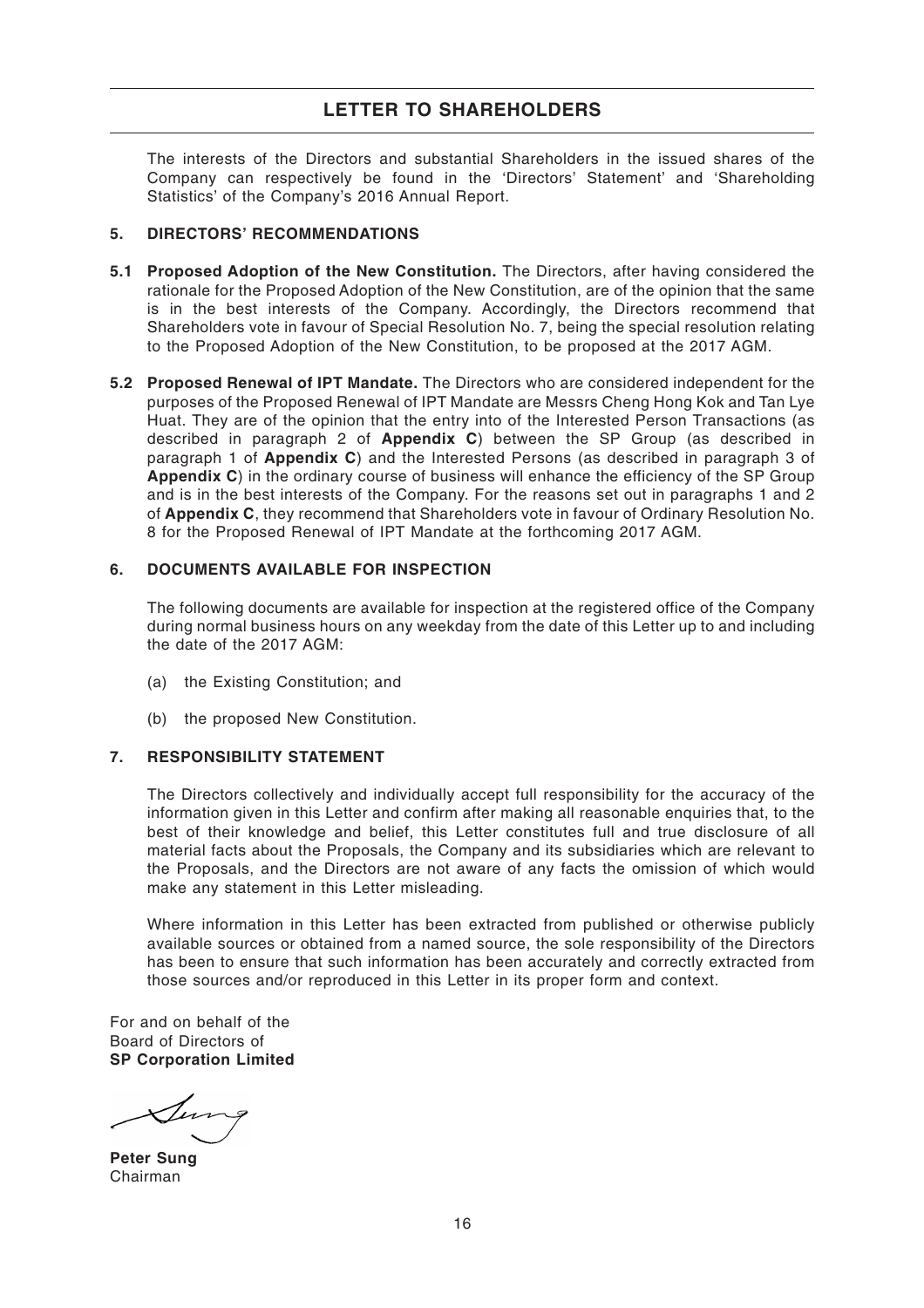## LETTER TO SHAREHOLDERS

The interests of the Directors and substantial Shareholders in the issued shares of the Company can respectively be found in the 'Directors' Statement' and 'Shareholding Statistics' of the Company's 2016 Annual Report.

### 5. DIRECTORS' RECOMMENDATIONS

**5.1 Proposed Adoption of the New Constitution.** The Directors, after having considered the rationale for the Proposed Adoption of the New Constitution, are of the opinion that the same is in the best interests of the Company. Accordingly, the Directors recommend that Shareholders vote in favour of Special Resolution No. 7, being the special resolution relating to the Proposed Adoption of the New Constitution, to be proposed at the 2017 AGM.

**5.2 Proposed Renewal of IPT Mandate.** The Directors who are considered independent for the purposes of the Proposed Renewal of IPT Mandate are Messrs Cheng Hong Kok and Tan Lye Huat. They are of the opinion that the entry into of the Interested Person Transactions (as described in paragraph 2 of **Appendix C**) between the SP Group (as described in paragraph 1 of **Appendix C**) and the Interested Persons (as described in paragraph 3 of **Appendix C**) in the ordinary course of business will enhance the efficiency of the SP Group and is in the best interests of the Company. For the reasons set out in paragraphs 1 and 2 of **Appendix C**, they recommend that Shareholders vote in favour of Ordinary Resolution No. 8 for the Proposed Renewal of IPT Mandate at the forthcoming 2017 AGM.

### 6. DOCUMENTS AVAILABLE FOR INSPECTION

The following documents are available for inspection at the registered office of the Company during normal business hours on any weekday from the date of this Letter up to and including the date of the 2017 AGM:

(a) the Existing Constitution; and

(b) the proposed New Constitution.

### 7. RESPONSIBILITY STATEMENT

The Directors collectively and individually accept full responsibility for the accuracy of the information given in this Letter and confirm after making all reasonable enquiries that, to the best of their knowledge and belief, this Letter constitutes full and true disclosure of all material facts about the Proposals, the Company and its subsidiaries which are relevant to the Proposals, and the Directors are not aware of any facts the omission of which would make any statement in this Letter misleading.

Where information in this Letter has been extracted from published or otherwise publicly available sources or obtained from a named source, the sole responsibility of the Directors has been to ensure that such information has been accurately and correctly extracted from those sources and/or reproduced in this Letter in its proper form and context.

For and on behalf of the
Board of Directors of
**SP Corporation Limited**

**Peter Sung**
Chairman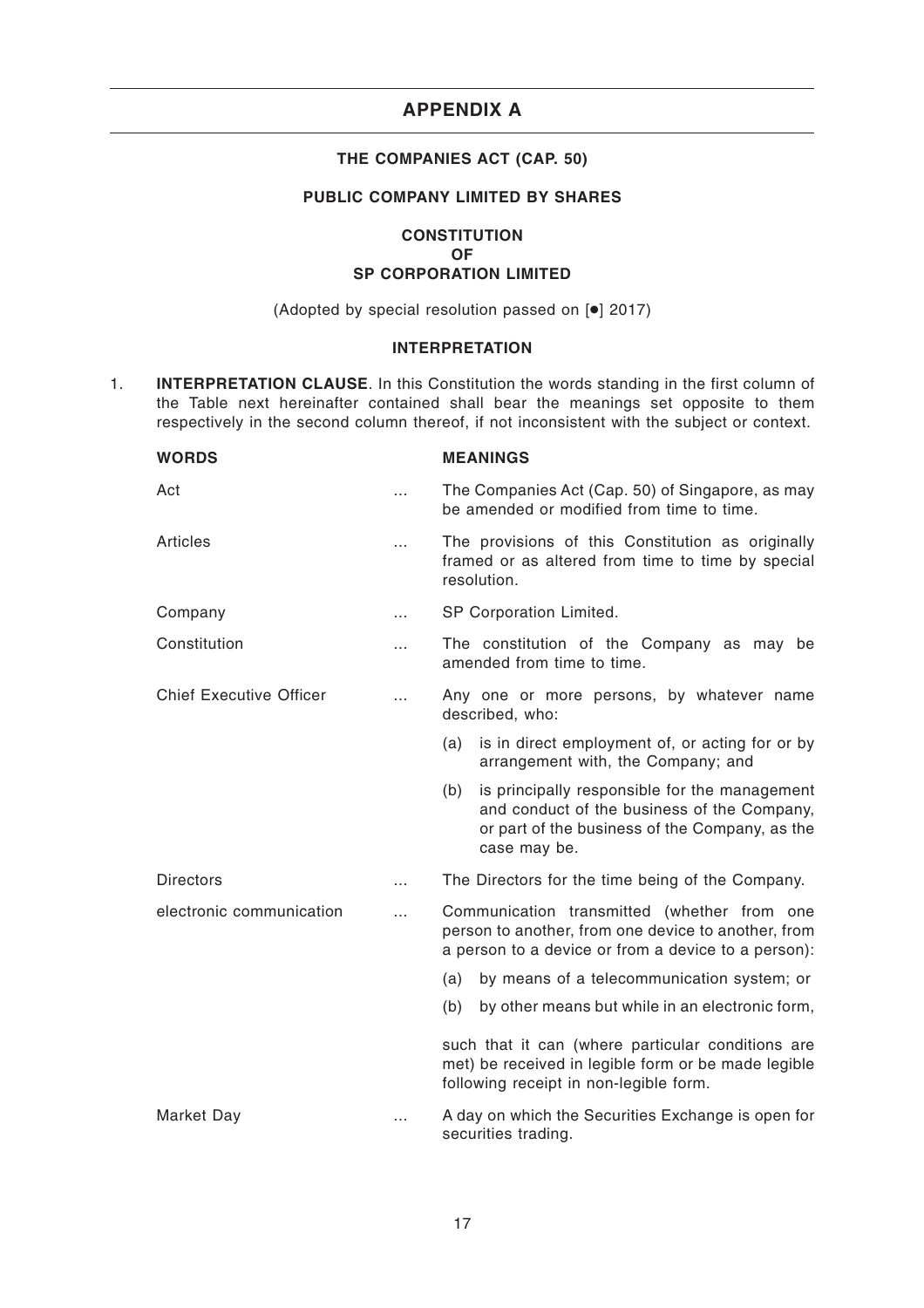# APPENDIX A

**THE COMPANIES ACT (CAP. 50)**

**PUBLIC COMPANY LIMITED BY SHARES**

**CONSTITUTION**
**OF**
**SP CORPORATION LIMITED**

(Adopted by special resolution passed on [●] 2017)

## INTERPRETATION

1. **INTERPRETATION CLAUSE**. In this Constitution the words standing in the first column of the Table next hereinafter contained shall bear the meanings set opposite to them respectively in the second column thereof, if not inconsistent with the subject or context.

| WORDS | | MEANINGS |
|---|---|---|
| Act | ... | The Companies Act (Cap. 50) of Singapore, as may be amended or modified from time to time. |
| Articles | ... | The provisions of this Constitution as originally framed or as altered from time to time by special resolution. |
| Company | ... | SP Corporation Limited. |
| Constitution | ... | The constitution of the Company as may be amended from time to time. |
| Chief Executive Officer | ... | Any one or more persons, by whatever name described, who:<br>(a) is in direct employment of, or acting for or by arrangement with, the Company; and<br>(b) is principally responsible for the management and conduct of the business of the Company, or part of the business of the Company, as the case may be. |
| Directors | ... | The Directors for the time being of the Company. |
| electronic communication | ... | Communication transmitted (whether from one person to another, from one device to another, from a person to a device or from a device to a person):<br>(a) by means of a telecommunication system; or<br>(b) by other means but while in an electronic form,<br>such that it can (where particular conditions are met) be received in legible form or be made legible following receipt in non-legible form. |
| Market Day | ... | A day on which the Securities Exchange is open for securities trading. |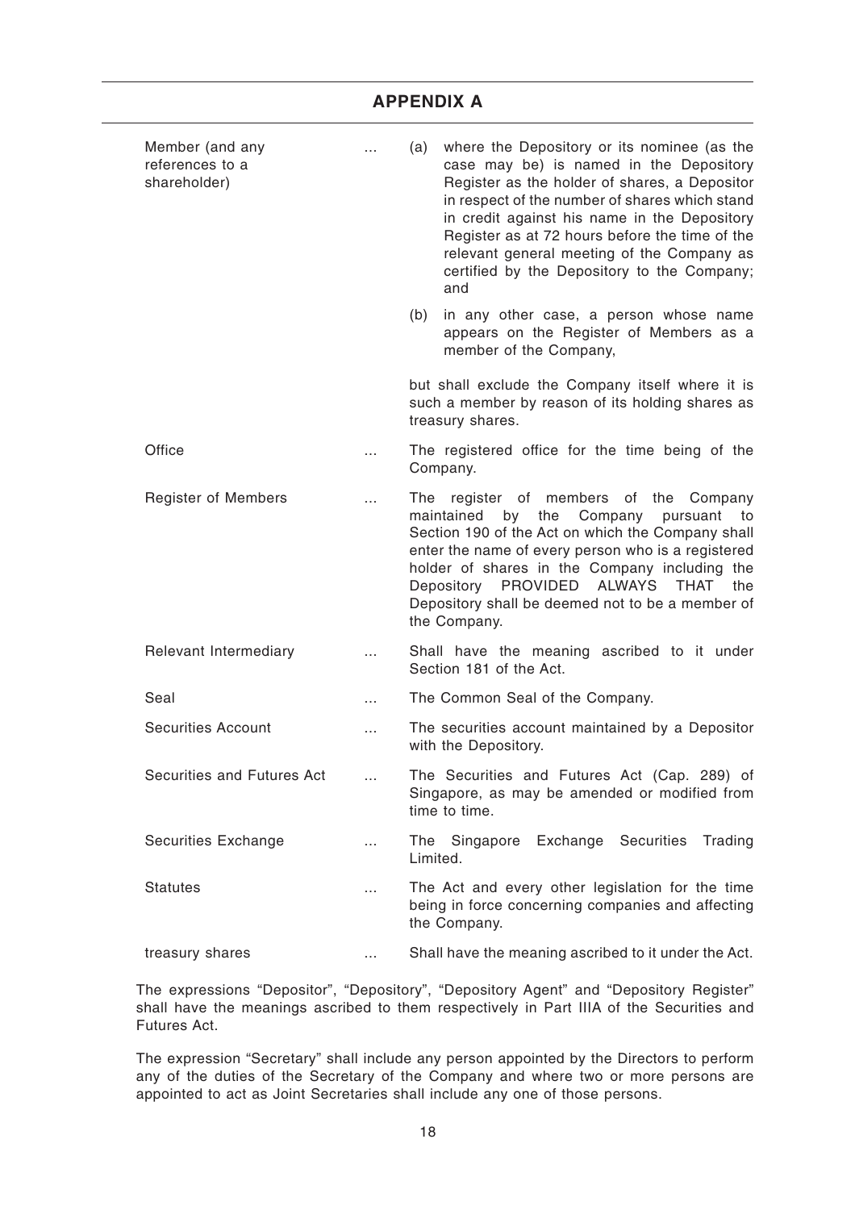## APPENDIX A

| | | |
|---|---|---|
| Member (and any references to a shareholder) | ... | (a) where the Depository or its nominee (as the case may be) is named in the Depository Register as the holder of shares, a Depositor in respect of the number of shares which stand in credit against his name in the Depository Register as at 72 hours before the time of the relevant general meeting of the Company as certified by the Depository to the Company; and<br><br>(b) in any other case, a person whose name appears on the Register of Members as a member of the Company,<br><br>but shall exclude the Company itself where it is such a member by reason of its holding shares as treasury shares. |
| Office | ... | The registered office for the time being of the Company. |
| Register of Members | ... | The register of members of the Company maintained by the Company pursuant to Section 190 of the Act on which the Company shall enter the name of every person who is a registered holder of shares in the Company including the Depository PROVIDED ALWAYS THAT the Depository shall be deemed not to be a member of the Company. |
| Relevant Intermediary | ... | Shall have the meaning ascribed to it under Section 181 of the Act. |
| Seal | ... | The Common Seal of the Company. |
| Securities Account | ... | The securities account maintained by a Depositor with the Depository. |
| Securities and Futures Act | ... | The Securities and Futures Act (Cap. 289) of Singapore, as may be amended or modified from time to time. |
| Securities Exchange | ... | The Singapore Exchange Securities Trading Limited. |
| Statutes | ... | The Act and every other legislation for the time being in force concerning companies and affecting the Company. |
| treasury shares | ... | Shall have the meaning ascribed to it under the Act. |

The expressions "Depositor", "Depository", "Depository Agent" and "Depository Register" shall have the meanings ascribed to them respectively in Part IIIA of the Securities and Futures Act.

The expression "Secretary" shall include any person appointed by the Directors to perform any of the duties of the Secretary of the Company and where two or more persons are appointed to act as Joint Secretaries shall include any one of those persons.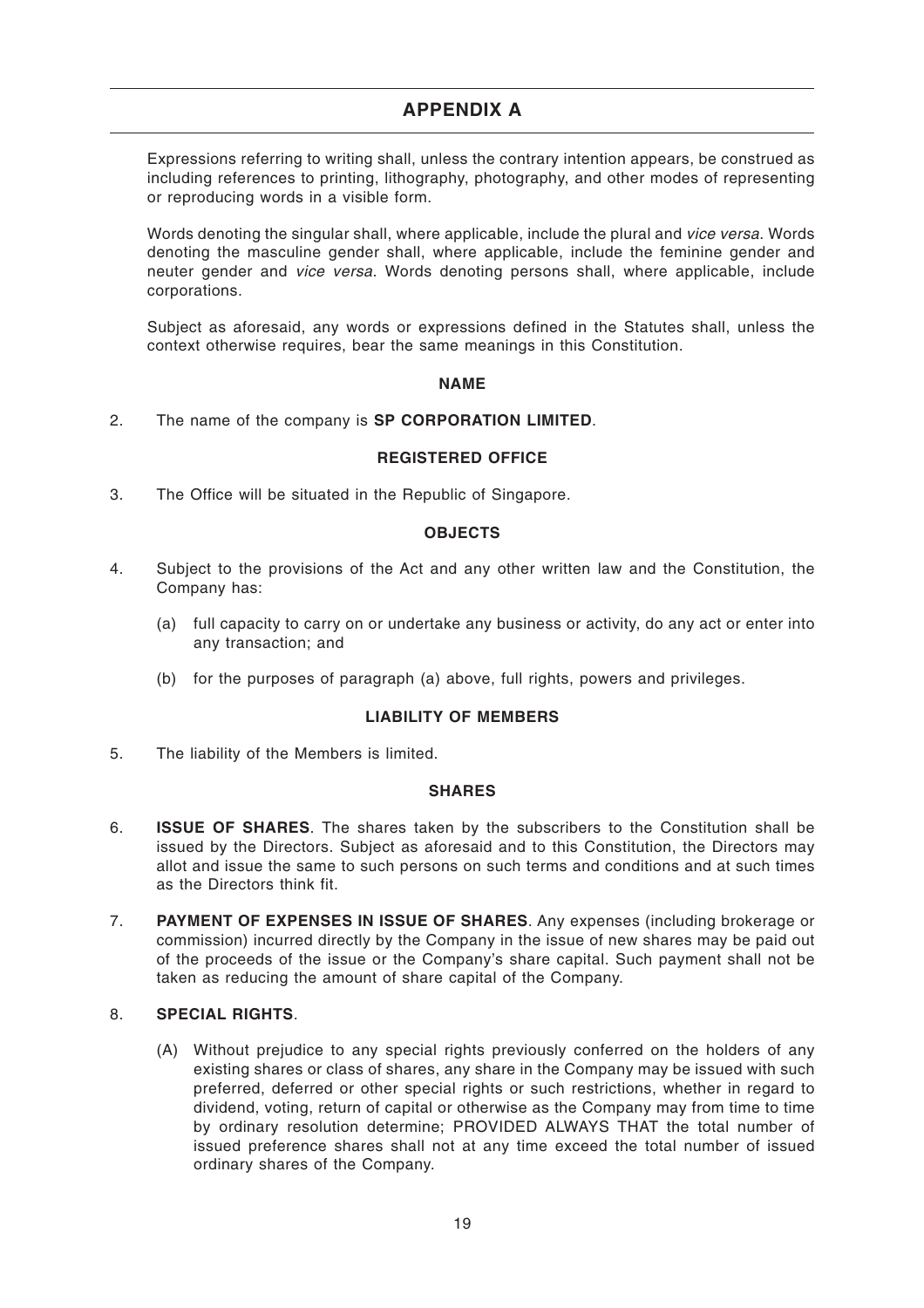# APPENDIX A

Expressions referring to writing shall, unless the contrary intention appears, be construed as including references to printing, lithography, photography, and other modes of representing or reproducing words in a visible form.

Words denoting the singular shall, where applicable, include the plural and *vice versa*. Words denoting the masculine gender shall, where applicable, include the feminine gender and neuter gender and *vice versa*. Words denoting persons shall, where applicable, include corporations.

Subject as aforesaid, any words or expressions defined in the Statutes shall, unless the context otherwise requires, bear the same meanings in this Constitution.

## NAME

2. The name of the company is **SP CORPORATION LIMITED**.

## REGISTERED OFFICE

3. The Office will be situated in the Republic of Singapore.

## OBJECTS

4. Subject to the provisions of the Act and any other written law and the Constitution, the Company has:

   (a) full capacity to carry on or undertake any business or activity, do any act or enter into any transaction; and

   (b) for the purposes of paragraph (a) above, full rights, powers and privileges.

## LIABILITY OF MEMBERS

5. The liability of the Members is limited.

## SHARES

6. **ISSUE OF SHARES**. The shares taken by the subscribers to the Constitution shall be issued by the Directors. Subject as aforesaid and to this Constitution, the Directors may allot and issue the same to such persons on such terms and conditions and at such times as the Directors think fit.

7. **PAYMENT OF EXPENSES IN ISSUE OF SHARES**. Any expenses (including brokerage or commission) incurred directly by the Company in the issue of new shares may be paid out of the proceeds of the issue or the Company's share capital. Such payment shall not be taken as reducing the amount of share capital of the Company.

8. **SPECIAL RIGHTS**.

   (A) Without prejudice to any special rights previously conferred on the holders of any existing shares or class of shares, any share in the Company may be issued with such preferred, deferred or other special rights or such restrictions, whether in regard to dividend, voting, return of capital or otherwise as the Company may from time to time by ordinary resolution determine; PROVIDED ALWAYS THAT the total number of issued preference shares shall not at any time exceed the total number of issued ordinary shares of the Company.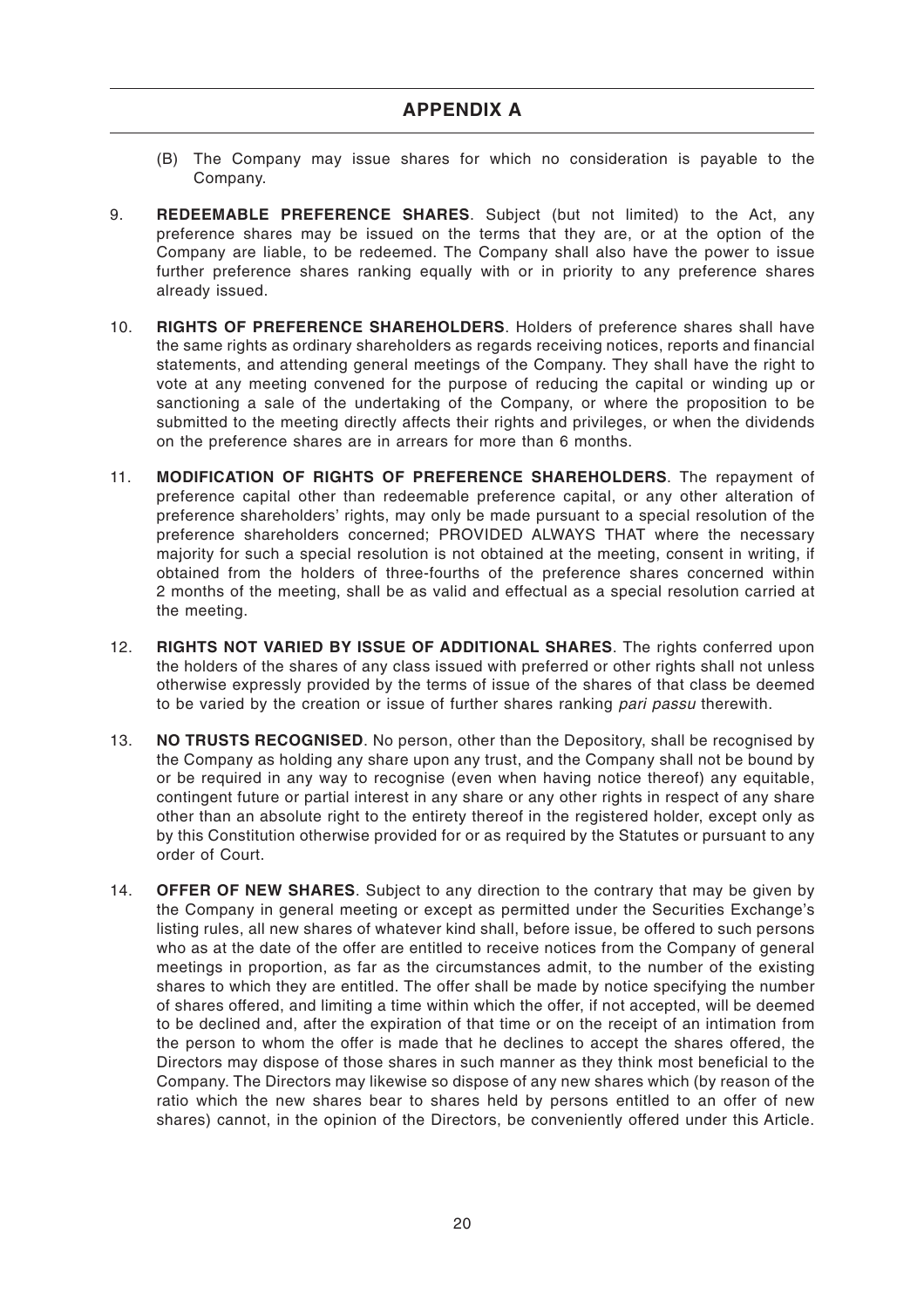## APPENDIX A

(B) The Company may issue shares for which no consideration is payable to the Company.

9. **REDEEMABLE PREFERENCE SHARES**. Subject (but not limited) to the Act, any preference shares may be issued on the terms that they are, or at the option of the Company are liable, to be redeemed. The Company shall also have the power to issue further preference shares ranking equally with or in priority to any preference shares already issued.

10. **RIGHTS OF PREFERENCE SHAREHOLDERS**. Holders of preference shares shall have the same rights as ordinary shareholders as regards receiving notices, reports and financial statements, and attending general meetings of the Company. They shall have the right to vote at any meeting convened for the purpose of reducing the capital or winding up or sanctioning a sale of the undertaking of the Company, or where the proposition to be submitted to the meeting directly affects their rights and privileges, or when the dividends on the preference shares are in arrears for more than 6 months.

11. **MODIFICATION OF RIGHTS OF PREFERENCE SHAREHOLDERS**. The repayment of preference capital other than redeemable preference capital, or any other alteration of preference shareholders' rights, may only be made pursuant to a special resolution of the preference shareholders concerned; PROVIDED ALWAYS THAT where the necessary majority for such a special resolution is not obtained at the meeting, consent in writing, if obtained from the holders of three-fourths of the preference shares concerned within 2 months of the meeting, shall be as valid and effectual as a special resolution carried at the meeting.

12. **RIGHTS NOT VARIED BY ISSUE OF ADDITIONAL SHARES**. The rights conferred upon the holders of the shares of any class issued with preferred or other rights shall not unless otherwise expressly provided by the terms of issue of the shares of that class be deemed to be varied by the creation or issue of further shares ranking *pari passu* therewith.

13. **NO TRUSTS RECOGNISED**. No person, other than the Depository, shall be recognised by the Company as holding any share upon any trust, and the Company shall not be bound by or be required in any way to recognise (even when having notice thereof) any equitable, contingent future or partial interest in any share or any other rights in respect of any share other than an absolute right to the entirety thereof in the registered holder, except only as by this Constitution otherwise provided for or as required by the Statutes or pursuant to any order of Court.

14. **OFFER OF NEW SHARES**. Subject to any direction to the contrary that may be given by the Company in general meeting or except as permitted under the Securities Exchange's listing rules, all new shares of whatever kind shall, before issue, be offered to such persons who as at the date of the offer are entitled to receive notices from the Company of general meetings in proportion, as far as the circumstances admit, to the number of the existing shares to which they are entitled. The offer shall be made by notice specifying the number of shares offered, and limiting a time within which the offer, if not accepted, will be deemed to be declined and, after the expiration of that time or on the receipt of an intimation from the person to whom the offer is made that he declines to accept the shares offered, the Directors may dispose of those shares in such manner as they think most beneficial to the Company. The Directors may likewise so dispose of any new shares which (by reason of the ratio which the new shares bear to shares held by persons entitled to an offer of new shares) cannot, in the opinion of the Directors, be conveniently offered under this Article.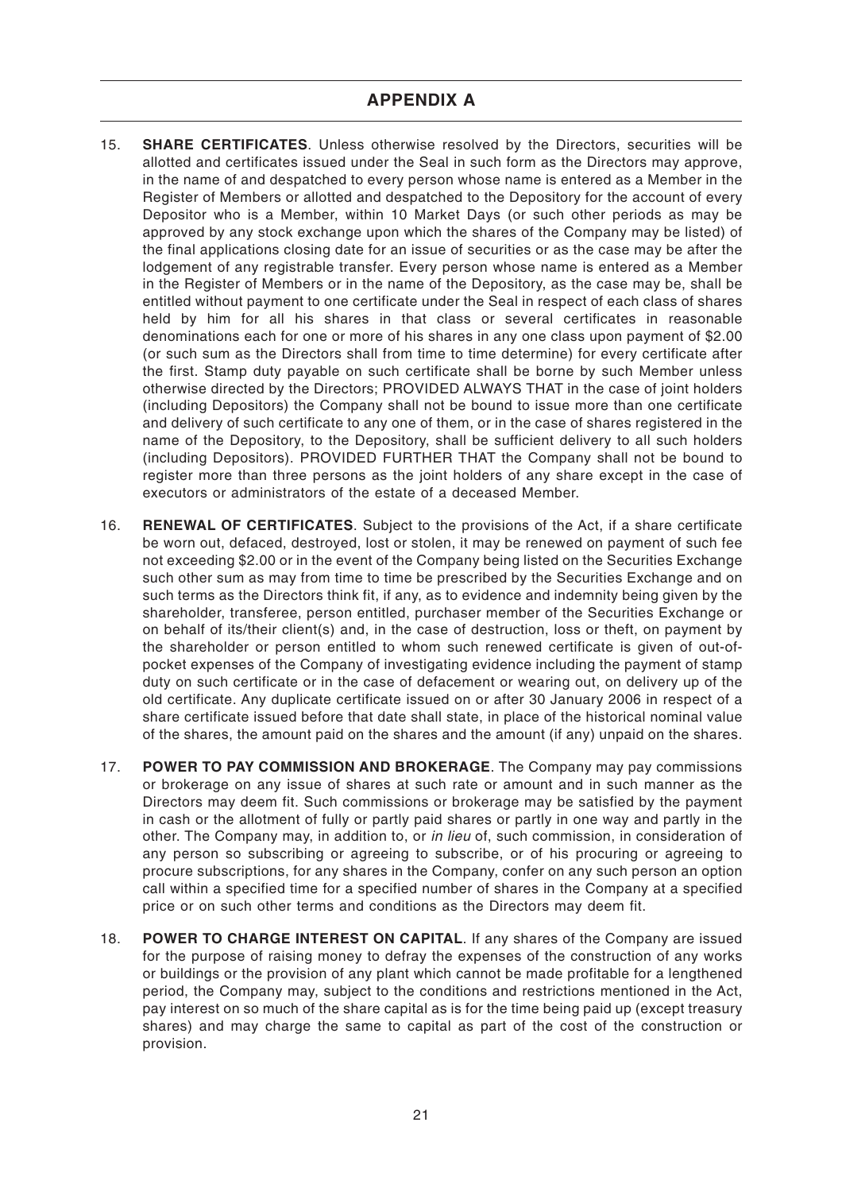## APPENDIX A

15. **SHARE CERTIFICATES**. Unless otherwise resolved by the Directors, securities will be allotted and certificates issued under the Seal in such form as the Directors may approve, in the name of and despatched to every person whose name is entered as a Member in the Register of Members or allotted and despatched to the Depository for the account of every Depositor who is a Member, within 10 Market Days (or such other periods as may be approved by any stock exchange upon which the shares of the Company may be listed) of the final applications closing date for an issue of securities or as the case may be after the lodgement of any registrable transfer. Every person whose name is entered as a Member in the Register of Members or in the name of the Depository, as the case may be, shall be entitled without payment to one certificate under the Seal in respect of each class of shares held by him for all his shares in that class or several certificates in reasonable denominations each for one or more of his shares in any one class upon payment of $2.00 (or such sum as the Directors shall from time to time determine) for every certificate after the first. Stamp duty payable on such certificate shall be borne by such Member unless otherwise directed by the Directors; PROVIDED ALWAYS THAT in the case of joint holders (including Depositors) the Company shall not be bound to issue more than one certificate and delivery of such certificate to any one of them, or in the case of shares registered in the name of the Depository, to the Depository, shall be sufficient delivery to all such holders (including Depositors). PROVIDED FURTHER THAT the Company shall not be bound to register more than three persons as the joint holders of any share except in the case of executors or administrators of the estate of a deceased Member.

16. **RENEWAL OF CERTIFICATES**. Subject to the provisions of the Act, if a share certificate be worn out, defaced, destroyed, lost or stolen, it may be renewed on payment of such fee not exceeding $2.00 or in the event of the Company being listed on the Securities Exchange such other sum as may from time to time be prescribed by the Securities Exchange and on such terms as the Directors think fit, if any, as to evidence and indemnity being given by the shareholder, transferee, person entitled, purchaser member of the Securities Exchange or on behalf of its/their client(s) and, in the case of destruction, loss or theft, on payment by the shareholder or person entitled to whom such renewed certificate is given of out-of-pocket expenses of the Company of investigating evidence including the payment of stamp duty on such certificate or in the case of defacement or wearing out, on delivery up of the old certificate. Any duplicate certificate issued on or after 30 January 2006 in respect of a share certificate issued before that date shall state, in place of the historical nominal value of the shares, the amount paid on the shares and the amount (if any) unpaid on the shares.

17. **POWER TO PAY COMMISSION AND BROKERAGE**. The Company may pay commissions or brokerage on any issue of shares at such rate or amount and in such manner as the Directors may deem fit. Such commissions or brokerage may be satisfied by the payment in cash or the allotment of fully or partly paid shares or partly in one way and partly in the other. The Company may, in addition to, or *in lieu* of, such commission, in consideration of any person so subscribing or agreeing to subscribe, or of his procuring or agreeing to procure subscriptions, for any shares in the Company, confer on any such person an option call within a specified time for a specified number of shares in the Company at a specified price or on such other terms and conditions as the Directors may deem fit.

18. **POWER TO CHARGE INTEREST ON CAPITAL**. If any shares of the Company are issued for the purpose of raising money to defray the expenses of the construction of any works or buildings or the provision of any plant which cannot be made profitable for a lengthened period, the Company may, subject to the conditions and restrictions mentioned in the Act, pay interest on so much of the share capital as is for the time being paid up (except treasury shares) and may charge the same to capital as part of the cost of the construction or provision.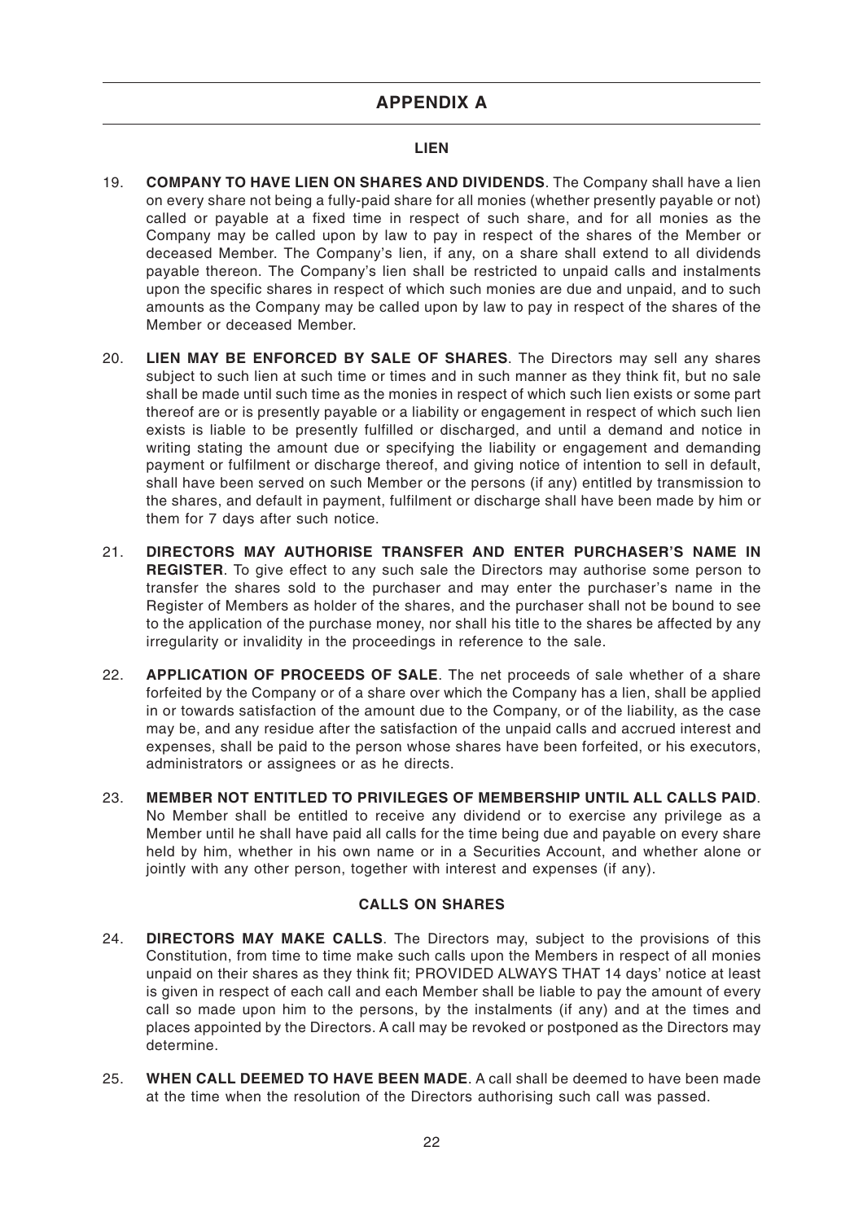## APPENDIX A

### LIEN

19. **COMPANY TO HAVE LIEN ON SHARES AND DIVIDENDS**. The Company shall have a lien on every share not being a fully-paid share for all monies (whether presently payable or not) called or payable at a fixed time in respect of such share, and for all monies as the Company may be called upon by law to pay in respect of the shares of the Member or deceased Member. The Company's lien, if any, on a share shall extend to all dividends payable thereon. The Company's lien shall be restricted to unpaid calls and instalments upon the specific shares in respect of which such monies are due and unpaid, and to such amounts as the Company may be called upon by law to pay in respect of the shares of the Member or deceased Member.

20. **LIEN MAY BE ENFORCED BY SALE OF SHARES**. The Directors may sell any shares subject to such lien at such time or times and in such manner as they think fit, but no sale shall be made until such time as the monies in respect of which such lien exists or some part thereof are or is presently payable or a liability or engagement in respect of which such lien exists is liable to be presently fulfilled or discharged, and until a demand and notice in writing stating the amount due or specifying the liability or engagement and demanding payment or fulfilment or discharge thereof, and giving notice of intention to sell in default, shall have been served on such Member or the persons (if any) entitled by transmission to the shares, and default in payment, fulfilment or discharge shall have been made by him or them for 7 days after such notice.

21. **DIRECTORS MAY AUTHORISE TRANSFER AND ENTER PURCHASER'S NAME IN REGISTER**. To give effect to any such sale the Directors may authorise some person to transfer the shares sold to the purchaser and may enter the purchaser's name in the Register of Members as holder of the shares, and the purchaser shall not be bound to see to the application of the purchase money, nor shall his title to the shares be affected by any irregularity or invalidity in the proceedings in reference to the sale.

22. **APPLICATION OF PROCEEDS OF SALE**. The net proceeds of sale whether of a share forfeited by the Company or of a share over which the Company has a lien, shall be applied in or towards satisfaction of the amount due to the Company, or of the liability, as the case may be, and any residue after the satisfaction of the unpaid calls and accrued interest and expenses, shall be paid to the person whose shares have been forfeited, or his executors, administrators or assignees or as he directs.

23. **MEMBER NOT ENTITLED TO PRIVILEGES OF MEMBERSHIP UNTIL ALL CALLS PAID**. No Member shall be entitled to receive any dividend or to exercise any privilege as a Member until he shall have paid all calls for the time being due and payable on every share held by him, whether in his own name or in a Securities Account, and whether alone or jointly with any other person, together with interest and expenses (if any).

### CALLS ON SHARES

24. **DIRECTORS MAY MAKE CALLS**. The Directors may, subject to the provisions of this Constitution, from time to time make such calls upon the Members in respect of all monies unpaid on their shares as they think fit; PROVIDED ALWAYS THAT 14 days' notice at least is given in respect of each call and each Member shall be liable to pay the amount of every call so made upon him to the persons, by the instalments (if any) and at the times and places appointed by the Directors. A call may be revoked or postponed as the Directors may determine.

25. **WHEN CALL DEEMED TO HAVE BEEN MADE**. A call shall be deemed to have been made at the time when the resolution of the Directors authorising such call was passed.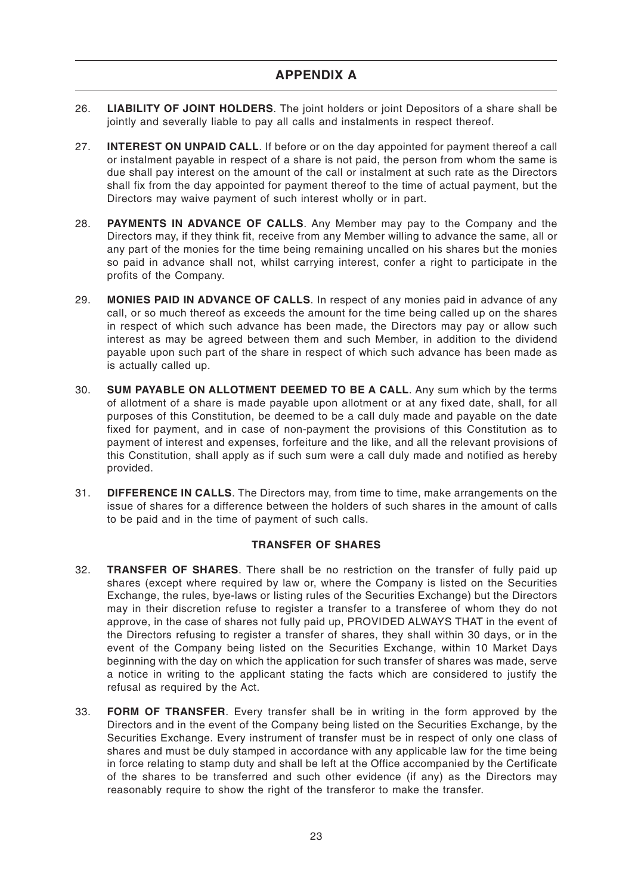## APPENDIX A

26. **LIABILITY OF JOINT HOLDERS**. The joint holders or joint Depositors of a share shall be jointly and severally liable to pay all calls and instalments in respect thereof.

27. **INTEREST ON UNPAID CALL**. If before or on the day appointed for payment thereof a call or instalment payable in respect of a share is not paid, the person from whom the same is due shall pay interest on the amount of the call or instalment at such rate as the Directors shall fix from the day appointed for payment thereof to the time of actual payment, but the Directors may waive payment of such interest wholly or in part.

28. **PAYMENTS IN ADVANCE OF CALLS**. Any Member may pay to the Company and the Directors may, if they think fit, receive from any Member willing to advance the same, all or any part of the monies for the time being remaining uncalled on his shares but the monies so paid in advance shall not, whilst carrying interest, confer a right to participate in the profits of the Company.

29. **MONIES PAID IN ADVANCE OF CALLS**. In respect of any monies paid in advance of any call, or so much thereof as exceeds the amount for the time being called up on the shares in respect of which such advance has been made, the Directors may pay or allow such interest as may be agreed between them and such Member, in addition to the dividend payable upon such part of the share in respect of which such advance has been made as is actually called up.

30. **SUM PAYABLE ON ALLOTMENT DEEMED TO BE A CALL**. Any sum which by the terms of allotment of a share is made payable upon allotment or at any fixed date, shall, for all purposes of this Constitution, be deemed to be a call duly made and payable on the date fixed for payment, and in case of non-payment the provisions of this Constitution as to payment of interest and expenses, forfeiture and the like, and all the relevant provisions of this Constitution, shall apply as if such sum were a call duly made and notified as hereby provided.

31. **DIFFERENCE IN CALLS**. The Directors may, from time to time, make arrangements on the issue of shares for a difference between the holders of such shares in the amount of calls to be paid and in the time of payment of such calls.

### TRANSFER OF SHARES

32. **TRANSFER OF SHARES**. There shall be no restriction on the transfer of fully paid up shares (except where required by law or, where the Company is listed on the Securities Exchange, the rules, bye-laws or listing rules of the Securities Exchange) but the Directors may in their discretion refuse to register a transfer to a transferee of whom they do not approve, in the case of shares not fully paid up, PROVIDED ALWAYS THAT in the event of the Directors refusing to register a transfer of shares, they shall within 30 days, or in the event of the Company being listed on the Securities Exchange, within 10 Market Days beginning with the day on which the application for such transfer of shares was made, serve a notice in writing to the applicant stating the facts which are considered to justify the refusal as required by the Act.

33. **FORM OF TRANSFER**. Every transfer shall be in writing in the form approved by the Directors and in the event of the Company being listed on the Securities Exchange, by the Securities Exchange. Every instrument of transfer must be in respect of only one class of shares and must be duly stamped in accordance with any applicable law for the time being in force relating to stamp duty and shall be left at the Office accompanied by the Certificate of the shares to be transferred and such other evidence (if any) as the Directors may reasonably require to show the right of the transferor to make the transfer.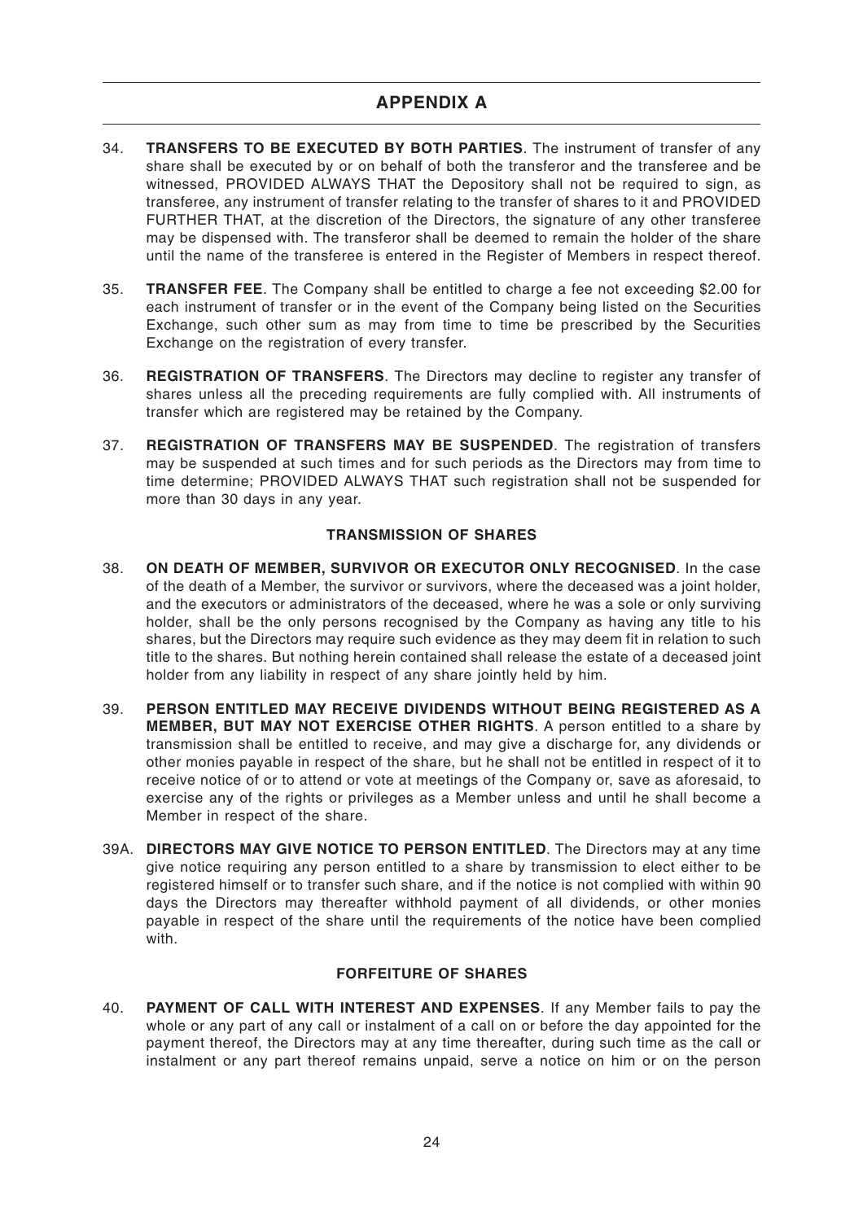## APPENDIX A

34. **TRANSFERS TO BE EXECUTED BY BOTH PARTIES**. The instrument of transfer of any share shall be executed by or on behalf of both the transferor and the transferee and be witnessed, PROVIDED ALWAYS THAT the Depository shall not be required to sign, as transferee, any instrument of transfer relating to the transfer of shares to it and PROVIDED FURTHER THAT, at the discretion of the Directors, the signature of any other transferee may be dispensed with. The transferor shall be deemed to remain the holder of the share until the name of the transferee is entered in the Register of Members in respect thereof.

35. **TRANSFER FEE**. The Company shall be entitled to charge a fee not exceeding $2.00 for each instrument of transfer or in the event of the Company being listed on the Securities Exchange, such other sum as may from time to time be prescribed by the Securities Exchange on the registration of every transfer.

36. **REGISTRATION OF TRANSFERS**. The Directors may decline to register any transfer of shares unless all the preceding requirements are fully complied with. All instruments of transfer which are registered may be retained by the Company.

37. **REGISTRATION OF TRANSFERS MAY BE SUSPENDED**. The registration of transfers may be suspended at such times and for such periods as the Directors may from time to time determine; PROVIDED ALWAYS THAT such registration shall not be suspended for more than 30 days in any year.

### TRANSMISSION OF SHARES

38. **ON DEATH OF MEMBER, SURVIVOR OR EXECUTOR ONLY RECOGNISED**. In the case of the death of a Member, the survivor or survivors, where the deceased was a joint holder, and the executors or administrators of the deceased, where he was a sole or only surviving holder, shall be the only persons recognised by the Company as having any title to his shares, but the Directors may require such evidence as they may deem fit in relation to such title to the shares. But nothing herein contained shall release the estate of a deceased joint holder from any liability in respect of any share jointly held by him.

39. **PERSON ENTITLED MAY RECEIVE DIVIDENDS WITHOUT BEING REGISTERED AS A MEMBER, BUT MAY NOT EXERCISE OTHER RIGHTS**. A person entitled to a share by transmission shall be entitled to receive, and may give a discharge for, any dividends or other monies payable in respect of the share, but he shall not be entitled in respect of it to receive notice of or to attend or vote at meetings of the Company or, save as aforesaid, to exercise any of the rights or privileges as a Member unless and until he shall become a Member in respect of the share.

39A. **DIRECTORS MAY GIVE NOTICE TO PERSON ENTITLED**. The Directors may at any time give notice requiring any person entitled to a share by transmission to elect either to be registered himself or to transfer such share, and if the notice is not complied with within 90 days the Directors may thereafter withhold payment of all dividends, or other monies payable in respect of the share until the requirements of the notice have been complied with.

### FORFEITURE OF SHARES

40. **PAYMENT OF CALL WITH INTEREST AND EXPENSES**. If any Member fails to pay the whole or any part of any call or instalment of a call on or before the day appointed for the payment thereof, the Directors may at any time thereafter, during such time as the call or instalment or any part thereof remains unpaid, serve a notice on him or on the person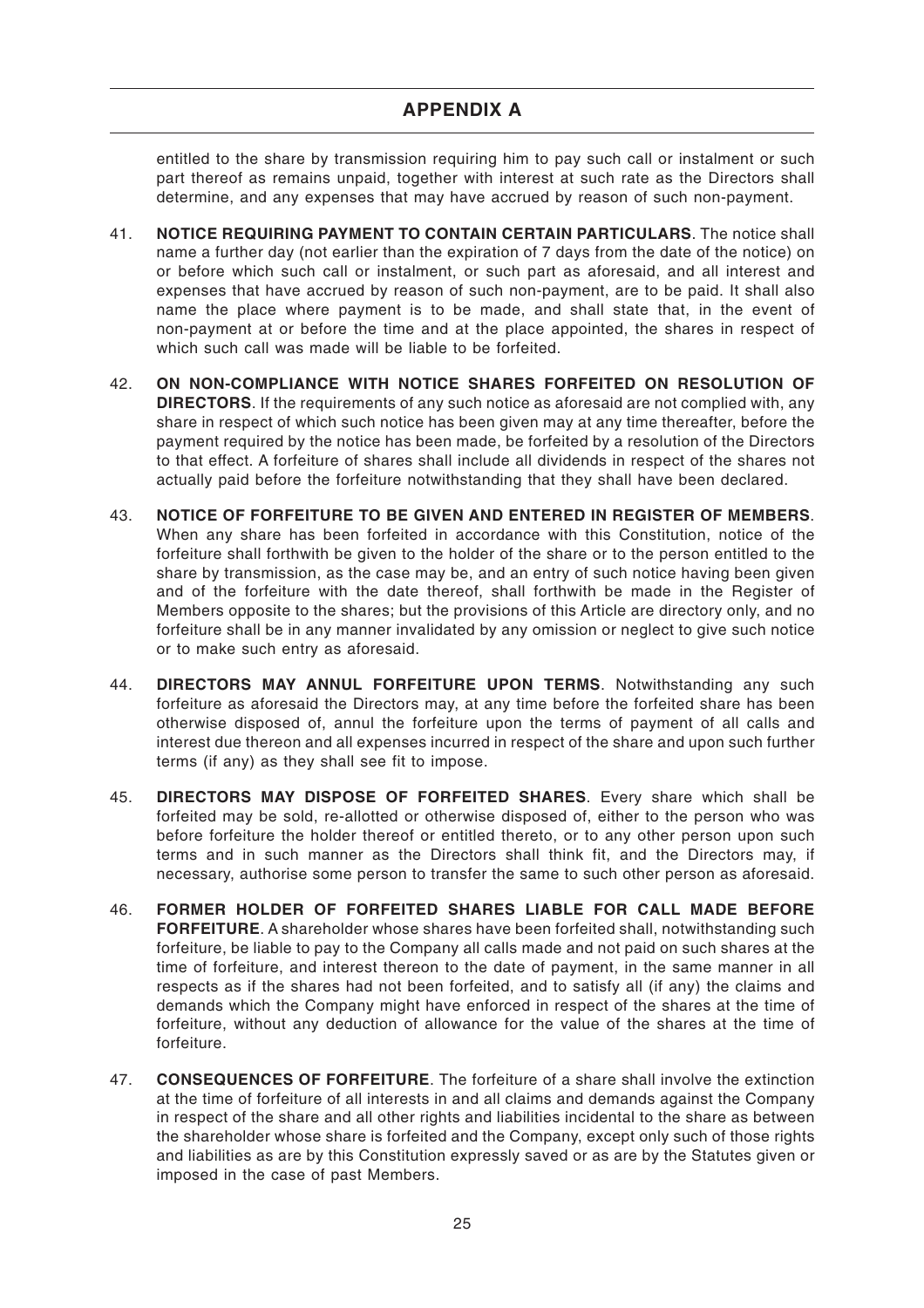entitled to the share by transmission requiring him to pay such call or instalment or such part thereof as remains unpaid, together with interest at such rate as the Directors shall determine, and any expenses that may have accrued by reason of such non-payment.

41. **NOTICE REQUIRING PAYMENT TO CONTAIN CERTAIN PARTICULARS**. The notice shall name a further day (not earlier than the expiration of 7 days from the date of the notice) on or before which such call or instalment, or such part as aforesaid, and all interest and expenses that have accrued by reason of such non-payment, are to be paid. It shall also name the place where payment is to be made, and shall state that, in the event of non-payment at or before the time and at the place appointed, the shares in respect of which such call was made will be liable to be forfeited.

42. **ON NON-COMPLIANCE WITH NOTICE SHARES FORFEITED ON RESOLUTION OF DIRECTORS**. If the requirements of any such notice as aforesaid are not complied with, any share in respect of which such notice has been given may at any time thereafter, before the payment required by the notice has been made, be forfeited by a resolution of the Directors to that effect. A forfeiture of shares shall include all dividends in respect of the shares not actually paid before the forfeiture notwithstanding that they shall have been declared.

43. **NOTICE OF FORFEITURE TO BE GIVEN AND ENTERED IN REGISTER OF MEMBERS**. When any share has been forfeited in accordance with this Constitution, notice of the forfeiture shall forthwith be given to the holder of the share or to the person entitled to the share by transmission, as the case may be, and an entry of such notice having been given and of the forfeiture with the date thereof, shall forthwith be made in the Register of Members opposite to the shares; but the provisions of this Article are directory only, and no forfeiture shall be in any manner invalidated by any omission or neglect to give such notice or to make such entry as aforesaid.

44. **DIRECTORS MAY ANNUL FORFEITURE UPON TERMS**. Notwithstanding any such forfeiture as aforesaid the Directors may, at any time before the forfeited share has been otherwise disposed of, annul the forfeiture upon the terms of payment of all calls and interest due thereon and all expenses incurred in respect of the share and upon such further terms (if any) as they shall see fit to impose.

45. **DIRECTORS MAY DISPOSE OF FORFEITED SHARES**. Every share which shall be forfeited may be sold, re-allotted or otherwise disposed of, either to the person who was before forfeiture the holder thereof or entitled thereto, or to any other person upon such terms and in such manner as the Directors shall think fit, and the Directors may, if necessary, authorise some person to transfer the same to such other person as aforesaid.

46. **FORMER HOLDER OF FORFEITED SHARES LIABLE FOR CALL MADE BEFORE FORFEITURE**. A shareholder whose shares have been forfeited shall, notwithstanding such forfeiture, be liable to pay to the Company all calls made and not paid on such shares at the time of forfeiture, and interest thereon to the date of payment, in the same manner in all respects as if the shares had not been forfeited, and to satisfy all (if any) the claims and demands which the Company might have enforced in respect of the shares at the time of forfeiture, without any deduction of allowance for the value of the shares at the time of forfeiture.

47. **CONSEQUENCES OF FORFEITURE**. The forfeiture of a share shall involve the extinction at the time of forfeiture of all interests in and all claims and demands against the Company in respect of the share and all other rights and liabilities incidental to the share as between the shareholder whose share is forfeited and the Company, except only such of those rights and liabilities as are by this Constitution expressly saved or as are by the Statutes given or imposed in the case of past Members.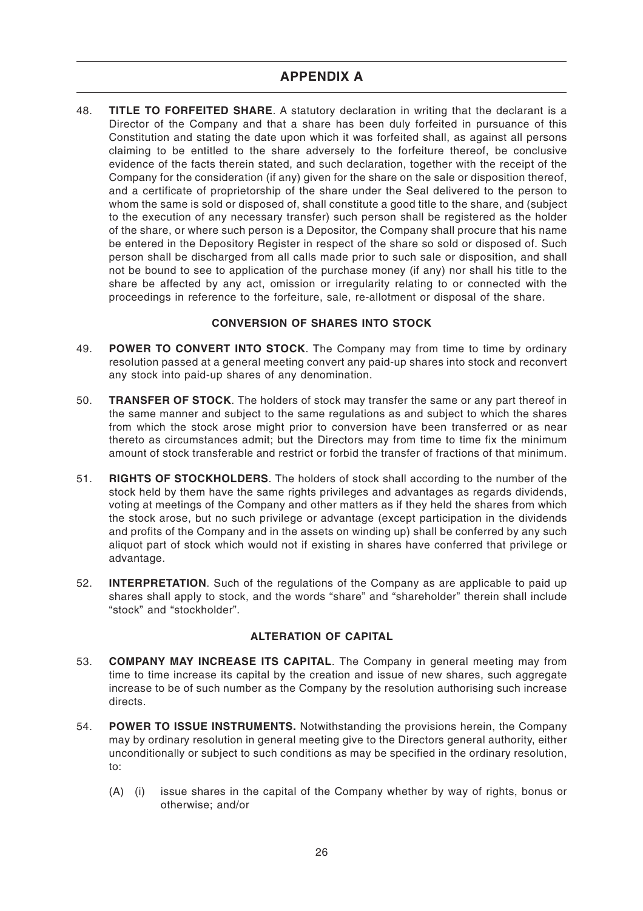## APPENDIX A

48. **TITLE TO FORFEITED SHARE**. A statutory declaration in writing that the declarant is a Director of the Company and that a share has been duly forfeited in pursuance of this Constitution and stating the date upon which it was forfeited shall, as against all persons claiming to be entitled to the share adversely to the forfeiture thereof, be conclusive evidence of the facts therein stated, and such declaration, together with the receipt of the Company for the consideration (if any) given for the share on the sale or disposition thereof, and a certificate of proprietorship of the share under the Seal delivered to the person to whom the same is sold or disposed of, shall constitute a good title to the share, and (subject to the execution of any necessary transfer) such person shall be registered as the holder of the share, or where such person is a Depositor, the Company shall procure that his name be entered in the Depository Register in respect of the share so sold or disposed of. Such person shall be discharged from all calls made prior to such sale or disposition, and shall not be bound to see to application of the purchase money (if any) nor shall his title to the share be affected by any act, omission or irregularity relating to or connected with the proceedings in reference to the forfeiture, sale, re-allotment or disposal of the share.

### CONVERSION OF SHARES INTO STOCK

49. **POWER TO CONVERT INTO STOCK**. The Company may from time to time by ordinary resolution passed at a general meeting convert any paid-up shares into stock and reconvert any stock into paid-up shares of any denomination.

50. **TRANSFER OF STOCK**. The holders of stock may transfer the same or any part thereof in the same manner and subject to the same regulations as and subject to which the shares from which the stock arose might prior to conversion have been transferred or as near thereto as circumstances admit; but the Directors may from time to time fix the minimum amount of stock transferable and restrict or forbid the transfer of fractions of that minimum.

51. **RIGHTS OF STOCKHOLDERS**. The holders of stock shall according to the number of the stock held by them have the same rights privileges and advantages as regards dividends, voting at meetings of the Company and other matters as if they held the shares from which the stock arose, but no such privilege or advantage (except participation in the dividends and profits of the Company and in the assets on winding up) shall be conferred by any such aliquot part of stock which would not if existing in shares have conferred that privilege or advantage.

52. **INTERPRETATION**. Such of the regulations of the Company as are applicable to paid up shares shall apply to stock, and the words "share" and "shareholder" therein shall include "stock" and "stockholder".

### ALTERATION OF CAPITAL

53. **COMPANY MAY INCREASE ITS CAPITAL**. The Company in general meeting may from time to time increase its capital by the creation and issue of new shares, such aggregate increase to be of such number as the Company by the resolution authorising such increase directs.

54. **POWER TO ISSUE INSTRUMENTS.** Notwithstanding the provisions herein, the Company may by ordinary resolution in general meeting give to the Directors general authority, either unconditionally or subject to such conditions as may be specified in the ordinary resolution, to:

    (A) (i) issue shares in the capital of the Company whether by way of rights, bonus or otherwise; and/or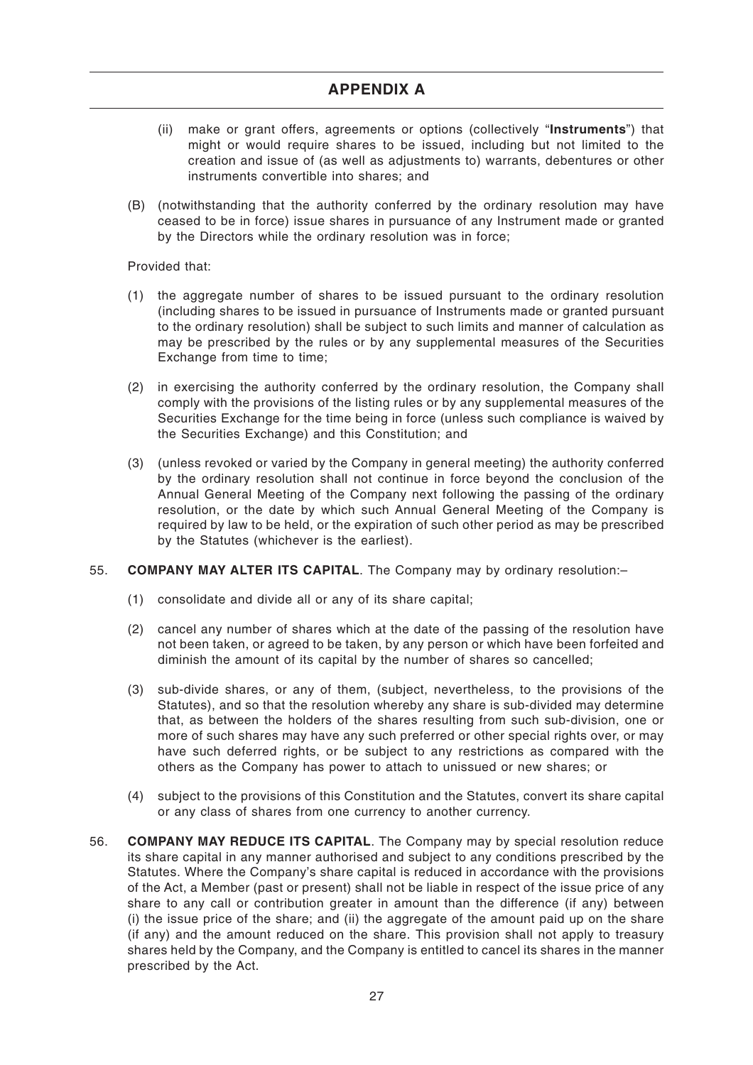(ii) make or grant offers, agreements or options (collectively "**Instruments**") that might or would require shares to be issued, including but not limited to the creation and issue of (as well as adjustments to) warrants, debentures or other instruments convertible into shares; and

(B) (notwithstanding that the authority conferred by the ordinary resolution may have ceased to be in force) issue shares in pursuance of any Instrument made or granted by the Directors while the ordinary resolution was in force;

Provided that:

(1) the aggregate number of shares to be issued pursuant to the ordinary resolution (including shares to be issued in pursuance of Instruments made or granted pursuant to the ordinary resolution) shall be subject to such limits and manner of calculation as may be prescribed by the rules or by any supplemental measures of the Securities Exchange from time to time;

(2) in exercising the authority conferred by the ordinary resolution, the Company shall comply with the provisions of the listing rules or by any supplemental measures of the Securities Exchange for the time being in force (unless such compliance is waived by the Securities Exchange) and this Constitution; and

(3) (unless revoked or varied by the Company in general meeting) the authority conferred by the ordinary resolution shall not continue in force beyond the conclusion of the Annual General Meeting of the Company next following the passing of the ordinary resolution, or the date by which such Annual General Meeting of the Company is required by law to be held, or the expiration of such other period as may be prescribed by the Statutes (whichever is the earliest).

55. **COMPANY MAY ALTER ITS CAPITAL**. The Company may by ordinary resolution:–

(1) consolidate and divide all or any of its share capital;

(2) cancel any number of shares which at the date of the passing of the resolution have not been taken, or agreed to be taken, by any person or which have been forfeited and diminish the amount of its capital by the number of shares so cancelled;

(3) sub-divide shares, or any of them, (subject, nevertheless, to the provisions of the Statutes), and so that the resolution whereby any share is sub-divided may determine that, as between the holders of the shares resulting from such sub-division, one or more of such shares may have any such preferred or other special rights over, or may have such deferred rights, or be subject to any restrictions as compared with the others as the Company has power to attach to unissued or new shares; or

(4) subject to the provisions of this Constitution and the Statutes, convert its share capital or any class of shares from one currency to another currency.

56. **COMPANY MAY REDUCE ITS CAPITAL**. The Company may by special resolution reduce its share capital in any manner authorised and subject to any conditions prescribed by the Statutes. Where the Company's share capital is reduced in accordance with the provisions of the Act, a Member (past or present) shall not be liable in respect of the issue price of any share to any call or contribution greater in amount than the difference (if any) between (i) the issue price of the share; and (ii) the aggregate of the amount paid up on the share (if any) and the amount reduced on the share. This provision shall not apply to treasury shares held by the Company, and the Company is entitled to cancel its shares in the manner prescribed by the Act.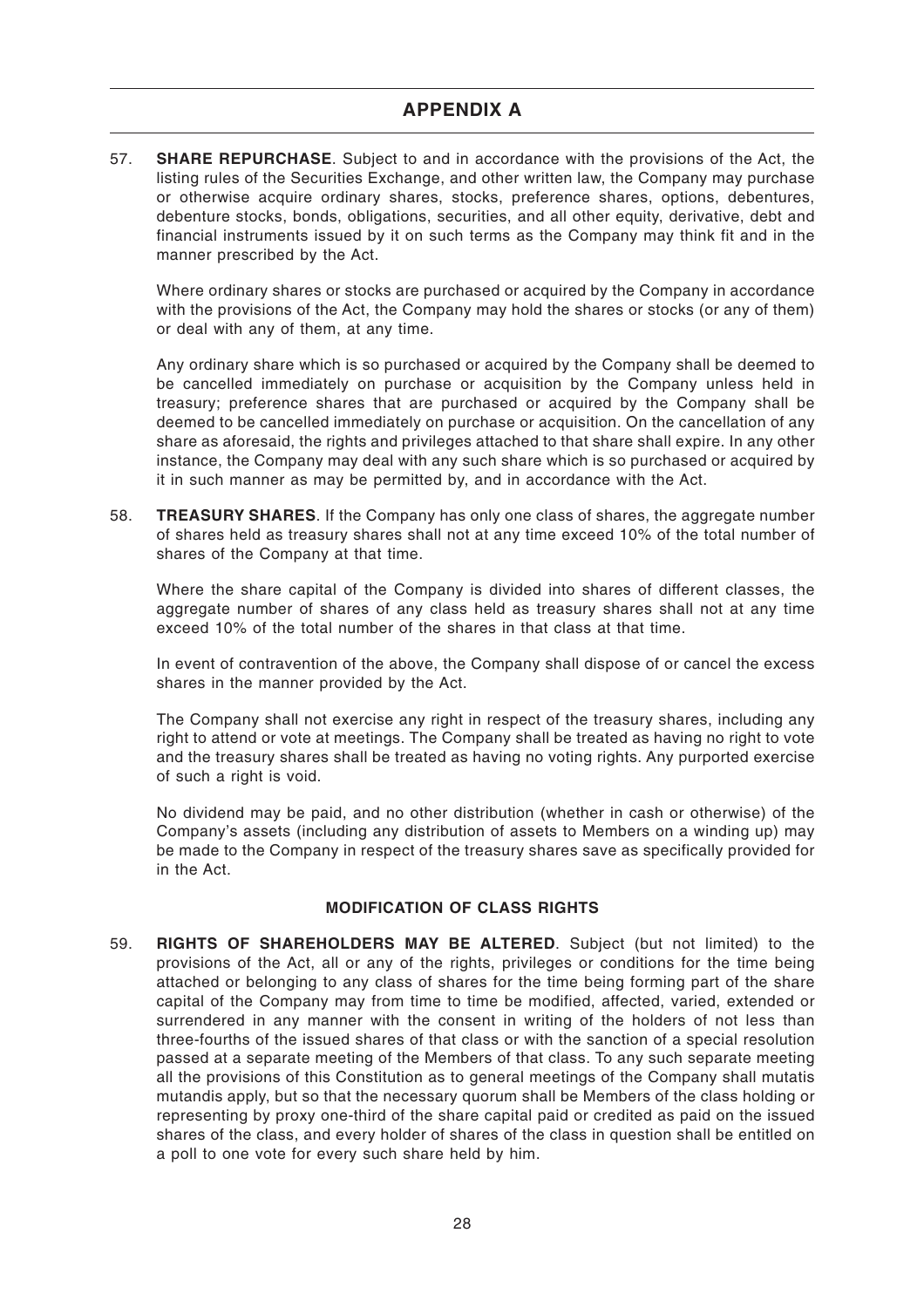## APPENDIX A

57. **SHARE REPURCHASE**. Subject to and in accordance with the provisions of the Act, the listing rules of the Securities Exchange, and other written law, the Company may purchase or otherwise acquire ordinary shares, stocks, preference shares, options, debentures, debenture stocks, bonds, obligations, securities, and all other equity, derivative, debt and financial instruments issued by it on such terms as the Company may think fit and in the manner prescribed by the Act.

    Where ordinary shares or stocks are purchased or acquired by the Company in accordance with the provisions of the Act, the Company may hold the shares or stocks (or any of them) or deal with any of them, at any time.

    Any ordinary share which is so purchased or acquired by the Company shall be deemed to be cancelled immediately on purchase or acquisition by the Company unless held in treasury; preference shares that are purchased or acquired by the Company shall be deemed to be cancelled immediately on purchase or acquisition. On the cancellation of any share as aforesaid, the rights and privileges attached to that share shall expire. In any other instance, the Company may deal with any such share which is so purchased or acquired by it in such manner as may be permitted by, and in accordance with the Act.

58. **TREASURY SHARES**. If the Company has only one class of shares, the aggregate number of shares held as treasury shares shall not at any time exceed 10% of the total number of shares of the Company at that time.

    Where the share capital of the Company is divided into shares of different classes, the aggregate number of shares of any class held as treasury shares shall not at any time exceed 10% of the total number of the shares in that class at that time.

    In event of contravention of the above, the Company shall dispose of or cancel the excess shares in the manner provided by the Act.

    The Company shall not exercise any right in respect of the treasury shares, including any right to attend or vote at meetings. The Company shall be treated as having no right to vote and the treasury shares shall be treated as having no voting rights. Any purported exercise of such a right is void.

    No dividend may be paid, and no other distribution (whether in cash or otherwise) of the Company's assets (including any distribution of assets to Members on a winding up) may be made to the Company in respect of the treasury shares save as specifically provided for in the Act.

### MODIFICATION OF CLASS RIGHTS

59. **RIGHTS OF SHAREHOLDERS MAY BE ALTERED**. Subject (but not limited) to the provisions of the Act, all or any of the rights, privileges or conditions for the time being attached or belonging to any class of shares for the time being forming part of the share capital of the Company may from time to time be modified, affected, varied, extended or surrendered in any manner with the consent in writing of the holders of not less than three-fourths of the issued shares of that class or with the sanction of a special resolution passed at a separate meeting of the Members of that class. To any such separate meeting all the provisions of this Constitution as to general meetings of the Company shall mutatis mutandis apply, but so that the necessary quorum shall be Members of the class holding or representing by proxy one-third of the share capital paid or credited as paid on the issued shares of the class, and every holder of shares of the class in question shall be entitled on a poll to one vote for every such share held by him.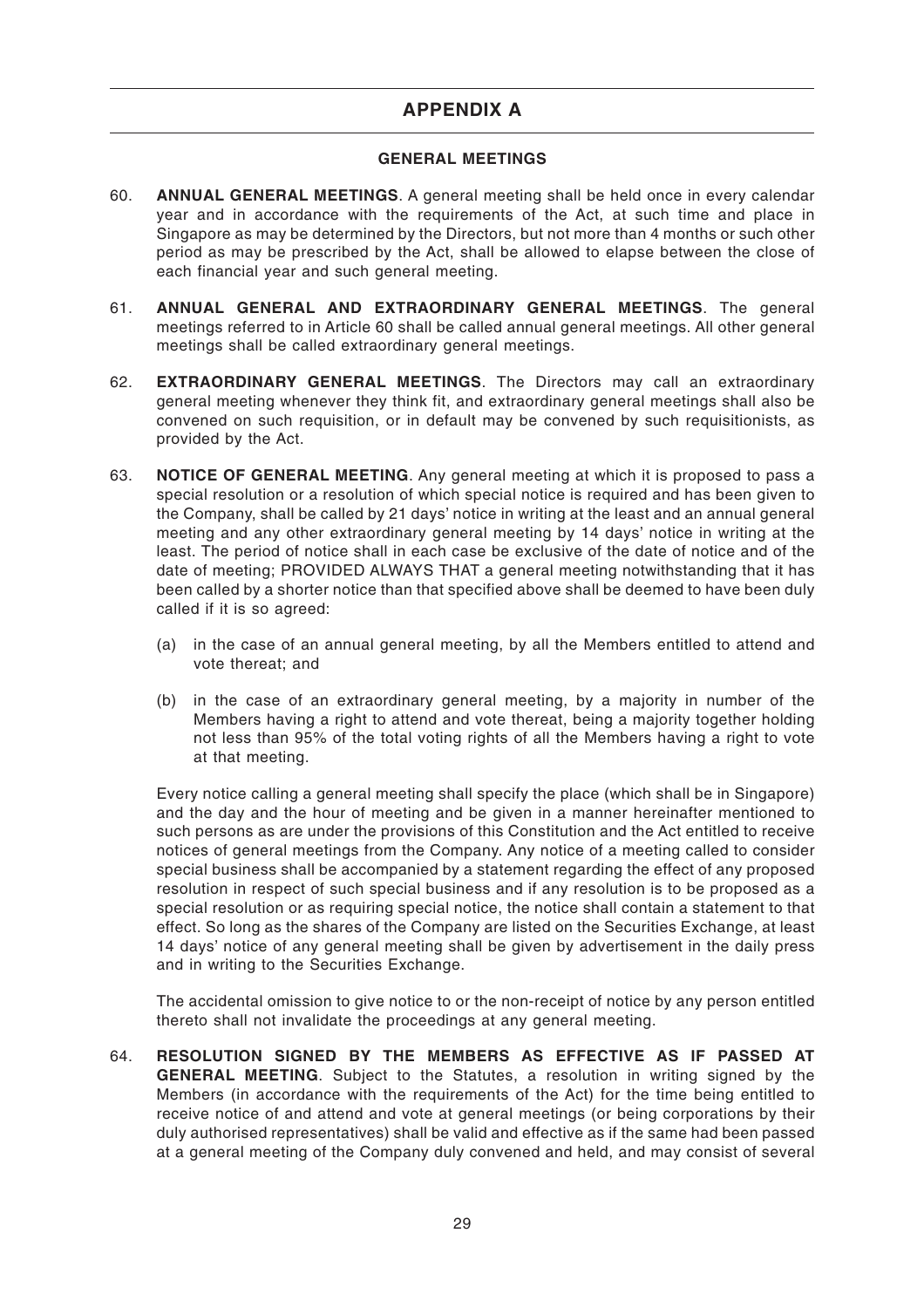# APPENDIX A

## GENERAL MEETINGS

60. **ANNUAL GENERAL MEETINGS**. A general meeting shall be held once in every calendar year and in accordance with the requirements of the Act, at such time and place in Singapore as may be determined by the Directors, but not more than 4 months or such other period as may be prescribed by the Act, shall be allowed to elapse between the close of each financial year and such general meeting.

61. **ANNUAL GENERAL AND EXTRAORDINARY GENERAL MEETINGS**. The general meetings referred to in Article 60 shall be called annual general meetings. All other general meetings shall be called extraordinary general meetings.

62. **EXTRAORDINARY GENERAL MEETINGS**. The Directors may call an extraordinary general meeting whenever they think fit, and extraordinary general meetings shall also be convened on such requisition, or in default may be convened by such requisitionists, as provided by the Act.

63. **NOTICE OF GENERAL MEETING**. Any general meeting at which it is proposed to pass a special resolution or a resolution of which special notice is required and has been given to the Company, shall be called by 21 days' notice in writing at the least and an annual general meeting and any other extraordinary general meeting by 14 days' notice in writing at the least. The period of notice shall in each case be exclusive of the date of notice and of the date of meeting; PROVIDED ALWAYS THAT a general meeting notwithstanding that it has been called by a shorter notice than that specified above shall be deemed to have been duly called if it is so agreed:

    (a) in the case of an annual general meeting, by all the Members entitled to attend and vote thereat; and

    (b) in the case of an extraordinary general meeting, by a majority in number of the Members having a right to attend and vote thereat, being a majority together holding not less than 95% of the total voting rights of all the Members having a right to vote at that meeting.

    Every notice calling a general meeting shall specify the place (which shall be in Singapore) and the day and the hour of meeting and be given in a manner hereinafter mentioned to such persons as are under the provisions of this Constitution and the Act entitled to receive notices of general meetings from the Company. Any notice of a meeting called to consider special business shall be accompanied by a statement regarding the effect of any proposed resolution in respect of such special business and if any resolution is to be proposed as a special resolution or as requiring special notice, the notice shall contain a statement to that effect. So long as the shares of the Company are listed on the Securities Exchange, at least 14 days' notice of any general meeting shall be given by advertisement in the daily press and in writing to the Securities Exchange.

    The accidental omission to give notice to or the non-receipt of notice by any person entitled thereto shall not invalidate the proceedings at any general meeting.

64. **RESOLUTION SIGNED BY THE MEMBERS AS EFFECTIVE AS IF PASSED AT GENERAL MEETING**. Subject to the Statutes, a resolution in writing signed by the Members (in accordance with the requirements of the Act) for the time being entitled to receive notice of and attend and vote at general meetings (or being corporations by their duly authorised representatives) shall be valid and effective as if the same had been passed at a general meeting of the Company duly convened and held, and may consist of several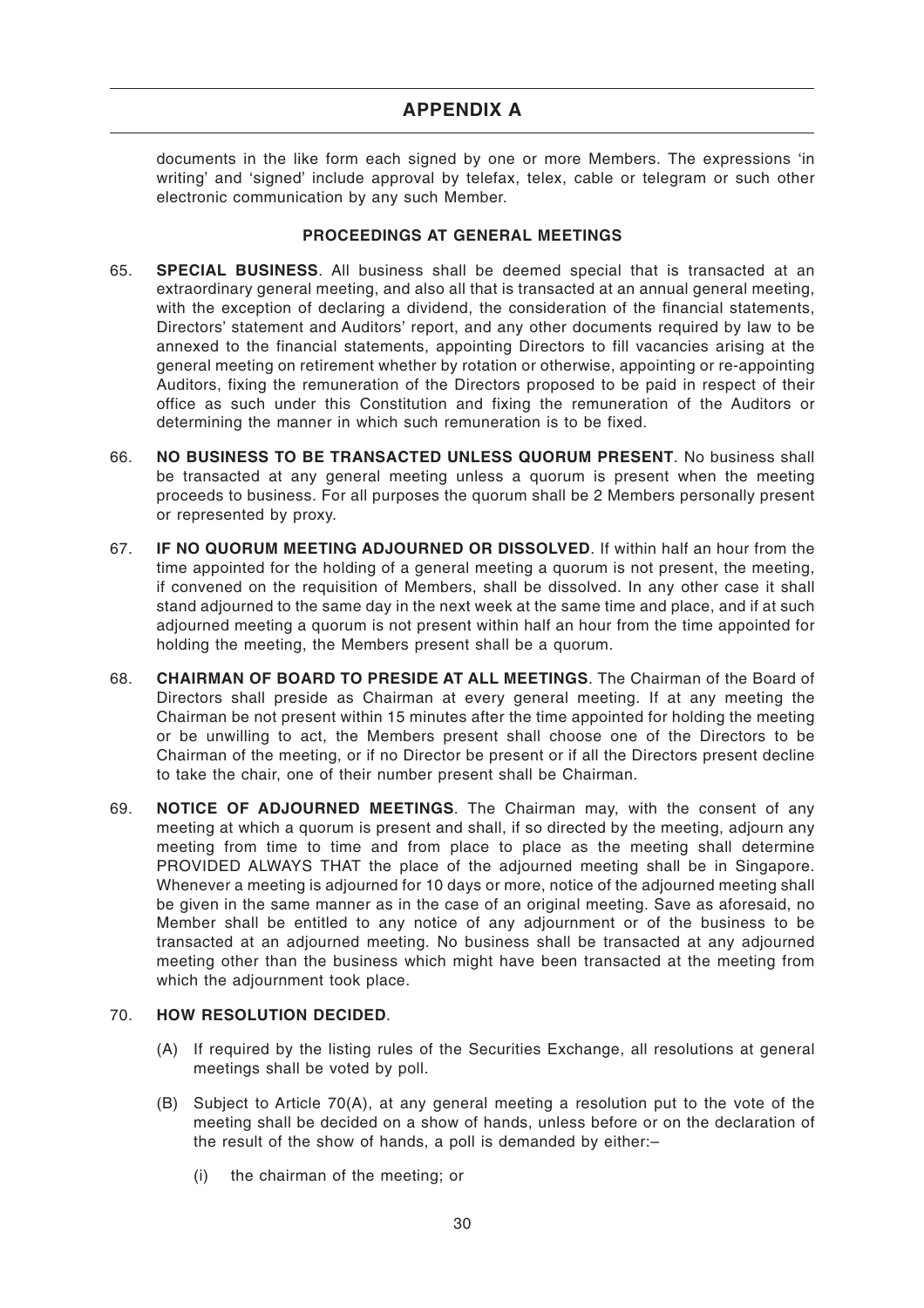documents in the like form each signed by one or more Members. The expressions 'in writing' and 'signed' include approval by telefax, telex, cable or telegram or such other electronic communication by any such Member.

### PROCEEDINGS AT GENERAL MEETINGS

65. **SPECIAL BUSINESS**. All business shall be deemed special that is transacted at an extraordinary general meeting, and also all that is transacted at an annual general meeting, with the exception of declaring a dividend, the consideration of the financial statements, Directors' statement and Auditors' report, and any other documents required by law to be annexed to the financial statements, appointing Directors to fill vacancies arising at the general meeting on retirement whether by rotation or otherwise, appointing or re-appointing Auditors, fixing the remuneration of the Directors proposed to be paid in respect of their office as such under this Constitution and fixing the remuneration of the Auditors or determining the manner in which such remuneration is to be fixed.

66. **NO BUSINESS TO BE TRANSACTED UNLESS QUORUM PRESENT**. No business shall be transacted at any general meeting unless a quorum is present when the meeting proceeds to business. For all purposes the quorum shall be 2 Members personally present or represented by proxy.

67. **IF NO QUORUM MEETING ADJOURNED OR DISSOLVED**. If within half an hour from the time appointed for the holding of a general meeting a quorum is not present, the meeting, if convened on the requisition of Members, shall be dissolved. In any other case it shall stand adjourned to the same day in the next week at the same time and place, and if at such adjourned meeting a quorum is not present within half an hour from the time appointed for holding the meeting, the Members present shall be a quorum.

68. **CHAIRMAN OF BOARD TO PRESIDE AT ALL MEETINGS**. The Chairman of the Board of Directors shall preside as Chairman at every general meeting. If at any meeting the Chairman be not present within 15 minutes after the time appointed for holding the meeting or be unwilling to act, the Members present shall choose one of the Directors to be Chairman of the meeting, or if no Director be present or if all the Directors present decline to take the chair, one of their number present shall be Chairman.

69. **NOTICE OF ADJOURNED MEETINGS**. The Chairman may, with the consent of any meeting at which a quorum is present and shall, if so directed by the meeting, adjourn any meeting from time to time and from place to place as the meeting shall determine PROVIDED ALWAYS THAT the place of the adjourned meeting shall be in Singapore. Whenever a meeting is adjourned for 10 days or more, notice of the adjourned meeting shall be given in the same manner as in the case of an original meeting. Save as aforesaid, no Member shall be entitled to any notice of any adjournment or of the business to be transacted at an adjourned meeting. No business shall be transacted at any adjourned meeting other than the business which might have been transacted at the meeting from which the adjournment took place.

70. **HOW RESOLUTION DECIDED**.

    (A) If required by the listing rules of the Securities Exchange, all resolutions at general meetings shall be voted by poll.

    (B) Subject to Article 70(A), at any general meeting a resolution put to the vote of the meeting shall be decided on a show of hands, unless before or on the declaration of the result of the show of hands, a poll is demanded by either:–

      (i) the chairman of the meeting; or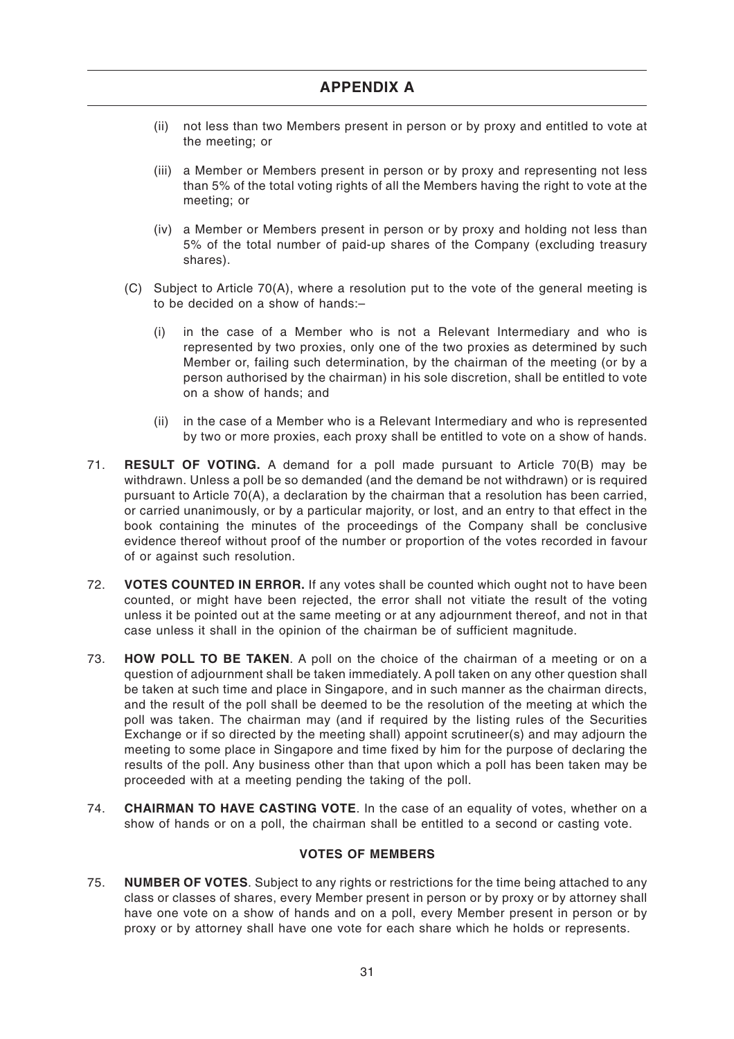## APPENDIX A

   (ii) not less than two Members present in person or by proxy and entitled to vote at the meeting; or

   (iii) a Member or Members present in person or by proxy and representing not less than 5% of the total voting rights of all the Members having the right to vote at the meeting; or

   (iv) a Member or Members present in person or by proxy and holding not less than 5% of the total number of paid-up shares of the Company (excluding treasury shares).

(C) Subject to Article 70(A), where a resolution put to the vote of the general meeting is to be decided on a show of hands:–

   (i) in the case of a Member who is not a Relevant Intermediary and who is represented by two proxies, only one of the two proxies as determined by such Member or, failing such determination, by the chairman of the meeting (or by a person authorised by the chairman) in his sole discretion, shall be entitled to vote on a show of hands; and

   (ii) in the case of a Member who is a Relevant Intermediary and who is represented by two or more proxies, each proxy shall be entitled to vote on a show of hands.

71. **RESULT OF VOTING.** A demand for a poll made pursuant to Article 70(B) may be withdrawn. Unless a poll be so demanded (and the demand be not withdrawn) or is required pursuant to Article 70(A), a declaration by the chairman that a resolution has been carried, or carried unanimously, or by a particular majority, or lost, and an entry to that effect in the book containing the minutes of the proceedings of the Company shall be conclusive evidence thereof without proof of the number or proportion of the votes recorded in favour of or against such resolution.

72. **VOTES COUNTED IN ERROR.** If any votes shall be counted which ought not to have been counted, or might have been rejected, the error shall not vitiate the result of the voting unless it be pointed out at the same meeting or at any adjournment thereof, and not in that case unless it shall in the opinion of the chairman be of sufficient magnitude.

73. **HOW POLL TO BE TAKEN**. A poll on the choice of the chairman of a meeting or on a question of adjournment shall be taken immediately. A poll taken on any other question shall be taken at such time and place in Singapore, and in such manner as the chairman directs, and the result of the poll shall be deemed to be the resolution of the meeting at which the poll was taken. The chairman may (and if required by the listing rules of the Securities Exchange or if so directed by the meeting shall) appoint scrutineer(s) and may adjourn the meeting to some place in Singapore and time fixed by him for the purpose of declaring the results of the poll. Any business other than that upon which a poll has been taken may be proceeded with at a meeting pending the taking of the poll.

74. **CHAIRMAN TO HAVE CASTING VOTE**. In the case of an equality of votes, whether on a show of hands or on a poll, the chairman shall be entitled to a second or casting vote.

### VOTES OF MEMBERS

75. **NUMBER OF VOTES**. Subject to any rights or restrictions for the time being attached to any class or classes of shares, every Member present in person or by proxy or by attorney shall have one vote on a show of hands and on a poll, every Member present in person or by proxy or by attorney shall have one vote for each share which he holds or represents.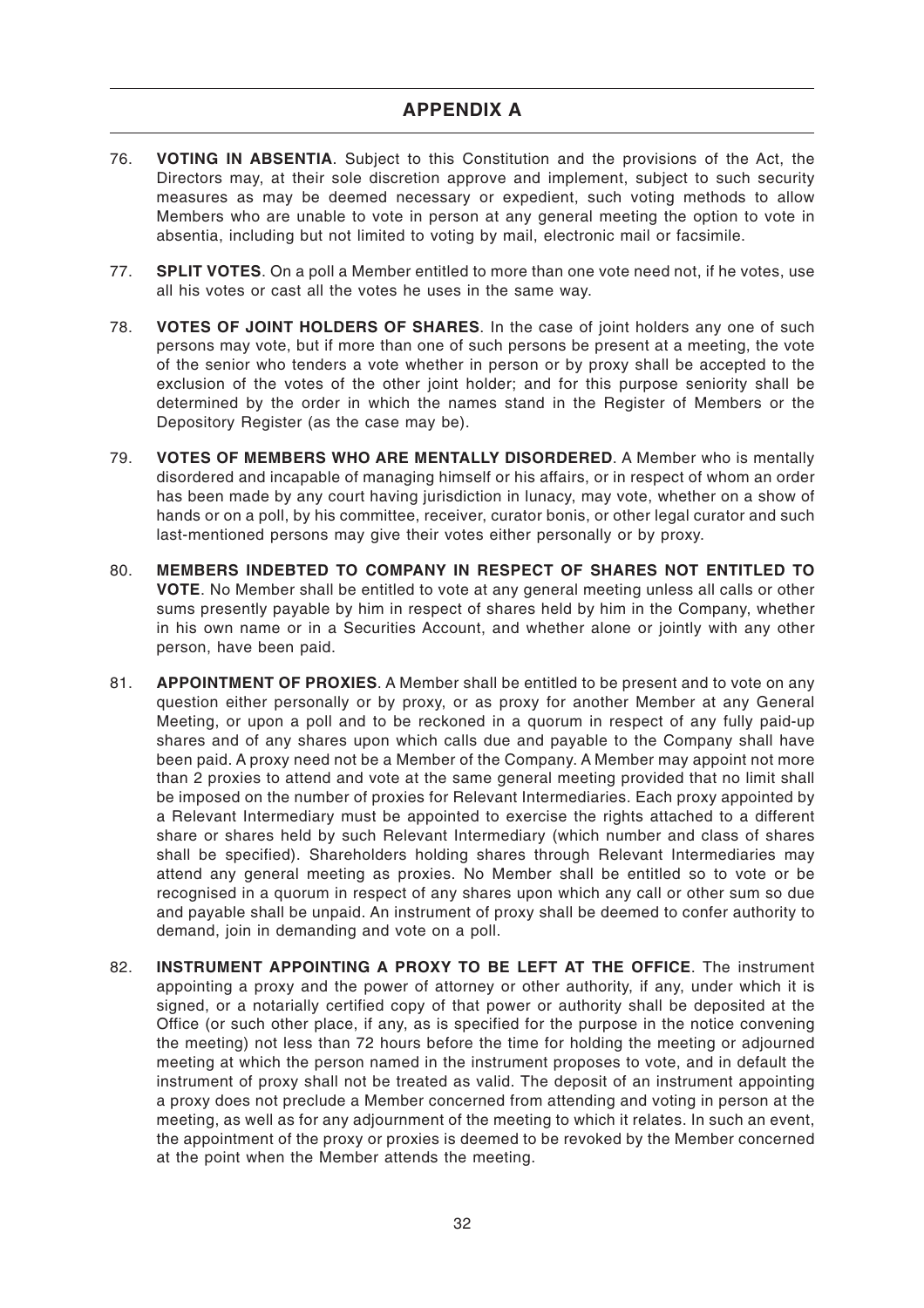# APPENDIX A

76. **VOTING IN ABSENTIA**. Subject to this Constitution and the provisions of the Act, the Directors may, at their sole discretion approve and implement, subject to such security measures as may be deemed necessary or expedient, such voting methods to allow Members who are unable to vote in person at any general meeting the option to vote in absentia, including but not limited to voting by mail, electronic mail or facsimile.

77. **SPLIT VOTES**. On a poll a Member entitled to more than one vote need not, if he votes, use all his votes or cast all the votes he uses in the same way.

78. **VOTES OF JOINT HOLDERS OF SHARES**. In the case of joint holders any one of such persons may vote, but if more than one of such persons be present at a meeting, the vote of the senior who tenders a vote whether in person or by proxy shall be accepted to the exclusion of the votes of the other joint holder; and for this purpose seniority shall be determined by the order in which the names stand in the Register of Members or the Depository Register (as the case may be).

79. **VOTES OF MEMBERS WHO ARE MENTALLY DISORDERED**. A Member who is mentally disordered and incapable of managing himself or his affairs, or in respect of whom an order has been made by any court having jurisdiction in lunacy, may vote, whether on a show of hands or on a poll, by his committee, receiver, curator bonis, or other legal curator and such last-mentioned persons may give their votes either personally or by proxy.

80. **MEMBERS INDEBTED TO COMPANY IN RESPECT OF SHARES NOT ENTITLED TO VOTE**. No Member shall be entitled to vote at any general meeting unless all calls or other sums presently payable by him in respect of shares held by him in the Company, whether in his own name or in a Securities Account, and whether alone or jointly with any other person, have been paid.

81. **APPOINTMENT OF PROXIES**. A Member shall be entitled to be present and to vote on any question either personally or by proxy, or as proxy for another Member at any General Meeting, or upon a poll and to be reckoned in a quorum in respect of any fully paid-up shares and of any shares upon which calls due and payable to the Company shall have been paid. A proxy need not be a Member of the Company. A Member may appoint not more than 2 proxies to attend and vote at the same general meeting provided that no limit shall be imposed on the number of proxies for Relevant Intermediaries. Each proxy appointed by a Relevant Intermediary must be appointed to exercise the rights attached to a different share or shares held by such Relevant Intermediary (which number and class of shares shall be specified). Shareholders holding shares through Relevant Intermediaries may attend any general meeting as proxies. No Member shall be entitled so to vote or be recognised in a quorum in respect of any shares upon which any call or other sum so due and payable shall be unpaid. An instrument of proxy shall be deemed to confer authority to demand, join in demanding and vote on a poll.

82. **INSTRUMENT APPOINTING A PROXY TO BE LEFT AT THE OFFICE**. The instrument appointing a proxy and the power of attorney or other authority, if any, under which it is signed, or a notarially certified copy of that power or authority shall be deposited at the Office (or such other place, if any, as is specified for the purpose in the notice convening the meeting) not less than 72 hours before the time for holding the meeting or adjourned meeting at which the person named in the instrument proposes to vote, and in default the instrument of proxy shall not be treated as valid. The deposit of an instrument appointing a proxy does not preclude a Member concerned from attending and voting in person at the meeting, as well as for any adjournment of the meeting to which it relates. In such an event, the appointment of the proxy or proxies is deemed to be revoked by the Member concerned at the point when the Member attends the meeting.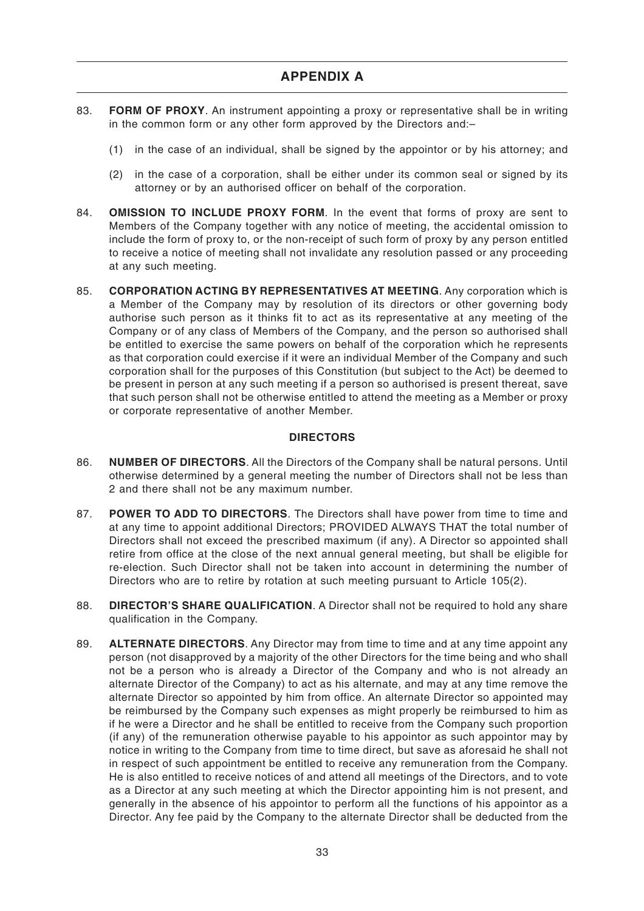## APPENDIX A

83. **FORM OF PROXY**. An instrument appointing a proxy or representative shall be in writing in the common form or any other form approved by the Directors and:–

    (1) in the case of an individual, shall be signed by the appointor or by his attorney; and

    (2) in the case of a corporation, shall be either under its common seal or signed by its attorney or by an authorised officer on behalf of the corporation.

84. **OMISSION TO INCLUDE PROXY FORM**. In the event that forms of proxy are sent to Members of the Company together with any notice of meeting, the accidental omission to include the form of proxy to, or the non-receipt of such form of proxy by any person entitled to receive a notice of meeting shall not invalidate any resolution passed or any proceeding at any such meeting.

85. **CORPORATION ACTING BY REPRESENTATIVES AT MEETING**. Any corporation which is a Member of the Company may by resolution of its directors or other governing body authorise such person as it thinks fit to act as its representative at any meeting of the Company or of any class of Members of the Company, and the person so authorised shall be entitled to exercise the same powers on behalf of the corporation which he represents as that corporation could exercise if it were an individual Member of the Company and such corporation shall for the purposes of this Constitution (but subject to the Act) be deemed to be present in person at any such meeting if a person so authorised is present thereat, save that such person shall not be otherwise entitled to attend the meeting as a Member or proxy or corporate representative of another Member.

### DIRECTORS

86. **NUMBER OF DIRECTORS**. All the Directors of the Company shall be natural persons. Until otherwise determined by a general meeting the number of Directors shall not be less than 2 and there shall not be any maximum number.

87. **POWER TO ADD TO DIRECTORS**. The Directors shall have power from time to time and at any time to appoint additional Directors; PROVIDED ALWAYS THAT the total number of Directors shall not exceed the prescribed maximum (if any). A Director so appointed shall retire from office at the close of the next annual general meeting, but shall be eligible for re-election. Such Director shall not be taken into account in determining the number of Directors who are to retire by rotation at such meeting pursuant to Article 105(2).

88. **DIRECTOR'S SHARE QUALIFICATION**. A Director shall not be required to hold any share qualification in the Company.

89. **ALTERNATE DIRECTORS**. Any Director may from time to time and at any time appoint any person (not disapproved by a majority of the other Directors for the time being and who shall not be a person who is already a Director of the Company and who is not already an alternate Director of the Company) to act as his alternate, and may at any time remove the alternate Director so appointed by him from office. An alternate Director so appointed may be reimbursed by the Company such expenses as might properly be reimbursed to him as if he were a Director and he shall be entitled to receive from the Company such proportion (if any) of the remuneration otherwise payable to his appointor as such appointor may by notice in writing to the Company from time to time direct, but save as aforesaid he shall not in respect of such appointment be entitled to receive any remuneration from the Company. He is also entitled to receive notices of and attend all meetings of the Directors, and to vote as a Director at any such meeting at which the Director appointing him is not present, and generally in the absence of his appointor to perform all the functions of his appointor as a Director. Any fee paid by the Company to the alternate Director shall be deducted from the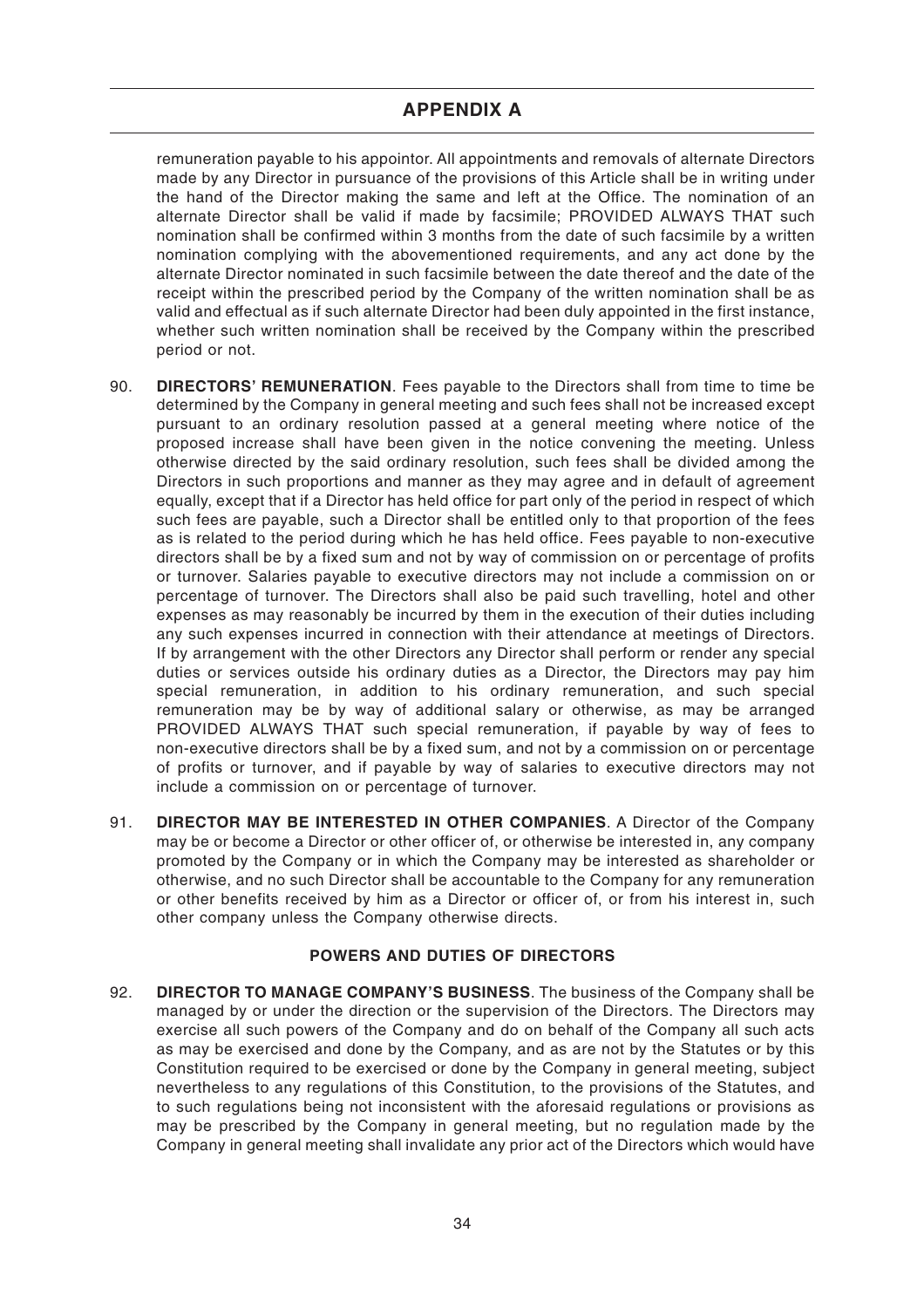remuneration payable to his appointor. All appointments and removals of alternate Directors made by any Director in pursuance of the provisions of this Article shall be in writing under the hand of the Director making the same and left at the Office. The nomination of an alternate Director shall be valid if made by facsimile; PROVIDED ALWAYS THAT such nomination shall be confirmed within 3 months from the date of such facsimile by a written nomination complying with the abovementioned requirements, and any act done by the alternate Director nominated in such facsimile between the date thereof and the date of the receipt within the prescribed period by the Company of the written nomination shall be as valid and effectual as if such alternate Director had been duly appointed in the first instance, whether such written nomination shall be received by the Company within the prescribed period or not.

90. **DIRECTORS' REMUNERATION**. Fees payable to the Directors shall from time to time be determined by the Company in general meeting and such fees shall not be increased except pursuant to an ordinary resolution passed at a general meeting where notice of the proposed increase shall have been given in the notice convening the meeting. Unless otherwise directed by the said ordinary resolution, such fees shall be divided among the Directors in such proportions and manner as they may agree and in default of agreement equally, except that if a Director has held office for part only of the period in respect of which such fees are payable, such a Director shall be entitled only to that proportion of the fees as is related to the period during which he has held office. Fees payable to non-executive directors shall be by a fixed sum and not by way of commission on or percentage of profits or turnover. Salaries payable to executive directors may not include a commission on or percentage of turnover. The Directors shall also be paid such travelling, hotel and other expenses as may reasonably be incurred by them in the execution of their duties including any such expenses incurred in connection with their attendance at meetings of Directors. If by arrangement with the other Directors any Director shall perform or render any special duties or services outside his ordinary duties as a Director, the Directors may pay him special remuneration, in addition to his ordinary remuneration, and such special remuneration may be by way of additional salary or otherwise, as may be arranged PROVIDED ALWAYS THAT such special remuneration, if payable by way of fees to non-executive directors shall be by a fixed sum, and not by a commission on or percentage of profits or turnover, and if payable by way of salaries to executive directors may not include a commission on or percentage of turnover.

91. **DIRECTOR MAY BE INTERESTED IN OTHER COMPANIES**. A Director of the Company may be or become a Director or other officer of, or otherwise be interested in, any company promoted by the Company or in which the Company may be interested as shareholder or otherwise, and no such Director shall be accountable to the Company for any remuneration or other benefits received by him as a Director or officer of, or from his interest in, such other company unless the Company otherwise directs.

## POWERS AND DUTIES OF DIRECTORS

92. **DIRECTOR TO MANAGE COMPANY'S BUSINESS**. The business of the Company shall be managed by or under the direction or the supervision of the Directors. The Directors may exercise all such powers of the Company and do on behalf of the Company all such acts as may be exercised and done by the Company, and as are not by the Statutes or by this Constitution required to be exercised or done by the Company in general meeting, subject nevertheless to any regulations of this Constitution, to the provisions of the Statutes, and to such regulations being not inconsistent with the aforesaid regulations or provisions as may be prescribed by the Company in general meeting, but no regulation made by the Company in general meeting shall invalidate any prior act of the Directors which would have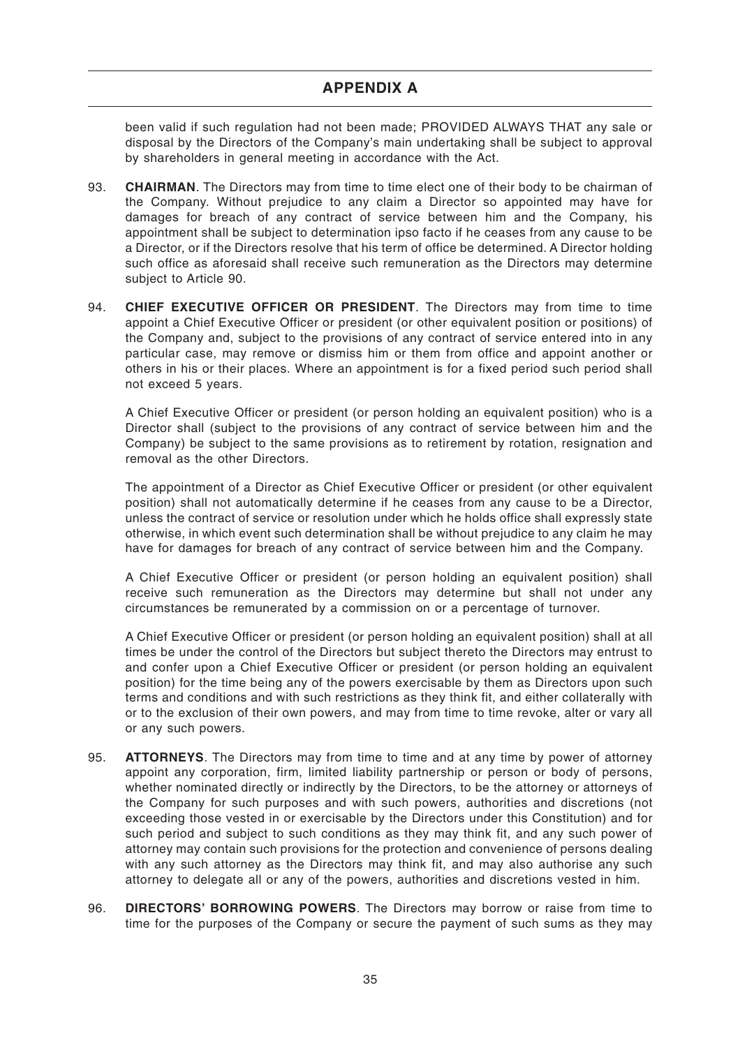been valid if such regulation had not been made; PROVIDED ALWAYS THAT any sale or disposal by the Directors of the Company's main undertaking shall be subject to approval by shareholders in general meeting in accordance with the Act.

93. **CHAIRMAN**. The Directors may from time to time elect one of their body to be chairman of the Company. Without prejudice to any claim a Director so appointed may have for damages for breach of any contract of service between him and the Company, his appointment shall be subject to determination ipso facto if he ceases from any cause to be a Director, or if the Directors resolve that his term of office be determined. A Director holding such office as aforesaid shall receive such remuneration as the Directors may determine subject to Article 90.

94. **CHIEF EXECUTIVE OFFICER OR PRESIDENT**. The Directors may from time to time appoint a Chief Executive Officer or president (or other equivalent position or positions) of the Company and, subject to the provisions of any contract of service entered into in any particular case, may remove or dismiss him or them from office and appoint another or others in his or their places. Where an appointment is for a fixed period such period shall not exceed 5 years.

   A Chief Executive Officer or president (or person holding an equivalent position) who is a Director shall (subject to the provisions of any contract of service between him and the Company) be subject to the same provisions as to retirement by rotation, resignation and removal as the other Directors.

   The appointment of a Director as Chief Executive Officer or president (or other equivalent position) shall not automatically determine if he ceases from any cause to be a Director, unless the contract of service or resolution under which he holds office shall expressly state otherwise, in which event such determination shall be without prejudice to any claim he may have for damages for breach of any contract of service between him and the Company.

   A Chief Executive Officer or president (or person holding an equivalent position) shall receive such remuneration as the Directors may determine but shall not under any circumstances be remunerated by a commission on or a percentage of turnover.

   A Chief Executive Officer or president (or person holding an equivalent position) shall at all times be under the control of the Directors but subject thereto the Directors may entrust to and confer upon a Chief Executive Officer or president (or person holding an equivalent position) for the time being any of the powers exercisable by them as Directors upon such terms and conditions and with such restrictions as they think fit, and either collaterally with or to the exclusion of their own powers, and may from time to time revoke, alter or vary all or any such powers.

95. **ATTORNEYS**. The Directors may from time to time and at any time by power of attorney appoint any corporation, firm, limited liability partnership or person or body of persons, whether nominated directly or indirectly by the Directors, to be the attorney or attorneys of the Company for such purposes and with such powers, authorities and discretions (not exceeding those vested in or exercisable by the Directors under this Constitution) and for such period and subject to such conditions as they may think fit, and any such power of attorney may contain such provisions for the protection and convenience of persons dealing with any such attorney as the Directors may think fit, and may also authorise any such attorney to delegate all or any of the powers, authorities and discretions vested in him.

96. **DIRECTORS' BORROWING POWERS**. The Directors may borrow or raise from time to time for the purposes of the Company or secure the payment of such sums as they may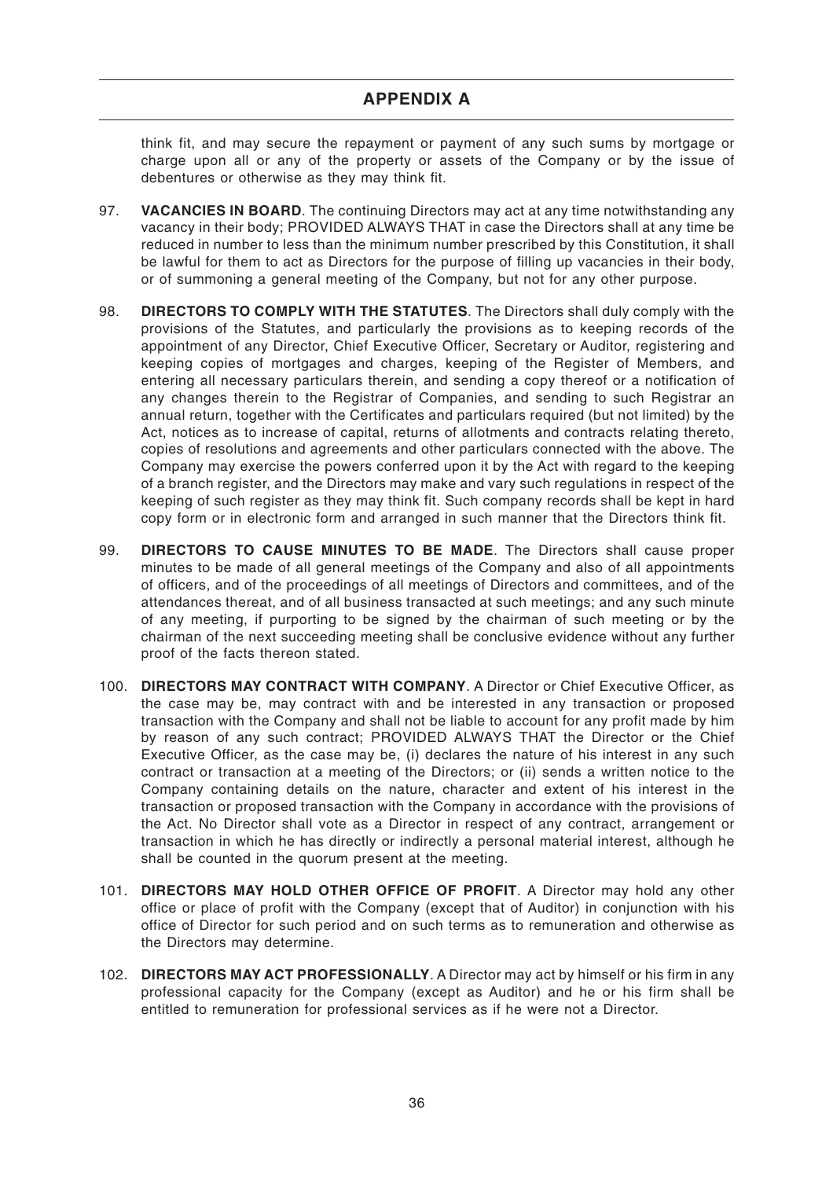think fit, and may secure the repayment or payment of any such sums by mortgage or charge upon all or any of the property or assets of the Company or by the issue of debentures or otherwise as they may think fit.

97. **VACANCIES IN BOARD**. The continuing Directors may act at any time notwithstanding any vacancy in their body; PROVIDED ALWAYS THAT in case the Directors shall at any time be reduced in number to less than the minimum number prescribed by this Constitution, it shall be lawful for them to act as Directors for the purpose of filling up vacancies in their body, or of summoning a general meeting of the Company, but not for any other purpose.

98. **DIRECTORS TO COMPLY WITH THE STATUTES**. The Directors shall duly comply with the provisions of the Statutes, and particularly the provisions as to keeping records of the appointment of any Director, Chief Executive Officer, Secretary or Auditor, registering and keeping copies of mortgages and charges, keeping of the Register of Members, and entering all necessary particulars therein, and sending a copy thereof or a notification of any changes therein to the Registrar of Companies, and sending to such Registrar an annual return, together with the Certificates and particulars required (but not limited) by the Act, notices as to increase of capital, returns of allotments and contracts relating thereto, copies of resolutions and agreements and other particulars connected with the above. The Company may exercise the powers conferred upon it by the Act with regard to the keeping of a branch register, and the Directors may make and vary such regulations in respect of the keeping of such register as they may think fit. Such company records shall be kept in hard copy form or in electronic form and arranged in such manner that the Directors think fit.

99. **DIRECTORS TO CAUSE MINUTES TO BE MADE**. The Directors shall cause proper minutes to be made of all general meetings of the Company and also of all appointments of officers, and of the proceedings of all meetings of Directors and committees, and of the attendances thereat, and of all business transacted at such meetings; and any such minute of any meeting, if purporting to be signed by the chairman of such meeting or by the chairman of the next succeeding meeting shall be conclusive evidence without any further proof of the facts thereon stated.

100. **DIRECTORS MAY CONTRACT WITH COMPANY**. A Director or Chief Executive Officer, as the case may be, may contract with and be interested in any transaction or proposed transaction with the Company and shall not be liable to account for any profit made by him by reason of any such contract; PROVIDED ALWAYS THAT the Director or the Chief Executive Officer, as the case may be, (i) declares the nature of his interest in any such contract or transaction at a meeting of the Directors; or (ii) sends a written notice to the Company containing details on the nature, character and extent of his interest in the transaction or proposed transaction with the Company in accordance with the provisions of the Act. No Director shall vote as a Director in respect of any contract, arrangement or transaction in which he has directly or indirectly a personal material interest, although he shall be counted in the quorum present at the meeting.

101. **DIRECTORS MAY HOLD OTHER OFFICE OF PROFIT**. A Director may hold any other office or place of profit with the Company (except that of Auditor) in conjunction with his office of Director for such period and on such terms as to remuneration and otherwise as the Directors may determine.

102. **DIRECTORS MAY ACT PROFESSIONALLY**. A Director may act by himself or his firm in any professional capacity for the Company (except as Auditor) and he or his firm shall be entitled to remuneration for professional services as if he were not a Director.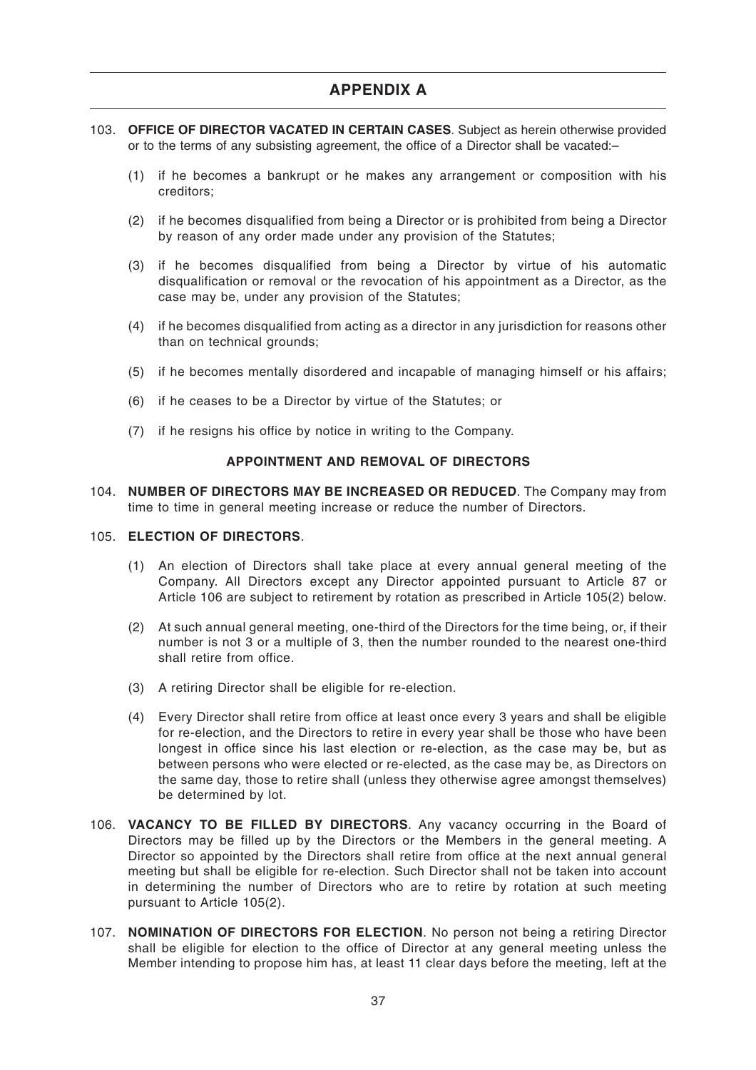# APPENDIX A

103. **OFFICE OF DIRECTOR VACATED IN CERTAIN CASES**. Subject as herein otherwise provided or to the terms of any subsisting agreement, the office of a Director shall be vacated:–

   (1) if he becomes a bankrupt or he makes any arrangement or composition with his creditors;

   (2) if he becomes disqualified from being a Director or is prohibited from being a Director by reason of any order made under any provision of the Statutes;

   (3) if he becomes disqualified from being a Director by virtue of his automatic disqualification or removal or the revocation of his appointment as a Director, as the case may be, under any provision of the Statutes;

   (4) if he becomes disqualified from acting as a director in any jurisdiction for reasons other than on technical grounds;

   (5) if he becomes mentally disordered and incapable of managing himself or his affairs;

   (6) if he ceases to be a Director by virtue of the Statutes; or

   (7) if he resigns his office by notice in writing to the Company.

**APPOINTMENT AND REMOVAL OF DIRECTORS**

104. **NUMBER OF DIRECTORS MAY BE INCREASED OR REDUCED**. The Company may from time to time in general meeting increase or reduce the number of Directors.

105. **ELECTION OF DIRECTORS**.

   (1) An election of Directors shall take place at every annual general meeting of the Company. All Directors except any Director appointed pursuant to Article 87 or Article 106 are subject to retirement by rotation as prescribed in Article 105(2) below.

   (2) At such annual general meeting, one-third of the Directors for the time being, or, if their number is not 3 or a multiple of 3, then the number rounded to the nearest one-third shall retire from office.

   (3) A retiring Director shall be eligible for re-election.

   (4) Every Director shall retire from office at least once every 3 years and shall be eligible for re-election, and the Directors to retire in every year shall be those who have been longest in office since his last election or re-election, as the case may be, but as between persons who were elected or re-elected, as the case may be, as Directors on the same day, those to retire shall (unless they otherwise agree amongst themselves) be determined by lot.

106. **VACANCY TO BE FILLED BY DIRECTORS**. Any vacancy occurring in the Board of Directors may be filled up by the Directors or the Members in the general meeting. A Director so appointed by the Directors shall retire from office at the next annual general meeting but shall be eligible for re-election. Such Director shall not be taken into account in determining the number of Directors who are to retire by rotation at such meeting pursuant to Article 105(2).

107. **NOMINATION OF DIRECTORS FOR ELECTION**. No person not being a retiring Director shall be eligible for election to the office of Director at any general meeting unless the Member intending to propose him has, at least 11 clear days before the meeting, left at the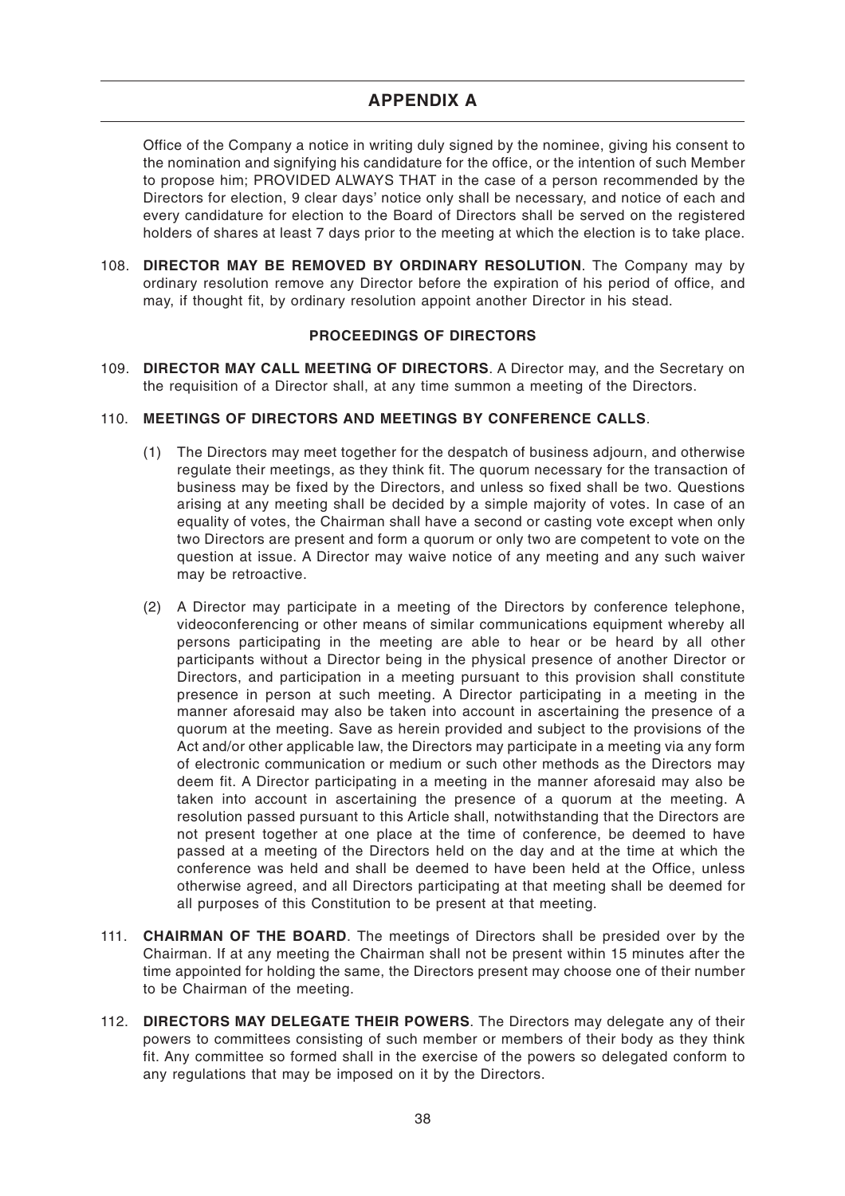Office of the Company a notice in writing duly signed by the nominee, giving his consent to the nomination and signifying his candidature for the office, or the intention of such Member to propose him; PROVIDED ALWAYS THAT in the case of a person recommended by the Directors for election, 9 clear days' notice only shall be necessary, and notice of each and every candidature for election to the Board of Directors shall be served on the registered holders of shares at least 7 days prior to the meeting at which the election is to take place.

108. **DIRECTOR MAY BE REMOVED BY ORDINARY RESOLUTION**. The Company may by ordinary resolution remove any Director before the expiration of his period of office, and may, if thought fit, by ordinary resolution appoint another Director in his stead.

**PROCEEDINGS OF DIRECTORS**

109. **DIRECTOR MAY CALL MEETING OF DIRECTORS**. A Director may, and the Secretary on the requisition of a Director shall, at any time summon a meeting of the Directors.

110. **MEETINGS OF DIRECTORS AND MEETINGS BY CONFERENCE CALLS**.

(1) The Directors may meet together for the despatch of business adjourn, and otherwise regulate their meetings, as they think fit. The quorum necessary for the transaction of business may be fixed by the Directors, and unless so fixed shall be two. Questions arising at any meeting shall be decided by a simple majority of votes. In case of an equality of votes, the Chairman shall have a second or casting vote except when only two Directors are present and form a quorum or only two are competent to vote on the question at issue. A Director may waive notice of any meeting and any such waiver may be retroactive.

(2) A Director may participate in a meeting of the Directors by conference telephone, videoconferencing or other means of similar communications equipment whereby all persons participating in the meeting are able to hear or be heard by all other participants without a Director being in the physical presence of another Director or Directors, and participation in a meeting pursuant to this provision shall constitute presence in person at such meeting. A Director participating in a meeting in the manner aforesaid may also be taken into account in ascertaining the presence of a quorum at the meeting. Save as herein provided and subject to the provisions of the Act and/or other applicable law, the Directors may participate in a meeting via any form of electronic communication or medium or such other methods as the Directors may deem fit. A Director participating in a meeting in the manner aforesaid may also be taken into account in ascertaining the presence of a quorum at the meeting. A resolution passed pursuant to this Article shall, notwithstanding that the Directors are not present together at one place at the time of conference, be deemed to have passed at a meeting of the Directors held on the day and at the time at which the conference was held and shall be deemed to have been held at the Office, unless otherwise agreed, and all Directors participating at that meeting shall be deemed for all purposes of this Constitution to be present at that meeting.

111. **CHAIRMAN OF THE BOARD**. The meetings of Directors shall be presided over by the Chairman. If at any meeting the Chairman shall not be present within 15 minutes after the time appointed for holding the same, the Directors present may choose one of their number to be Chairman of the meeting.

112. **DIRECTORS MAY DELEGATE THEIR POWERS**. The Directors may delegate any of their powers to committees consisting of such member or members of their body as they think fit. Any committee so formed shall in the exercise of the powers so delegated conform to any regulations that may be imposed on it by the Directors.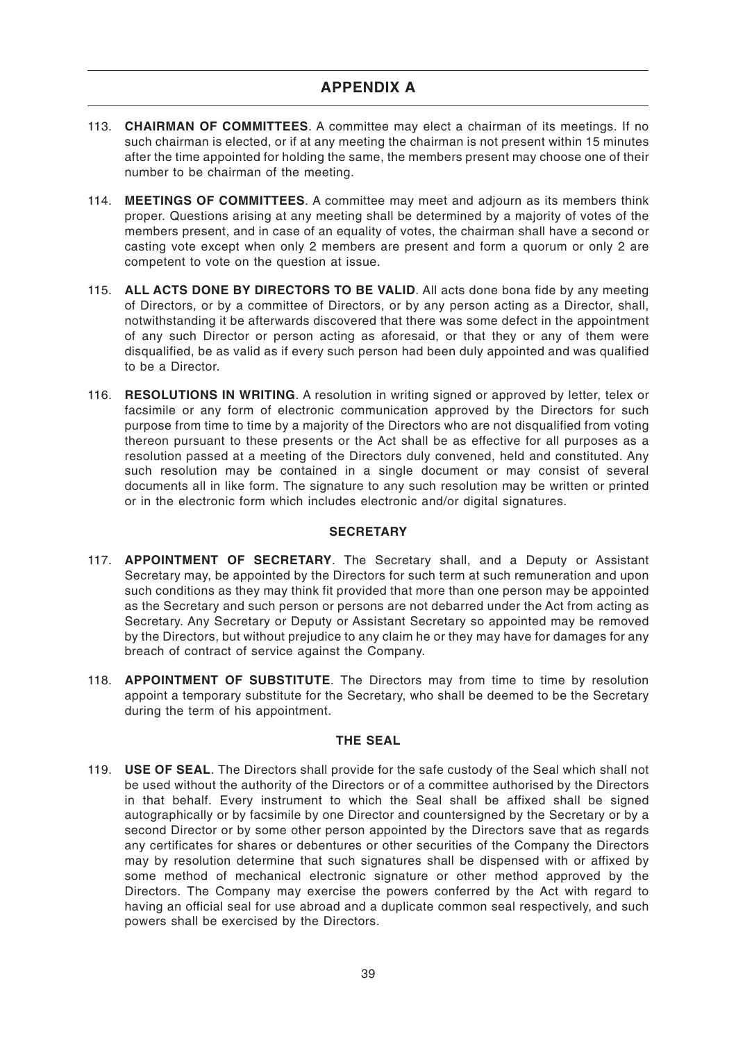## APPENDIX A

113. **CHAIRMAN OF COMMITTEES**. A committee may elect a chairman of its meetings. If no such chairman is elected, or if at any meeting the chairman is not present within 15 minutes after the time appointed for holding the same, the members present may choose one of their number to be chairman of the meeting.

114. **MEETINGS OF COMMITTEES**. A committee may meet and adjourn as its members think proper. Questions arising at any meeting shall be determined by a majority of votes of the members present, and in case of an equality of votes, the chairman shall have a second or casting vote except when only 2 members are present and form a quorum or only 2 are competent to vote on the question at issue.

115. **ALL ACTS DONE BY DIRECTORS TO BE VALID**. All acts done bona fide by any meeting of Directors, or by a committee of Directors, or by any person acting as a Director, shall, notwithstanding it be afterwards discovered that there was some defect in the appointment of any such Director or person acting as aforesaid, or that they or any of them were disqualified, be as valid as if every such person had been duly appointed and was qualified to be a Director.

116. **RESOLUTIONS IN WRITING**. A resolution in writing signed or approved by letter, telex or facsimile or any form of electronic communication approved by the Directors for such purpose from time to time by a majority of the Directors who are not disqualified from voting thereon pursuant to these presents or the Act shall be as effective for all purposes as a resolution passed at a meeting of the Directors duly convened, held and constituted. Any such resolution may be contained in a single document or may consist of several documents all in like form. The signature to any such resolution may be written or printed or in the electronic form which includes electronic and/or digital signatures.

### SECRETARY

117. **APPOINTMENT OF SECRETARY**. The Secretary shall, and a Deputy or Assistant Secretary may, be appointed by the Directors for such term at such remuneration and upon such conditions as they may think fit provided that more than one person may be appointed as the Secretary and such person or persons are not debarred under the Act from acting as Secretary. Any Secretary or Deputy or Assistant Secretary so appointed may be removed by the Directors, but without prejudice to any claim he or they may have for damages for any breach of contract of service against the Company.

118. **APPOINTMENT OF SUBSTITUTE**. The Directors may from time to time by resolution appoint a temporary substitute for the Secretary, who shall be deemed to be the Secretary during the term of his appointment.

### THE SEAL

119. **USE OF SEAL**. The Directors shall provide for the safe custody of the Seal which shall not be used without the authority of the Directors or of a committee authorised by the Directors in that behalf. Every instrument to which the Seal shall be affixed shall be signed autographically or by facsimile by one Director and countersigned by the Secretary or by a second Director or by some other person appointed by the Directors save that as regards any certificates for shares or debentures or other securities of the Company the Directors may by resolution determine that such signatures shall be dispensed with or affixed by some method of mechanical electronic signature or other method approved by the Directors. The Company may exercise the powers conferred by the Act with regard to having an official seal for use abroad and a duplicate common seal respectively, and such powers shall be exercised by the Directors.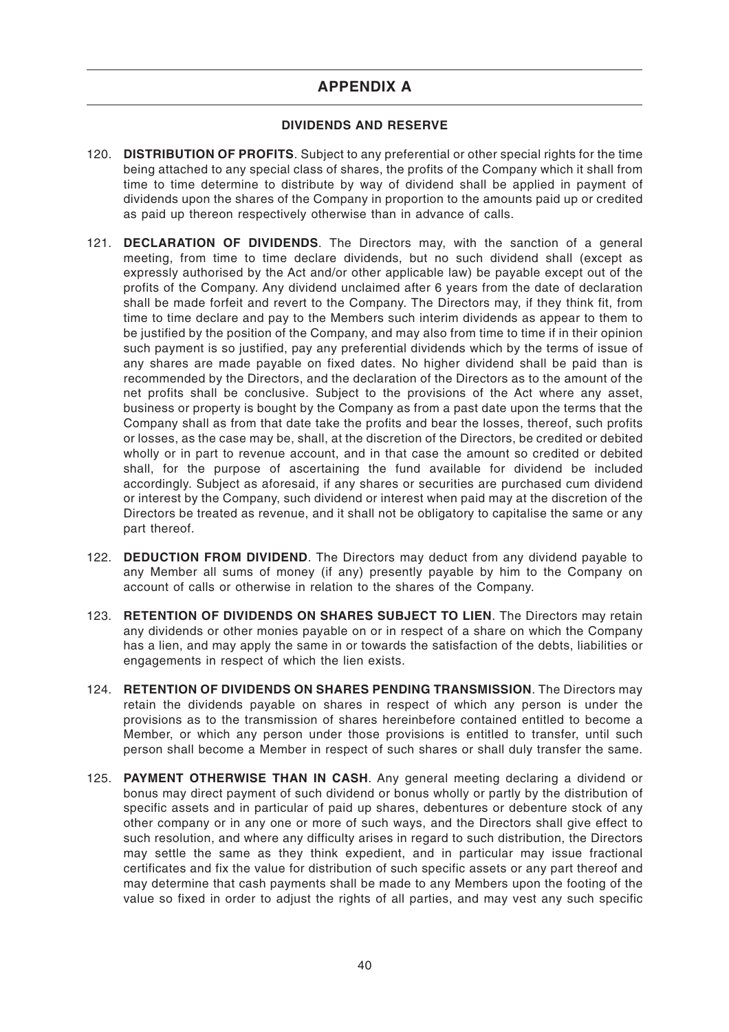# APPENDIX A

### DIVIDENDS AND RESERVE

120. **DISTRIBUTION OF PROFITS**. Subject to any preferential or other special rights for the time being attached to any special class of shares, the profits of the Company which it shall from time to time determine to distribute by way of dividend shall be applied in payment of dividends upon the shares of the Company in proportion to the amounts paid up or credited as paid up thereon respectively otherwise than in advance of calls.

121. **DECLARATION OF DIVIDENDS**. The Directors may, with the sanction of a general meeting, from time to time declare dividends, but no such dividend shall (except as expressly authorised by the Act and/or other applicable law) be payable except out of the profits of the Company. Any dividend unclaimed after 6 years from the date of declaration shall be made forfeit and revert to the Company. The Directors may, if they think fit, from time to time declare and pay to the Members such interim dividends as appear to them to be justified by the position of the Company, and may also from time to time if in their opinion such payment is so justified, pay any preferential dividends which by the terms of issue of any shares are made payable on fixed dates. No higher dividend shall be paid than is recommended by the Directors, and the declaration of the Directors as to the amount of the net profits shall be conclusive. Subject to the provisions of the Act where any asset, business or property is bought by the Company as from a past date upon the terms that the Company shall as from that date take the profits and bear the losses, thereof, such profits or losses, as the case may be, shall, at the discretion of the Directors, be credited or debited wholly or in part to revenue account, and in that case the amount so credited or debited shall, for the purpose of ascertaining the fund available for dividend be included accordingly. Subject as aforesaid, if any shares or securities are purchased cum dividend or interest by the Company, such dividend or interest when paid may at the discretion of the Directors be treated as revenue, and it shall not be obligatory to capitalise the same or any part thereof.

122. **DEDUCTION FROM DIVIDEND**. The Directors may deduct from any dividend payable to any Member all sums of money (if any) presently payable by him to the Company on account of calls or otherwise in relation to the shares of the Company.

123. **RETENTION OF DIVIDENDS ON SHARES SUBJECT TO LIEN**. The Directors may retain any dividends or other monies payable on or in respect of a share on which the Company has a lien, and may apply the same in or towards the satisfaction of the debts, liabilities or engagements in respect of which the lien exists.

124. **RETENTION OF DIVIDENDS ON SHARES PENDING TRANSMISSION**. The Directors may retain the dividends payable on shares in respect of which any person is under the provisions as to the transmission of shares hereinbefore contained entitled to become a Member, or which any person under those provisions is entitled to transfer, until such person shall become a Member in respect of such shares or shall duly transfer the same.

125. **PAYMENT OTHERWISE THAN IN CASH**. Any general meeting declaring a dividend or bonus may direct payment of such dividend or bonus wholly or partly by the distribution of specific assets and in particular of paid up shares, debentures or debenture stock of any other company or in any one or more of such ways, and the Directors shall give effect to such resolution, and where any difficulty arises in regard to such distribution, the Directors may settle the same as they think expedient, and in particular may issue fractional certificates and fix the value for distribution of such specific assets or any part thereof and may determine that cash payments shall be made to any Members upon the footing of the value so fixed in order to adjust the rights of all parties, and may vest any such specific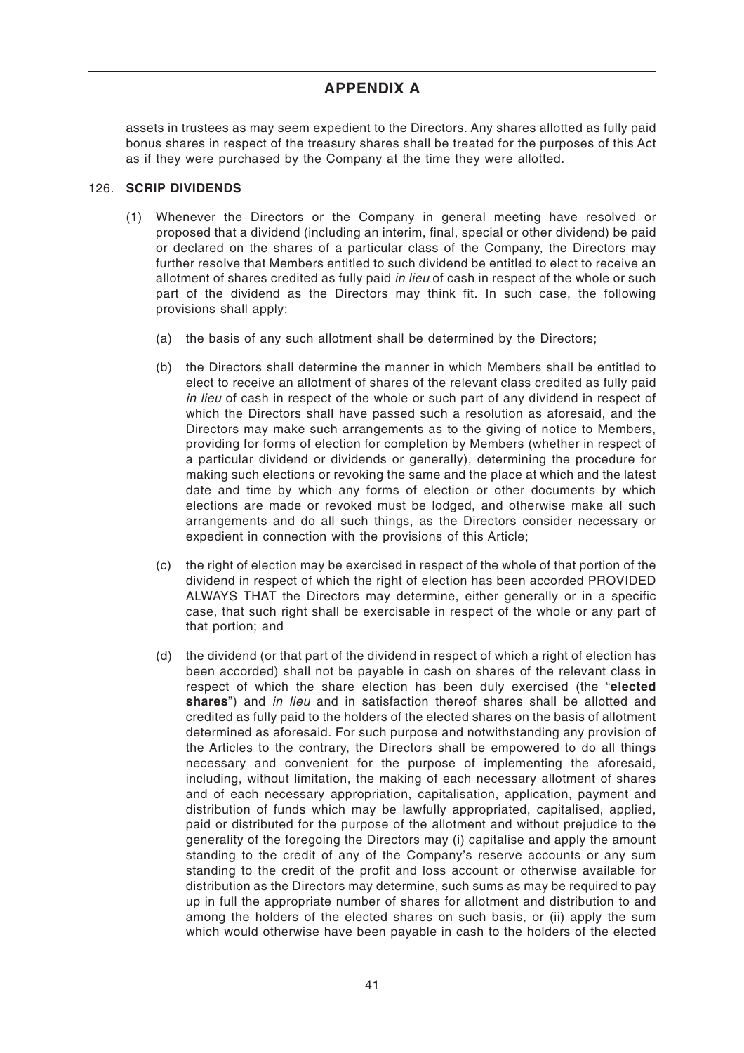assets in trustees as may seem expedient to the Directors. Any shares allotted as fully paid bonus shares in respect of the treasury shares shall be treated for the purposes of this Act as if they were purchased by the Company at the time they were allotted.

126. **SCRIP DIVIDENDS**

(1) Whenever the Directors or the Company in general meeting have resolved or proposed that a dividend (including an interim, final, special or other dividend) be paid or declared on the shares of a particular class of the Company, the Directors may further resolve that Members entitled to such dividend be entitled to elect to receive an allotment of shares credited as fully paid *in lieu* of cash in respect of the whole or such part of the dividend as the Directors may think fit. In such case, the following provisions shall apply:

(a) the basis of any such allotment shall be determined by the Directors;

(b) the Directors shall determine the manner in which Members shall be entitled to elect to receive an allotment of shares of the relevant class credited as fully paid *in lieu* of cash in respect of the whole or such part of any dividend in respect of which the Directors shall have passed such a resolution as aforesaid, and the Directors may make such arrangements as to the giving of notice to Members, providing for forms of election for completion by Members (whether in respect of a particular dividend or dividends or generally), determining the procedure for making such elections or revoking the same and the place at which and the latest date and time by which any forms of election or other documents by which elections are made or revoked must be lodged, and otherwise make all such arrangements and do all such things, as the Directors consider necessary or expedient in connection with the provisions of this Article;

(c) the right of election may be exercised in respect of the whole of that portion of the dividend in respect of which the right of election has been accorded PROVIDED ALWAYS THAT the Directors may determine, either generally or in a specific case, that such right shall be exercisable in respect of the whole or any part of that portion; and

(d) the dividend (or that part of the dividend in respect of which a right of election has been accorded) shall not be payable in cash on shares of the relevant class in respect of which the share election has been duly exercised (the "**elected shares**") and *in lieu* and in satisfaction thereof shares shall be allotted and credited as fully paid to the holders of the elected shares on the basis of allotment determined as aforesaid. For such purpose and notwithstanding any provision of the Articles to the contrary, the Directors shall be empowered to do all things necessary and convenient for the purpose of implementing the aforesaid, including, without limitation, the making of each necessary allotment of shares and of each necessary appropriation, capitalisation, application, payment and distribution of funds which may be lawfully appropriated, capitalised, applied, paid or distributed for the purpose of the allotment and without prejudice to the generality of the foregoing the Directors may (i) capitalise and apply the amount standing to the credit of any of the Company's reserve accounts or any sum standing to the credit of the profit and loss account or otherwise available for distribution as the Directors may determine, such sums as may be required to pay up in full the appropriate number of shares for allotment and distribution to and among the holders of the elected shares on such basis, or (ii) apply the sum which would otherwise have been payable in cash to the holders of the elected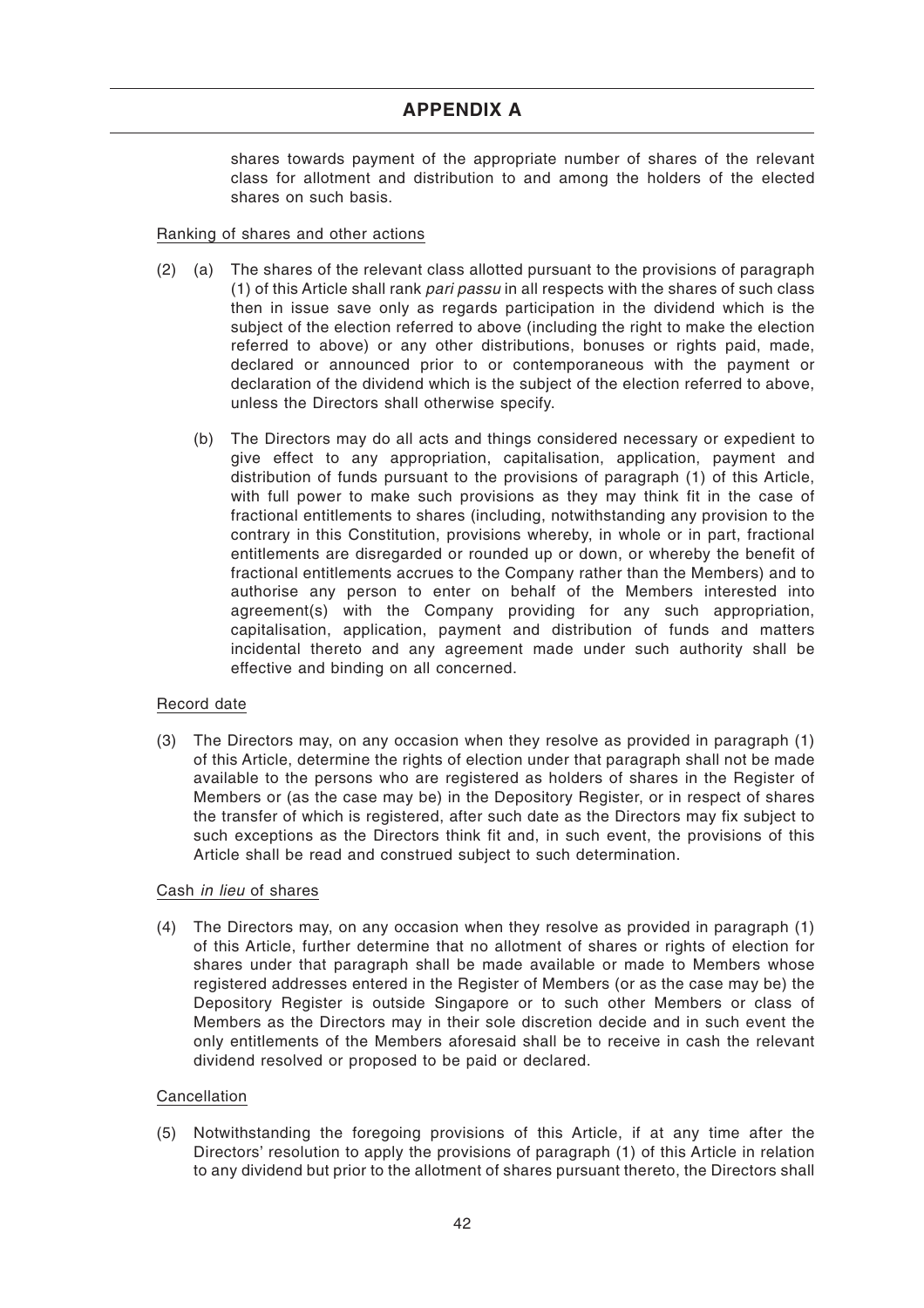shares towards payment of the appropriate number of shares of the relevant class for allotment and distribution to and among the holders of the elected shares on such basis.

Ranking of shares and other actions

(2) (a) The shares of the relevant class allotted pursuant to the provisions of paragraph (1) of this Article shall rank *pari passu* in all respects with the shares of such class then in issue save only as regards participation in the dividend which is the subject of the election referred to above (including the right to make the election referred to above) or any other distributions, bonuses or rights paid, made, declared or announced prior to or contemporaneous with the payment or declaration of the dividend which is the subject of the election referred to above, unless the Directors shall otherwise specify.

(b) The Directors may do all acts and things considered necessary or expedient to give effect to any appropriation, capitalisation, application, payment and distribution of funds pursuant to the provisions of paragraph (1) of this Article, with full power to make such provisions as they may think fit in the case of fractional entitlements to shares (including, notwithstanding any provision to the contrary in this Constitution, provisions whereby, in whole or in part, fractional entitlements are disregarded or rounded up or down, or whereby the benefit of fractional entitlements accrues to the Company rather than the Members) and to authorise any person to enter on behalf of the Members interested into agreement(s) with the Company providing for any such appropriation, capitalisation, application, payment and distribution of funds and matters incidental thereto and any agreement made under such authority shall be effective and binding on all concerned.

Record date

(3) The Directors may, on any occasion when they resolve as provided in paragraph (1) of this Article, determine the rights of election under that paragraph shall not be made available to the persons who are registered as holders of shares in the Register of Members or (as the case may be) in the Depository Register, or in respect of shares the transfer of which is registered, after such date as the Directors may fix subject to such exceptions as the Directors think fit and, in such event, the provisions of this Article shall be read and construed subject to such determination.

Cash *in lieu* of shares

(4) The Directors may, on any occasion when they resolve as provided in paragraph (1) of this Article, further determine that no allotment of shares or rights of election for shares under that paragraph shall be made available or made to Members whose registered addresses entered in the Register of Members (or as the case may be) the Depository Register is outside Singapore or to such other Members or class of Members as the Directors may in their sole discretion decide and in such event the only entitlements of the Members aforesaid shall be to receive in cash the relevant dividend resolved or proposed to be paid or declared.

Cancellation

(5) Notwithstanding the foregoing provisions of this Article, if at any time after the Directors' resolution to apply the provisions of paragraph (1) of this Article in relation to any dividend but prior to the allotment of shares pursuant thereto, the Directors shall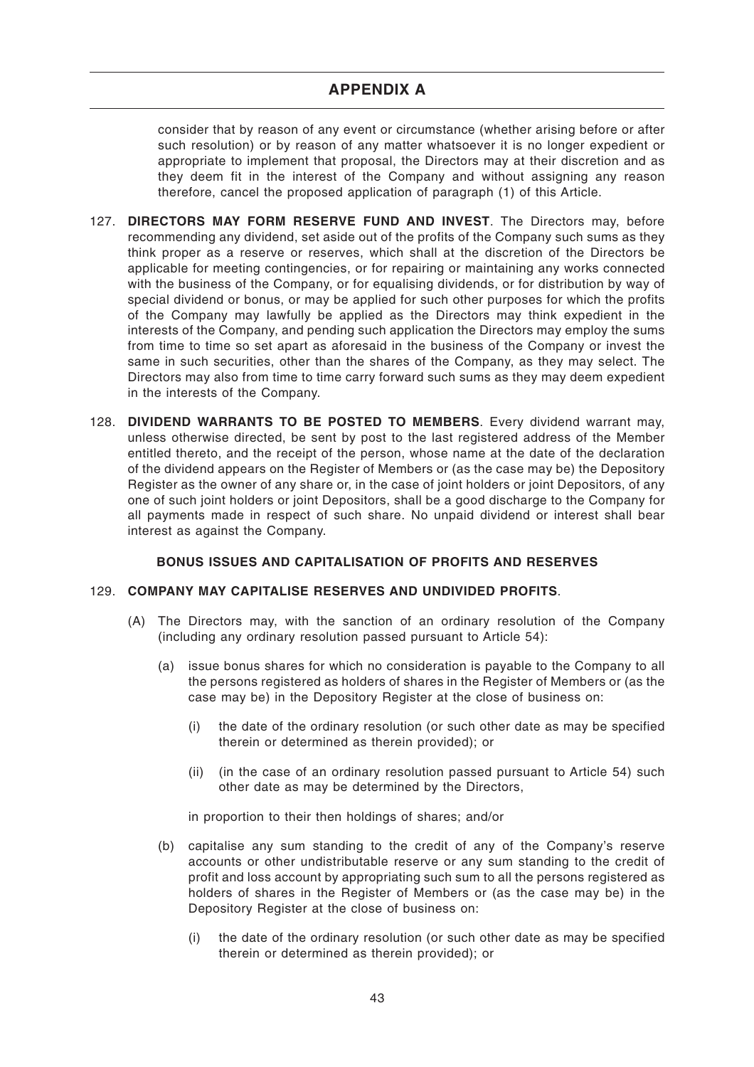consider that by reason of any event or circumstance (whether arising before or after such resolution) or by reason of any matter whatsoever it is no longer expedient or appropriate to implement that proposal, the Directors may at their discretion and as they deem fit in the interest of the Company and without assigning any reason therefore, cancel the proposed application of paragraph (1) of this Article.

127. **DIRECTORS MAY FORM RESERVE FUND AND INVEST**. The Directors may, before recommending any dividend, set aside out of the profits of the Company such sums as they think proper as a reserve or reserves, which shall at the discretion of the Directors be applicable for meeting contingencies, or for repairing or maintaining any works connected with the business of the Company, or for equalising dividends, or for distribution by way of special dividend or bonus, or may be applied for such other purposes for which the profits of the Company may lawfully be applied as the Directors may think expedient in the interests of the Company, and pending such application the Directors may employ the sums from time to time so set apart as aforesaid in the business of the Company or invest the same in such securities, other than the shares of the Company, as they may select. The Directors may also from time to time carry forward such sums as they may deem expedient in the interests of the Company.

128. **DIVIDEND WARRANTS TO BE POSTED TO MEMBERS**. Every dividend warrant may, unless otherwise directed, be sent by post to the last registered address of the Member entitled thereto, and the receipt of the person, whose name at the date of the declaration of the dividend appears on the Register of Members or (as the case may be) the Depository Register as the owner of any share or, in the case of joint holders or joint Depositors, of any one of such joint holders or joint Depositors, shall be a good discharge to the Company for all payments made in respect of such share. No unpaid dividend or interest shall bear interest as against the Company.

**BONUS ISSUES AND CAPITALISATION OF PROFITS AND RESERVES**

129. **COMPANY MAY CAPITALISE RESERVES AND UNDIVIDED PROFITS**.

(A) The Directors may, with the sanction of an ordinary resolution of the Company (including any ordinary resolution passed pursuant to Article 54):

(a) issue bonus shares for which no consideration is payable to the Company to all the persons registered as holders of shares in the Register of Members or (as the case may be) in the Depository Register at the close of business on:

(i) the date of the ordinary resolution (or such other date as may be specified therein or determined as therein provided); or

(ii) (in the case of an ordinary resolution passed pursuant to Article 54) such other date as may be determined by the Directors,

in proportion to their then holdings of shares; and/or

(b) capitalise any sum standing to the credit of any of the Company's reserve accounts or other undistributable reserve or any sum standing to the credit of profit and loss account by appropriating such sum to all the persons registered as holders of shares in the Register of Members or (as the case may be) in the Depository Register at the close of business on:

(i) the date of the ordinary resolution (or such other date as may be specified therein or determined as therein provided); or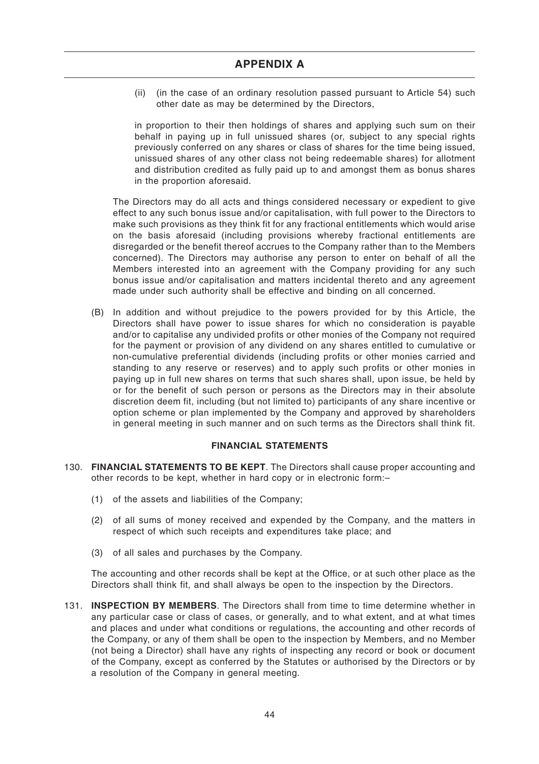## APPENDIX A

(ii) (in the case of an ordinary resolution passed pursuant to Article 54) such other date as may be determined by the Directors,

in proportion to their then holdings of shares and applying such sum on their behalf in paying up in full unissued shares (or, subject to any special rights previously conferred on any shares or class of shares for the time being issued, unissued shares of any other class not being redeemable shares) for allotment and distribution credited as fully paid up to and amongst them as bonus shares in the proportion aforesaid.

The Directors may do all acts and things considered necessary or expedient to give effect to any such bonus issue and/or capitalisation, with full power to the Directors to make such provisions as they think fit for any fractional entitlements which would arise on the basis aforesaid (including provisions whereby fractional entitlements are disregarded or the benefit thereof accrues to the Company rather than to the Members concerned). The Directors may authorise any person to enter on behalf of all the Members interested into an agreement with the Company providing for any such bonus issue and/or capitalisation and matters incidental thereto and any agreement made under such authority shall be effective and binding on all concerned.

(B) In addition and without prejudice to the powers provided for by this Article, the Directors shall have power to issue shares for which no consideration is payable and/or to capitalise any undivided profits or other monies of the Company not required for the payment or provision of any dividend on any shares entitled to cumulative or non-cumulative preferential dividends (including profits or other monies carried and standing to any reserve or reserves) and to apply such profits or other monies in paying up in full new shares on terms that such shares shall, upon issue, be held by or for the benefit of such person or persons as the Directors may in their absolute discretion deem fit, including (but not limited to) participants of any share incentive or option scheme or plan implemented by the Company and approved by shareholders in general meeting in such manner and on such terms as the Directors shall think fit.

### FINANCIAL STATEMENTS

130. **FINANCIAL STATEMENTS TO BE KEPT**. The Directors shall cause proper accounting and other records to be kept, whether in hard copy or in electronic form:–

(1) of the assets and liabilities of the Company;

(2) of all sums of money received and expended by the Company, and the matters in respect of which such receipts and expenditures take place; and

(3) of all sales and purchases by the Company.

The accounting and other records shall be kept at the Office, or at such other place as the Directors shall think fit, and shall always be open to the inspection by the Directors.

131. **INSPECTION BY MEMBERS**. The Directors shall from time to time determine whether in any particular case or class of cases, or generally, and to what extent, and at what times and places and under what conditions or regulations, the accounting and other records of the Company, or any of them shall be open to the inspection by Members, and no Member (not being a Director) shall have any rights of inspecting any record or book or document of the Company, except as conferred by the Statutes or authorised by the Directors or by a resolution of the Company in general meeting.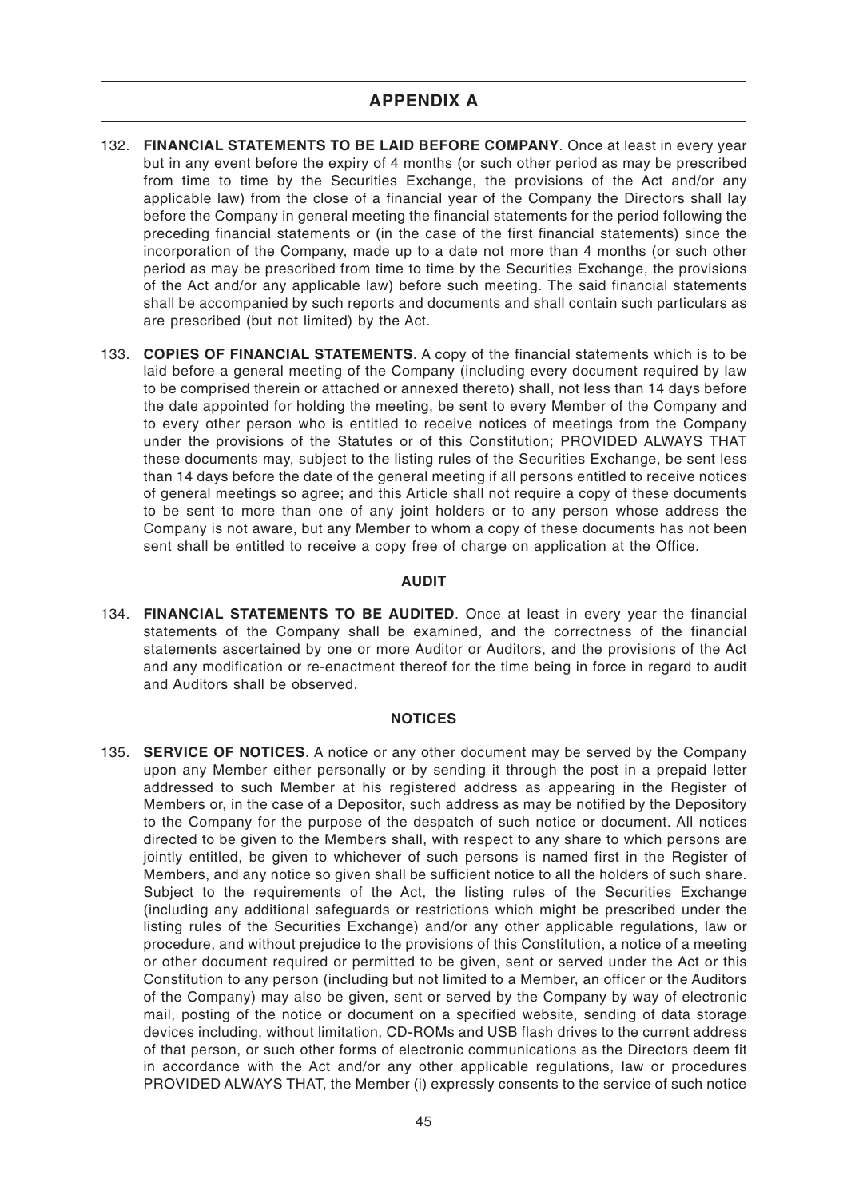## APPENDIX A

132. **FINANCIAL STATEMENTS TO BE LAID BEFORE COMPANY**. Once at least in every year but in any event before the expiry of 4 months (or such other period as may be prescribed from time to time by the Securities Exchange, the provisions of the Act and/or any applicable law) from the close of a financial year of the Company the Directors shall lay before the Company in general meeting the financial statements for the period following the preceding financial statements or (in the case of the first financial statements) since the incorporation of the Company, made up to a date not more than 4 months (or such other period as may be prescribed from time to time by the Securities Exchange, the provisions of the Act and/or any applicable law) before such meeting. The said financial statements shall be accompanied by such reports and documents and shall contain such particulars as are prescribed (but not limited) by the Act.

133. **COPIES OF FINANCIAL STATEMENTS**. A copy of the financial statements which is to be laid before a general meeting of the Company (including every document required by law to be comprised therein or attached or annexed thereto) shall, not less than 14 days before the date appointed for holding the meeting, be sent to every Member of the Company and to every other person who is entitled to receive notices of meetings from the Company under the provisions of the Statutes or of this Constitution; PROVIDED ALWAYS THAT these documents may, subject to the listing rules of the Securities Exchange, be sent less than 14 days before the date of the general meeting if all persons entitled to receive notices of general meetings so agree; and this Article shall not require a copy of these documents to be sent to more than one of any joint holders or to any person whose address the Company is not aware, but any Member to whom a copy of these documents has not been sent shall be entitled to receive a copy free of charge on application at the Office.

### AUDIT

134. **FINANCIAL STATEMENTS TO BE AUDITED**. Once at least in every year the financial statements of the Company shall be examined, and the correctness of the financial statements ascertained by one or more Auditor or Auditors, and the provisions of the Act and any modification or re-enactment thereof for the time being in force in regard to audit and Auditors shall be observed.

### NOTICES

135. **SERVICE OF NOTICES**. A notice or any other document may be served by the Company upon any Member either personally or by sending it through the post in a prepaid letter addressed to such Member at his registered address as appearing in the Register of Members or, in the case of a Depositor, such address as may be notified by the Depository to the Company for the purpose of the despatch of such notice or document. All notices directed to be given to the Members shall, with respect to any share to which persons are jointly entitled, be given to whichever of such persons is named first in the Register of Members, and any notice so given shall be sufficient notice to all the holders of such share. Subject to the requirements of the Act, the listing rules of the Securities Exchange (including any additional safeguards or restrictions which might be prescribed under the listing rules of the Securities Exchange) and/or any other applicable regulations, law or procedure, and without prejudice to the provisions of this Constitution, a notice of a meeting or other document required or permitted to be given, sent or served under the Act or this Constitution to any person (including but not limited to a Member, an officer or the Auditors of the Company) may also be given, sent or served by the Company by way of electronic mail, posting of the notice or document on a specified website, sending of data storage devices including, without limitation, CD-ROMs and USB flash drives to the current address of that person, or such other forms of electronic communications as the Directors deem fit in accordance with the Act and/or any other applicable regulations, law or procedures PROVIDED ALWAYS THAT, the Member (i) expressly consents to the service of such notice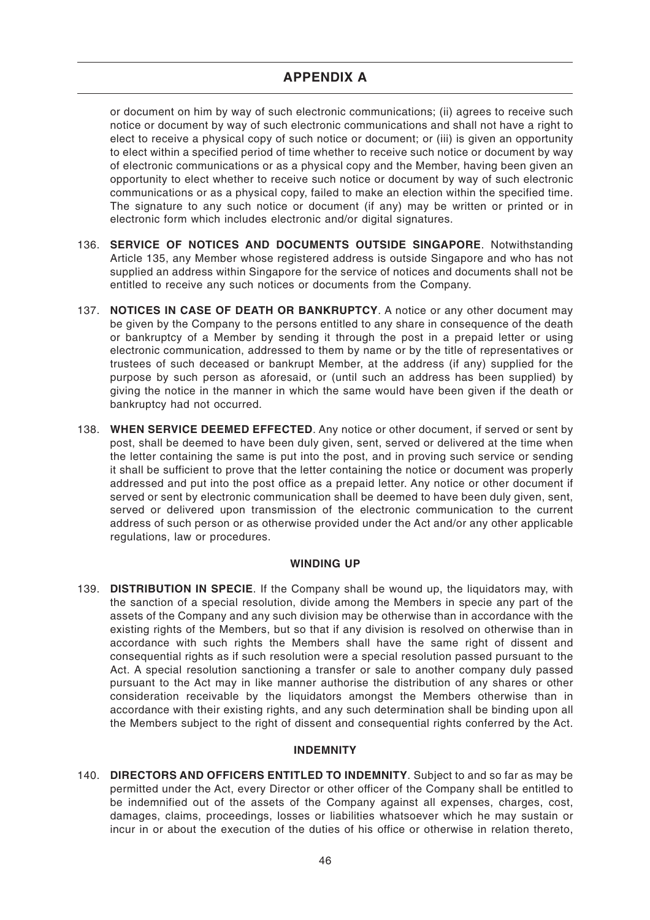or document on him by way of such electronic communications; (ii) agrees to receive such notice or document by way of such electronic communications and shall not have a right to elect to receive a physical copy of such notice or document; or (iii) is given an opportunity to elect within a specified period of time whether to receive such notice or document by way of electronic communications or as a physical copy and the Member, having been given an opportunity to elect whether to receive such notice or document by way of such electronic communications or as a physical copy, failed to make an election within the specified time. The signature to any such notice or document (if any) may be written or printed or in electronic form which includes electronic and/or digital signatures.

136. **SERVICE OF NOTICES AND DOCUMENTS OUTSIDE SINGAPORE**. Notwithstanding Article 135, any Member whose registered address is outside Singapore and who has not supplied an address within Singapore for the service of notices and documents shall not be entitled to receive any such notices or documents from the Company.

137. **NOTICES IN CASE OF DEATH OR BANKRUPTCY**. A notice or any other document may be given by the Company to the persons entitled to any share in consequence of the death or bankruptcy of a Member by sending it through the post in a prepaid letter or using electronic communication, addressed to them by name or by the title of representatives or trustees of such deceased or bankrupt Member, at the address (if any) supplied for the purpose by such person as aforesaid, or (until such an address has been supplied) by giving the notice in the manner in which the same would have been given if the death or bankruptcy had not occurred.

138. **WHEN SERVICE DEEMED EFFECTED**. Any notice or other document, if served or sent by post, shall be deemed to have been duly given, sent, served or delivered at the time when the letter containing the same is put into the post, and in proving such service or sending it shall be sufficient to prove that the letter containing the notice or document was properly addressed and put into the post office as a prepaid letter. Any notice or other document if served or sent by electronic communication shall be deemed to have been duly given, sent, served or delivered upon transmission of the electronic communication to the current address of such person or as otherwise provided under the Act and/or any other applicable regulations, law or procedures.

## WINDING UP

139. **DISTRIBUTION IN SPECIE**. If the Company shall be wound up, the liquidators may, with the sanction of a special resolution, divide among the Members in specie any part of the assets of the Company and any such division may be otherwise than in accordance with the existing rights of the Members, but so that if any division is resolved on otherwise than in accordance with such rights the Members shall have the same right of dissent and consequential rights as if such resolution were a special resolution passed pursuant to the Act. A special resolution sanctioning a transfer or sale to another company duly passed pursuant to the Act may in like manner authorise the distribution of any shares or other consideration receivable by the liquidators amongst the Members otherwise than in accordance with their existing rights, and any such determination shall be binding upon all the Members subject to the right of dissent and consequential rights conferred by the Act.

## INDEMNITY

140. **DIRECTORS AND OFFICERS ENTITLED TO INDEMNITY**. Subject to and so far as may be permitted under the Act, every Director or other officer of the Company shall be entitled to be indemnified out of the assets of the Company against all expenses, charges, cost, damages, claims, proceedings, losses or liabilities whatsoever which he may sustain or incur in or about the execution of the duties of his office or otherwise in relation thereto,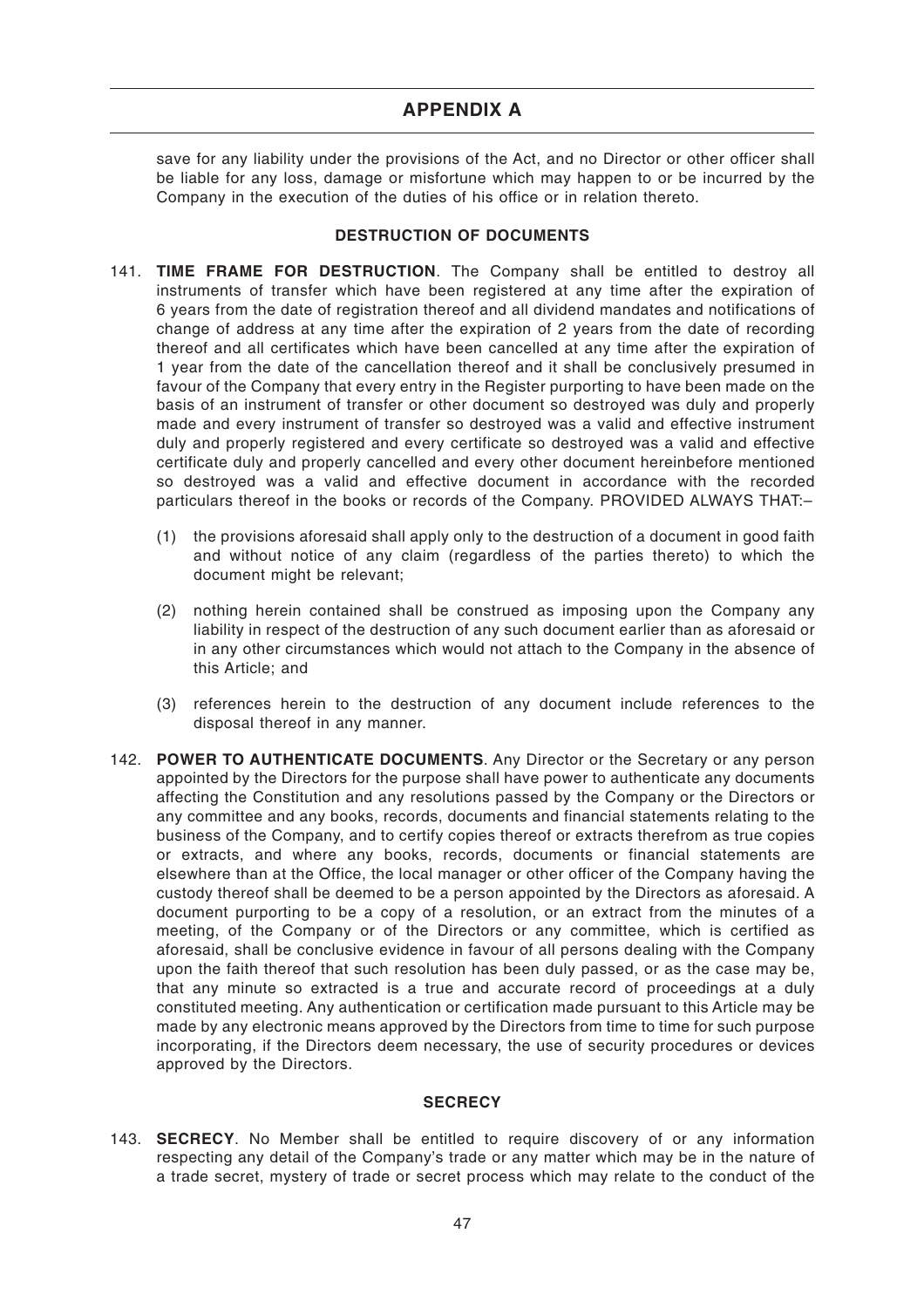save for any liability under the provisions of the Act, and no Director or other officer shall be liable for any loss, damage or misfortune which may happen to or be incurred by the Company in the execution of the duties of his office or in relation thereto.

### DESTRUCTION OF DOCUMENTS

141. **TIME FRAME FOR DESTRUCTION**. The Company shall be entitled to destroy all instruments of transfer which have been registered at any time after the expiration of 6 years from the date of registration thereof and all dividend mandates and notifications of change of address at any time after the expiration of 2 years from the date of recording thereof and all certificates which have been cancelled at any time after the expiration of 1 year from the date of the cancellation thereof and it shall be conclusively presumed in favour of the Company that every entry in the Register purporting to have been made on the basis of an instrument of transfer or other document so destroyed was duly and properly made and every instrument of transfer so destroyed was a valid and effective instrument duly and properly registered and every certificate so destroyed was a valid and effective certificate duly and properly cancelled and every other document hereinbefore mentioned so destroyed was a valid and effective document in accordance with the recorded particulars thereof in the books or records of the Company. PROVIDED ALWAYS THAT:–

    (1) the provisions aforesaid shall apply only to the destruction of a document in good faith and without notice of any claim (regardless of the parties thereto) to which the document might be relevant;

    (2) nothing herein contained shall be construed as imposing upon the Company any liability in respect of the destruction of any such document earlier than as aforesaid or in any other circumstances which would not attach to the Company in the absence of this Article; and

    (3) references herein to the destruction of any document include references to the disposal thereof in any manner.

142. **POWER TO AUTHENTICATE DOCUMENTS**. Any Director or the Secretary or any person appointed by the Directors for the purpose shall have power to authenticate any documents affecting the Constitution and any resolutions passed by the Company or the Directors or any committee and any books, records, documents and financial statements relating to the business of the Company, and to certify copies thereof or extracts therefrom as true copies or extracts, and where any books, records, documents or financial statements are elsewhere than at the Office, the local manager or other officer of the Company having the custody thereof shall be deemed to be a person appointed by the Directors as aforesaid. A document purporting to be a copy of a resolution, or an extract from the minutes of a meeting, of the Company or of the Directors or any committee, which is certified as aforesaid, shall be conclusive evidence in favour of all persons dealing with the Company upon the faith thereof that such resolution has been duly passed, or as the case may be, that any minute so extracted is a true and accurate record of proceedings at a duly constituted meeting. Any authentication or certification made pursuant to this Article may be made by any electronic means approved by the Directors from time to time for such purpose incorporating, if the Directors deem necessary, the use of security procedures or devices approved by the Directors.

### SECRECY

143. **SECRECY**. No Member shall be entitled to require discovery of or any information respecting any detail of the Company's trade or any matter which may be in the nature of a trade secret, mystery of trade or secret process which may relate to the conduct of the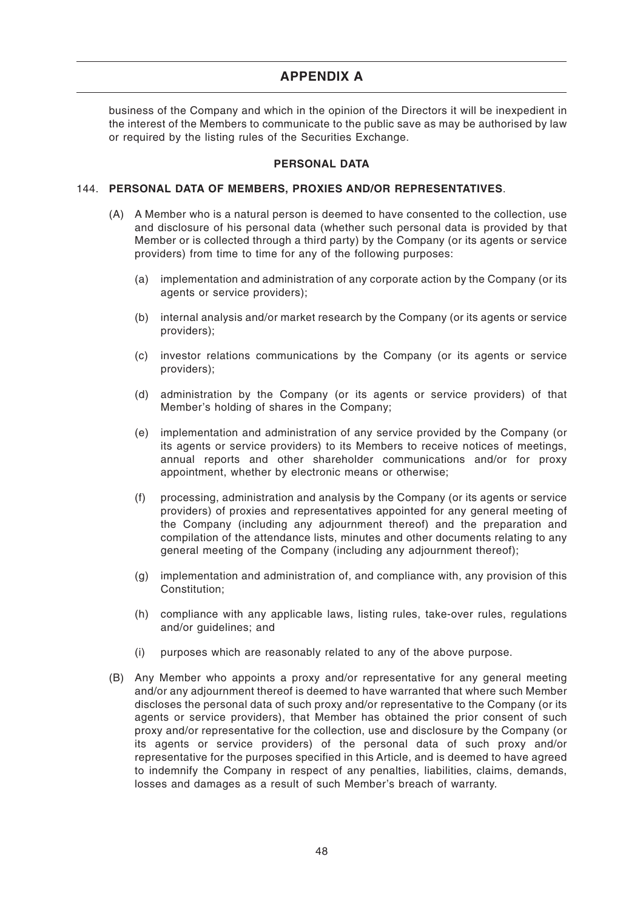business of the Company and which in the opinion of the Directors it will be inexpedient in the interest of the Members to communicate to the public save as may be authorised by law or required by the listing rules of the Securities Exchange.

**PERSONAL DATA**

144. **PERSONAL DATA OF MEMBERS, PROXIES AND/OR REPRESENTATIVES**.

(A) A Member who is a natural person is deemed to have consented to the collection, use and disclosure of his personal data (whether such personal data is provided by that Member or is collected through a third party) by the Company (or its agents or service providers) from time to time for any of the following purposes:

(a) implementation and administration of any corporate action by the Company (or its agents or service providers);

(b) internal analysis and/or market research by the Company (or its agents or service providers);

(c) investor relations communications by the Company (or its agents or service providers);

(d) administration by the Company (or its agents or service providers) of that Member's holding of shares in the Company;

(e) implementation and administration of any service provided by the Company (or its agents or service providers) to its Members to receive notices of meetings, annual reports and other shareholder communications and/or for proxy appointment, whether by electronic means or otherwise;

(f) processing, administration and analysis by the Company (or its agents or service providers) of proxies and representatives appointed for any general meeting of the Company (including any adjournment thereof) and the preparation and compilation of the attendance lists, minutes and other documents relating to any general meeting of the Company (including any adjournment thereof);

(g) implementation and administration of, and compliance with, any provision of this Constitution;

(h) compliance with any applicable laws, listing rules, take-over rules, regulations and/or guidelines; and

(i) purposes which are reasonably related to any of the above purpose.

(B) Any Member who appoints a proxy and/or representative for any general meeting and/or any adjournment thereof is deemed to have warranted that where such Member discloses the personal data of such proxy and/or representative to the Company (or its agents or service providers), that Member has obtained the prior consent of such proxy and/or representative for the collection, use and disclosure by the Company (or its agents or service providers) of the personal data of such proxy and/or representative for the purposes specified in this Article, and is deemed to have agreed to indemnify the Company in respect of any penalties, liabilities, claims, demands, losses and damages as a result of such Member's breach of warranty.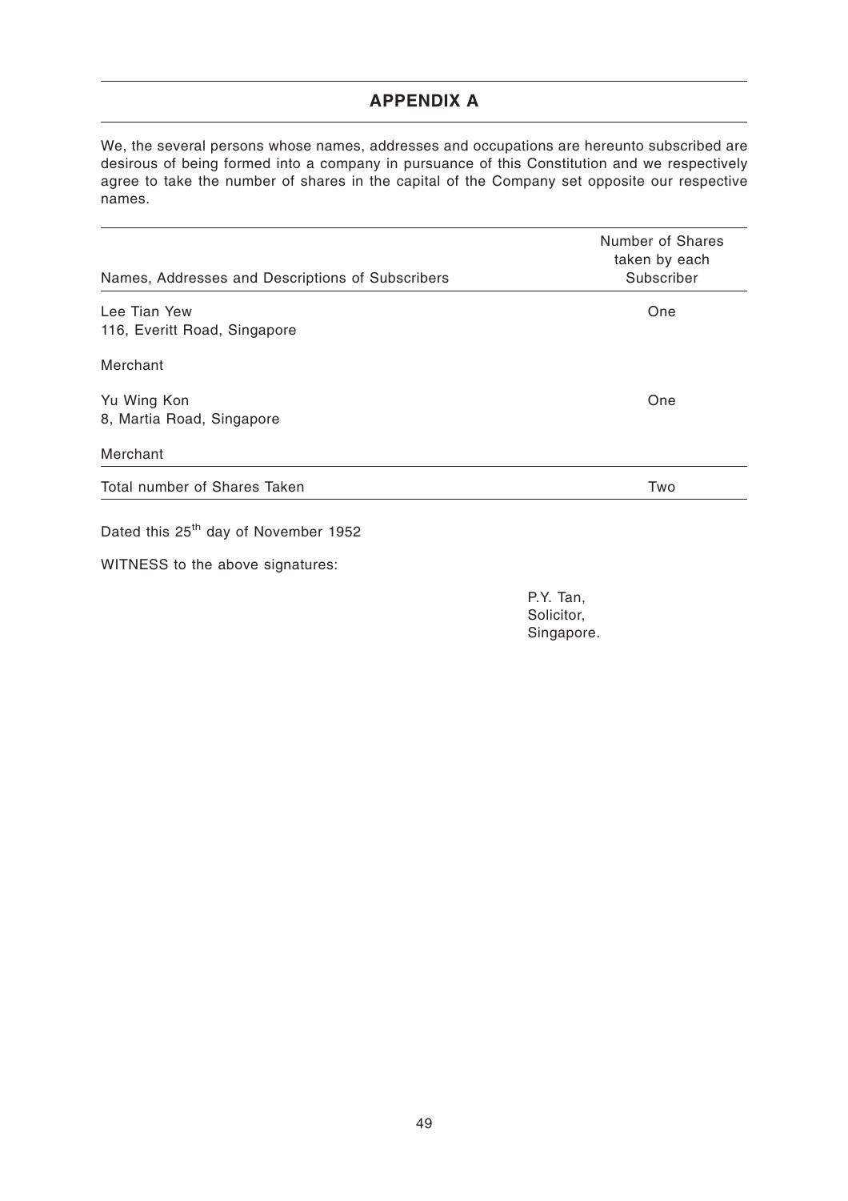## APPENDIX A

We, the several persons whose names, addresses and occupations are hereunto subscribed are desirous of being formed into a company in pursuance of this Constitution and we respectively agree to take the number of shares in the capital of the Company set opposite our respective names.

| Names, Addresses and Descriptions of Subscribers | Number of Shares taken by each Subscriber |
|---|---|
| Lee Tian Yew<br>116, Everitt Road, Singapore<br><br>Merchant | One |
| Yu Wing Kon<br>8, Martia Road, Singapore<br><br>Merchant | One |
| Total number of Shares Taken | Two |

Dated this 25th day of November 1952

WITNESS to the above signatures:

P.Y. Tan,
Solicitor,
Singapore.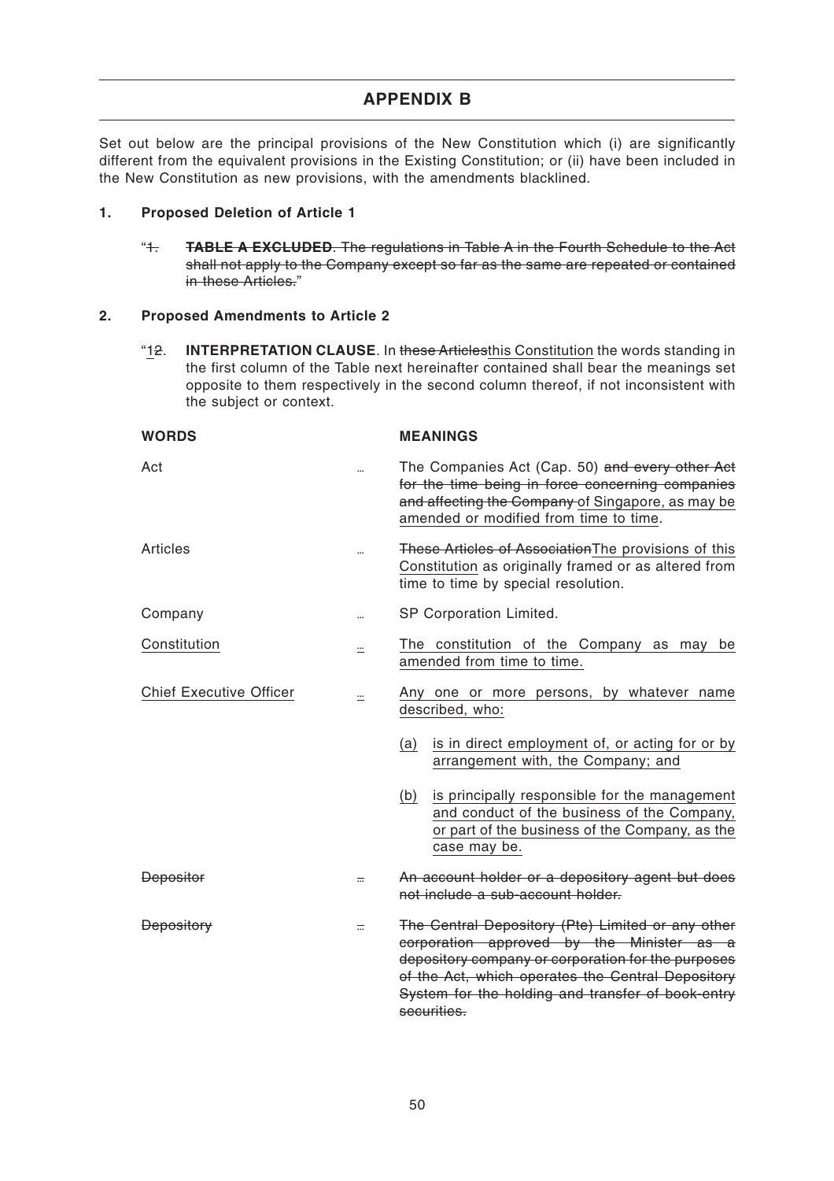## APPENDIX B

Set out below are the principal provisions of the New Constitution which (i) are significantly different from the equivalent provisions in the Existing Constitution; or (ii) have been included in the New Constitution as new provisions, with the amendments blacklined.

### 1. Proposed Deletion of Article 1

"~~1.~~ ~~**TABLE A EXCLUDED**. The regulations in Table A in the Fourth Schedule to the Act shall not apply to the Company except so far as the same are repeated or contained in these Articles.~~"

### 2. Proposed Amendments to Article 2

"<u>1</u>~~2~~. **INTERPRETATION CLAUSE**. In ~~these Articles~~<u>this Constitution</u> the words standing in the first column of the Table next hereinafter contained shall bear the meanings set opposite to them respectively in the second column thereof, if not inconsistent with the subject or context.

| WORDS | | MEANINGS |
|---|---|---|
| Act | ... | The Companies Act (Cap. 50) ~~and every other Act for the time being in force concerning companies and affecting the Company~~ <u>of Singapore, as may be amended or modified from time to time</u>. |
| Articles | ... | ~~These Articles of Association~~<u>The provisions of this Constitution</u> as originally framed or as altered from time to time by special resolution. |
| Company | ... | SP Corporation Limited. |
| <u>Constitution</u> | <u>...</u> | <u>The constitution of the Company as may be amended from time to time.</u> |
| <u>Chief Executive Officer</u> | <u>...</u> | <u>Any one or more persons, by whatever name described, who:</u><br><br><u>(a) is in direct employment of, or acting for or by arrangement with, the Company; and</u><br><br><u>(b) is principally responsible for the management and conduct of the business of the Company, or part of the business of the Company, as the case may be.</u> |
| ~~Depositor~~ | ~~...~~ | ~~An account holder or a depository agent but does not include a sub-account holder.~~ |
| ~~Depository~~ | ~~...~~ | ~~The Central Depository (Pte) Limited or any other corporation approved by the Minister as a depository company or corporation for the purposes of the Act, which operates the Central Depository System for the holding and transfer of book-entry securities.~~ |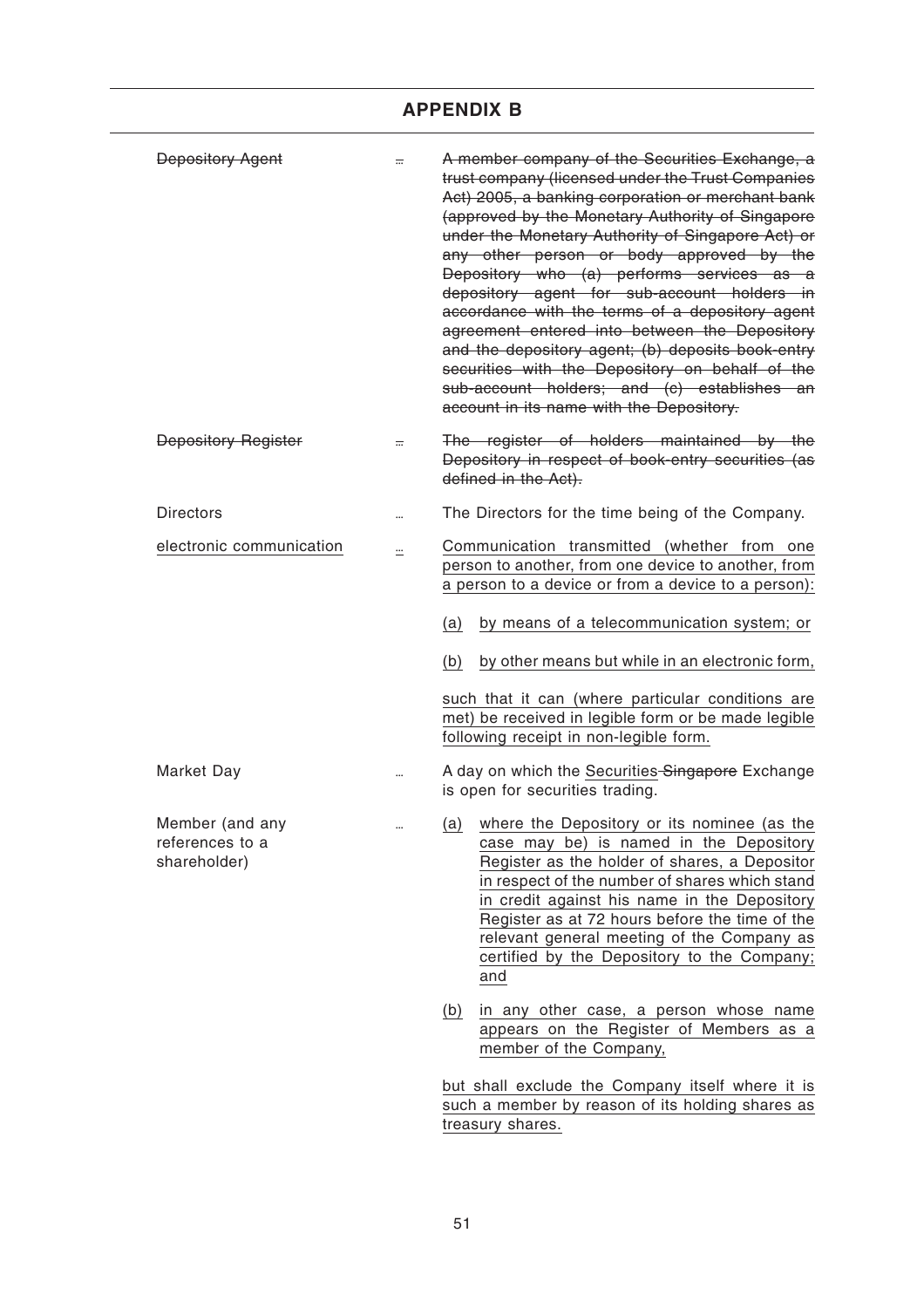## APPENDIX B

| | | |
|---|---|---|
| ~~Depository Agent~~ | ... | ~~A member company of the Securities Exchange, a trust company (licensed under the Trust Companies Act) 2005, a banking corporation or merchant bank (approved by the Monetary Authority of Singapore under the Monetary Authority of Singapore Act) or any other person or body approved by the Depository who (a) performs services as a depository agent for sub-account holders in accordance with the terms of a depository agent agreement entered into between the Depository and the depository agent; (b) deposits book-entry securities with the Depository on behalf of the sub-account holders; and (c) establishes an account in its name with the Depository.~~ |
| ~~Depository Register~~ | ... | ~~The register of holders maintained by the Depository in respect of book-entry securities (as defined in the Act).~~ |
| Directors | ... | The Directors for the time being of the Company. |
| <u>electronic communication</u> | ... | <u>Communication transmitted (whether from one person to another, from one device to another, from a person to a device or from a device to a person):</u><br><br><u>(a)</u> <u>by means of a telecommunication system; or</u><br><br><u>(b)</u> <u>by other means but while in an electronic form,</u><br><br><u>such that it can (where particular conditions are met) be received in legible form or be made legible following receipt in non-legible form.</u> |
| Market Day | ... | A day on which the <u>Securities</u> ~~Singapore~~ Exchange is open for securities trading. |
| Member (and any references to a shareholder) | ... | <u>(a)</u> <u>where the Depository or its nominee (as the case may be) is named in the Depository Register as the holder of shares, a Depositor in respect of the number of shares which stand in credit against his name in the Depository Register as at 72 hours before the time of the relevant general meeting of the Company as certified by the Depository to the Company; and</u><br><br><u>(b)</u> <u>in any other case, a person whose name appears on the Register of Members as a member of the Company,</u><br><br><u>but shall exclude the Company itself where it is such a member by reason of its holding shares as treasury shares.</u> |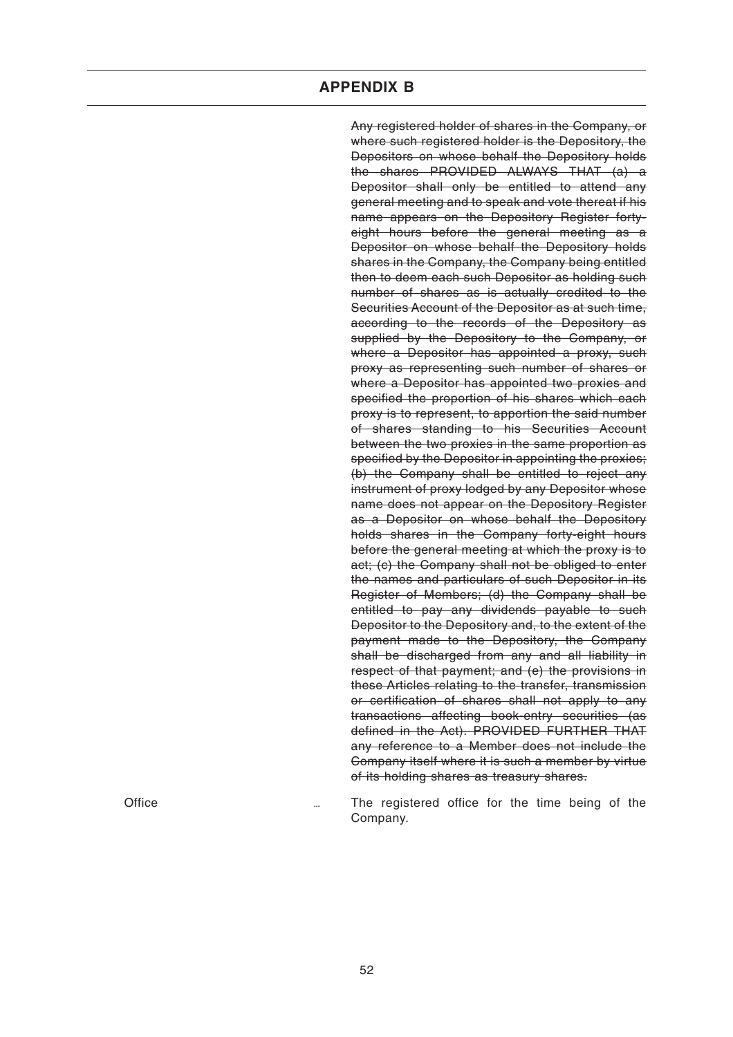## APPENDIX B

| | | |
|---|---|---|
| | | ~~Any registered holder of shares in the Company, or where such registered holder is the Depository, the Depositors on whose behalf the Depository holds the shares PROVIDED ALWAYS THAT (a) a Depositor shall only be entitled to attend any general meeting and to speak and vote thereat if his name appears on the Depository Register forty-eight hours before the general meeting as a Depositor on whose behalf the Depository holds shares in the Company, the Company being entitled then to deem each such Depositor as holding such number of shares as is actually credited to the Securities Account of the Depositor as at such time, according to the records of the Depository as supplied by the Depository to the Company, or where a Depositor has appointed a proxy, such proxy as representing such number of shares or where a Depositor has appointed two proxies and specified the proportion of his shares which each proxy is to represent, to apportion the said number of shares standing to his Securities Account between the two proxies in the same proportion as specified by the Depositor in appointing the proxies; (b) the Company shall be entitled to reject any instrument of proxy lodged by any Depositor whose name does not appear on the Depository Register as a Depositor on whose behalf the Depository holds shares in the Company forty-eight hours before the general meeting at which the proxy is to act; (c) the Company shall not be obliged to enter the names and particulars of such Depositor in its Register of Members; (d) the Company shall be entitled to pay any dividends payable to such Depositor to the Depository and, to the extent of the payment made to the Depository, the Company shall be discharged from any and all liability in respect of that payment; and (e) the provisions in these Articles relating to the transfer, transmission or certification of shares shall not apply to any transactions affecting book-entry securities (as defined in the Act). PROVIDED FURTHER THAT any reference to a Member does not include the Company itself where it is such a member by virtue of its holding shares as treasury shares.~~ |
| Office | ... | The registered office for the time being of the Company. |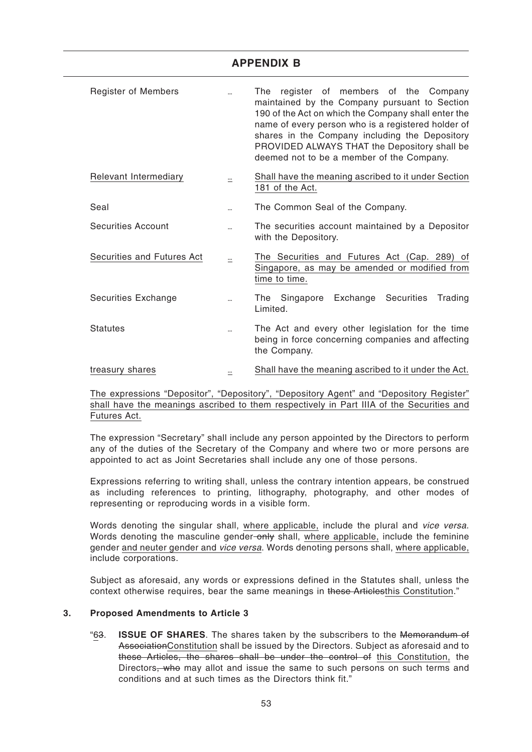| | | |
|---|---|---|
| Register of Members | ... | The register of members of the Company maintained by the Company pursuant to Section 190 of the Act on which the Company shall enter the name of every person who is a registered holder of shares in the Company including the Depository PROVIDED ALWAYS THAT the Depository shall be deemed not to be a member of the Company. |
| <u>Relevant Intermediary</u> | <u>...</u> | <u>Shall have the meaning ascribed to it under Section 181 of the Act.</u> |
| Seal | ... | The Common Seal of the Company. |
| Securities Account | ... | The securities account maintained by a Depositor with the Depository. |
| <u>Securities and Futures Act</u> | <u>...</u> | <u>The Securities and Futures Act (Cap. 289) of Singapore, as may be amended or modified from time to time.</u> |
| Securities Exchange | ... | The Singapore Exchange Securities Trading Limited. |
| Statutes | ... | The Act and every other legislation for the time being in force concerning companies and affecting the Company. |
| <u>treasury shares</u> | <u>...</u> | <u>Shall have the meaning ascribed to it under the Act.</u> |

<u>The expressions "Depositor", "Depository", "Depository Agent" and "Depository Register" shall have the meanings ascribed to them respectively in Part IIIA of the Securities and Futures Act.</u>

The expression "Secretary" shall include any person appointed by the Directors to perform any of the duties of the Secretary of the Company and where two or more persons are appointed to act as Joint Secretaries shall include any one of those persons.

Expressions referring to writing shall, unless the contrary intention appears, be construed as including references to printing, lithography, photography, and other modes of representing or reproducing words in a visible form.

Words denoting the singular shall, <u>where applicable,</u> include the plural and *vice versa*. Words denoting the masculine gender ~~only~~ shall, <u>where applicable,</u> include the feminine gender <u>and neuter gender and *vice versa*</u>. Words denoting persons shall, <u>where applicable,</u> include corporations.

Subject as aforesaid, any words or expressions defined in the Statutes shall, unless the context otherwise requires, bear the same meanings in ~~these Articles~~<u>this Constitution</u>."

## 3. Proposed Amendments to Article 3

"<u>6</u>~~3~~. **ISSUE OF SHARES**. The shares taken by the subscribers to the ~~Memorandum of Association~~<u>Constitution</u> shall be issued by the Directors. Subject as aforesaid and to ~~these Articles, the shares shall be under the control of~~ <u>this Constitution,</u> the Directors~~, who~~ may allot and issue the same to such persons on such terms and conditions and at such times as the Directors think fit."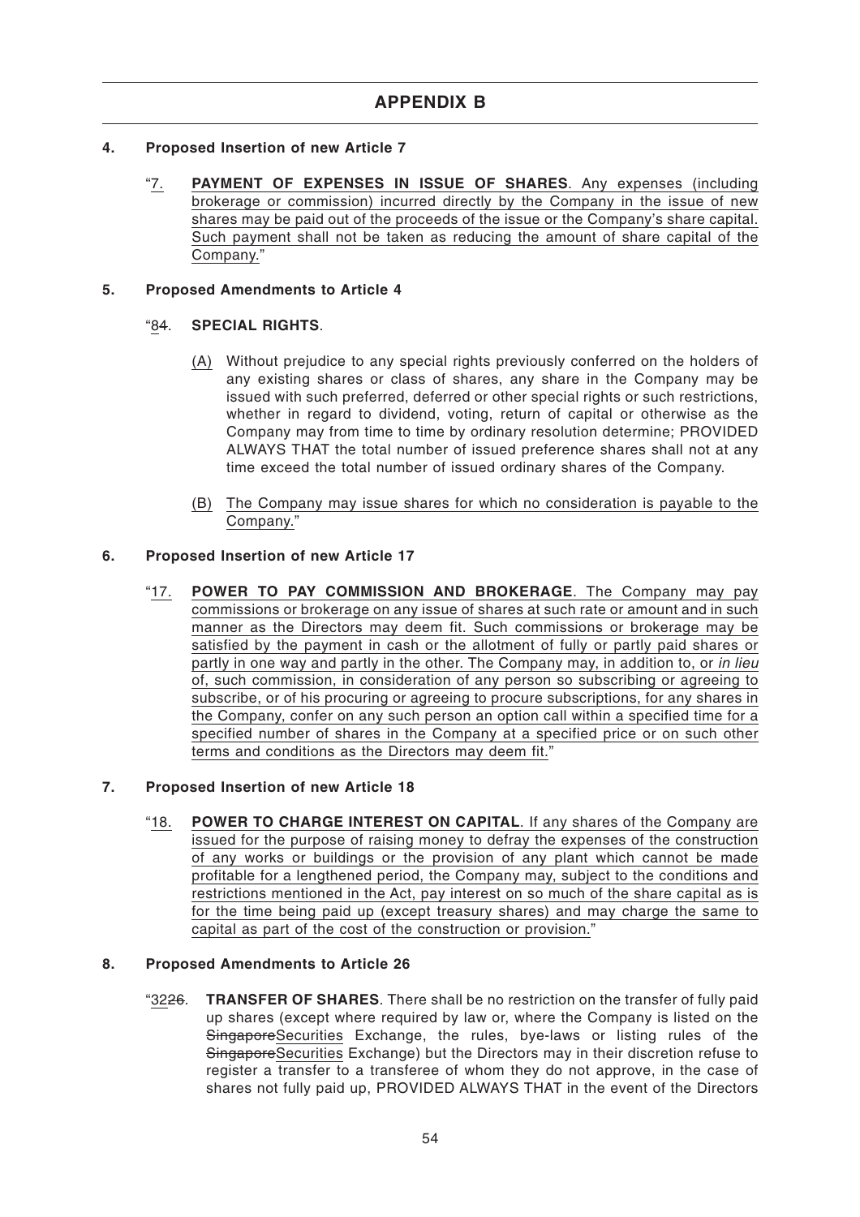## APPENDIX B

**4. Proposed Insertion of new Article 7**

"7. **PAYMENT OF EXPENSES IN ISSUE OF SHARES**. Any expenses (including brokerage or commission) incurred directly by the Company in the issue of new shares may be paid out of the proceeds of the issue or the Company's share capital. Such payment shall not be taken as reducing the amount of share capital of the Company."

**5. Proposed Amendments to Article 4**

"84. **SPECIAL RIGHTS**.

(A) Without prejudice to any special rights previously conferred on the holders of any existing shares or class of shares, any share in the Company may be issued with such preferred, deferred or other special rights or such restrictions, whether in regard to dividend, voting, return of capital or otherwise as the Company may from time to time by ordinary resolution determine; PROVIDED ALWAYS THAT the total number of issued preference shares shall not at any time exceed the total number of issued ordinary shares of the Company.

(B) The Company may issue shares for which no consideration is payable to the Company."

**6. Proposed Insertion of new Article 17**

"17. **POWER TO PAY COMMISSION AND BROKERAGE**. The Company may pay commissions or brokerage on any issue of shares at such rate or amount and in such manner as the Directors may deem fit. Such commissions or brokerage may be satisfied by the payment in cash or the allotment of fully or partly paid shares or partly in one way and partly in the other. The Company may, in addition to, or *in lieu* of, such commission, in consideration of any person so subscribing or agreeing to subscribe, or of his procuring or agreeing to procure subscriptions, for any shares in the Company, confer on any such person an option call within a specified time for a specified number of shares in the Company at a specified price or on such other terms and conditions as the Directors may deem fit."

**7. Proposed Insertion of new Article 18**

"18. **POWER TO CHARGE INTEREST ON CAPITAL**. If any shares of the Company are issued for the purpose of raising money to defray the expenses of the construction of any works or buildings or the provision of any plant which cannot be made profitable for a lengthened period, the Company may, subject to the conditions and restrictions mentioned in the Act, pay interest on so much of the share capital as is for the time being paid up (except treasury shares) and may charge the same to capital as part of the cost of the construction or provision."

**8. Proposed Amendments to Article 26**

"~~26~~32. **TRANSFER OF SHARES**. There shall be no restriction on the transfer of fully paid up shares (except where required by law or, where the Company is listed on the ~~Singapore~~Securities Exchange, the rules, bye-laws or listing rules of the ~~Singapore~~Securities Exchange) but the Directors may in their discretion refuse to register a transfer to a transferee of whom they do not approve, in the case of shares not fully paid up, PROVIDED ALWAYS THAT in the event of the Directors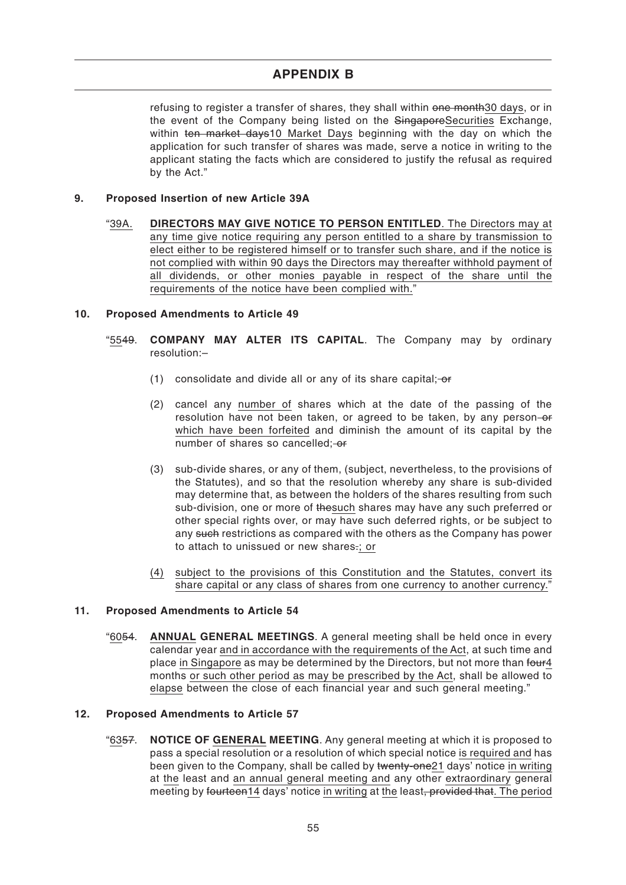refusing to register a transfer of shares, they shall within ~~one month~~<u>30 days</u>, or in the event of the Company being listed on the ~~Singapore~~<u>Securities</u> Exchange, within ~~ten market days~~<u>10 Market Days</u> beginning with the day on which the application for such transfer of shares was made, serve a notice in writing to the applicant stating the facts which are considered to justify the refusal as required by the Act."

**9. Proposed Insertion of new Article 39A**

"<u>39A.</u> **<u>DIRECTORS MAY GIVE NOTICE TO PERSON ENTITLED</u>**<u>. The Directors may at any time give notice requiring any person entitled to a share by transmission to elect either to be registered himself or to transfer such share, and if the notice is not complied with within 90 days the Directors may thereafter withhold payment of all dividends, or other monies payable in respect of the share until the requirements of the notice have been complied with.</u>"

**10. Proposed Amendments to Article 49**

"<u>55</u>~~49~~. **COMPANY MAY ALTER ITS CAPITAL**. The Company may by ordinary resolution:–

(1) consolidate and divide all or any of its share capital;~~ or~~

(2) cancel any <u>number of</u> shares which at the date of the passing of the resolution have not been taken, or agreed to be taken, by any person~~ or~~ <u>which have been forfeited</u> and diminish the amount of its capital by the number of shares so cancelled;~~ or~~

(3) sub-divide shares, or any of them, (subject, nevertheless, to the provisions of the Statutes), and so that the resolution whereby any share is sub-divided may determine that, as between the holders of the shares resulting from such sub-division, one or more of ~~the~~<u>such</u> shares may have any such preferred or other special rights over, or may have such deferred rights, or be subject to any ~~such~~ restrictions as compared with the others as the Company has power to attach to unissued or new shares~~.~~<u>; or</u>

<u>(4) subject to the provisions of this Constitution and the Statutes, convert its share capital or any class of shares from one currency to another currency.</u>"

**11. Proposed Amendments to Article 54**

"<u>60</u>~~54~~. **<u>ANNUAL</u> GENERAL MEETINGS**. A general meeting shall be held once in every calendar year <u>and in accordance with the requirements of the Act</u>, at such time and place <u>in Singapore</u> as may be determined by the Directors, but not more than ~~four~~<u>4</u> months <u>or such other period as may be prescribed by the Act</u>, shall be allowed to <u>elapse</u> between the close of each financial year and such general meeting."

**12. Proposed Amendments to Article 57**

"<u>63</u>~~57~~. **NOTICE OF <u>GENERAL</u> MEETING**. Any general meeting at which it is proposed to pass a special resolution or a resolution of which special notice <u>is required and</u> has been given to the Company, shall be called by ~~twenty-one~~<u>21</u> days' notice <u>in writing</u> at <u>the</u> least and <u>an annual general meeting and</u> any other <u>extraordinary</u> general meeting by ~~fourteen~~<u>14</u> days' notice <u>in writing</u> at <u>the</u> least~~, provided that~~<u>. The period</u>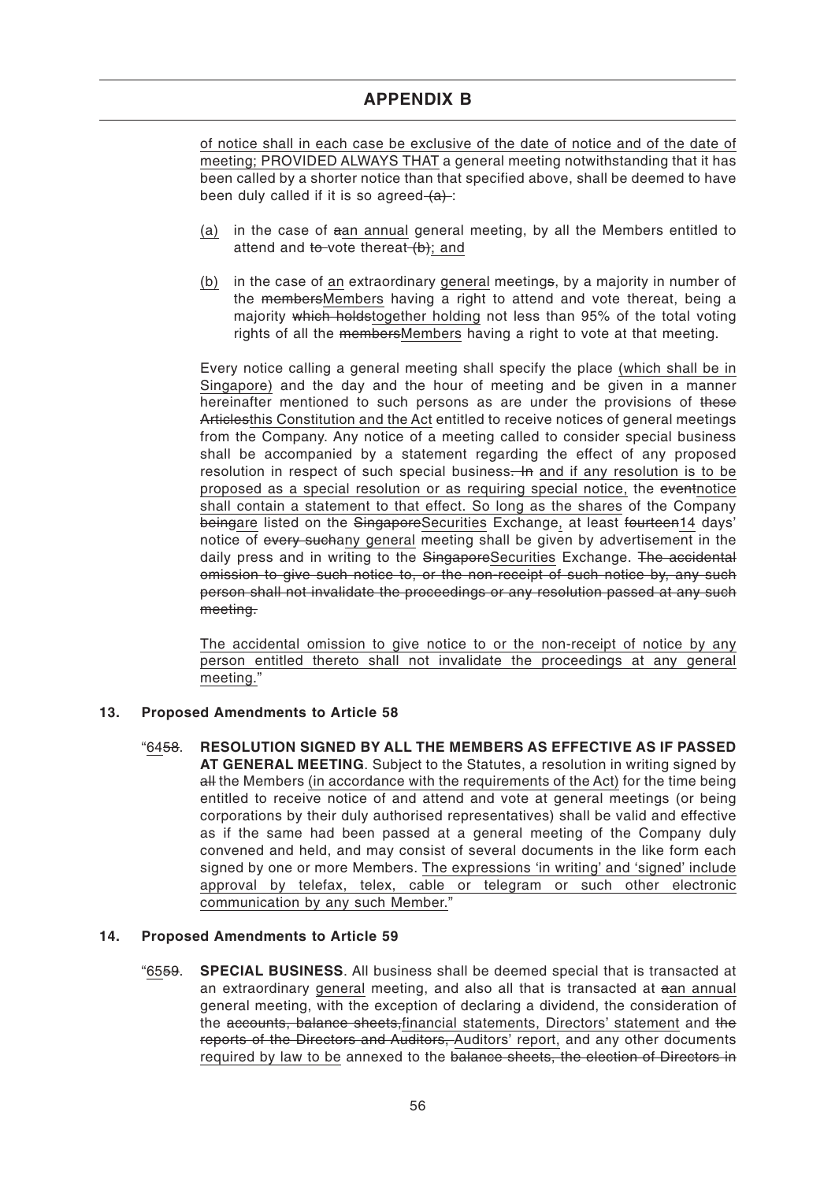of notice shall in each case be exclusive of the date of notice and of the date of meeting; PROVIDED ALWAYS THAT a general meeting notwithstanding that it has been called by a shorter notice than that specified above, shall be deemed to have been duly called if it is so agreed ~~(a)~~ :

(a) in the case of ~~a~~an annual general meeting, by all the Members entitled to attend and ~~to~~ vote thereat ~~(b)~~; and

(b) in the case of an extraordinary general meeting~~s~~, by a majority in number of the ~~members~~Members having a right to attend and vote thereat, being a majority ~~which holds~~together holding not less than 95% of the total voting rights of all the ~~members~~Members having a right to vote at that meeting.

Every notice calling a general meeting shall specify the place (which shall be in Singapore) and the day and the hour of meeting and be given in a manner hereinafter mentioned to such persons as are under the provisions of ~~these Articles~~this Constitution and the Act entitled to receive notices of general meetings from the Company. Any notice of a meeting called to consider special business shall be accompanied by a statement regarding the effect of any proposed resolution in respect of such special business~~. In~~ and if any resolution is to be proposed as a special resolution or as requiring special notice, the ~~event~~notice shall contain a statement to that effect. So long as the shares of the Company ~~being~~are listed on the ~~Singapore~~Securities Exchange, at least ~~fourteen~~14 days' notice of ~~every such~~any general meeting shall be given by advertisement in the daily press and in writing to the ~~Singapore~~Securities Exchange. ~~The accidental omission to give such notice to, or the non-receipt of such notice by, any such person shall not invalidate the proceedings or any resolution passed at any such meeting.~~

The accidental omission to give notice to or the non-receipt of notice by any person entitled thereto shall not invalidate the proceedings at any general meeting."

**13. Proposed Amendments to Article 58**

"64~~58~~. **RESOLUTION SIGNED BY ALL THE MEMBERS AS EFFECTIVE AS IF PASSED AT GENERAL MEETING**. Subject to the Statutes, a resolution in writing signed by ~~all~~ the Members (in accordance with the requirements of the Act) for the time being entitled to receive notice of and attend and vote at general meetings (or being corporations by their duly authorised representatives) shall be valid and effective as if the same had been passed at a general meeting of the Company duly convened and held, and may consist of several documents in the like form each signed by one or more Members. The expressions 'in writing' and 'signed' include approval by telefax, telex, cable or telegram or such other electronic communication by any such Member."

**14. Proposed Amendments to Article 59**

"65~~59~~. **SPECIAL BUSINESS**. All business shall be deemed special that is transacted at an extraordinary general meeting, and also all that is transacted at ~~a~~an annual general meeting, with the exception of declaring a dividend, the consideration of the ~~accounts, balance sheets,~~financial statements, Directors' statement and ~~the reports of the Directors and Auditors,~~ Auditors' report, and any other documents required by law to be annexed to the ~~balance sheets, the election of Directors in~~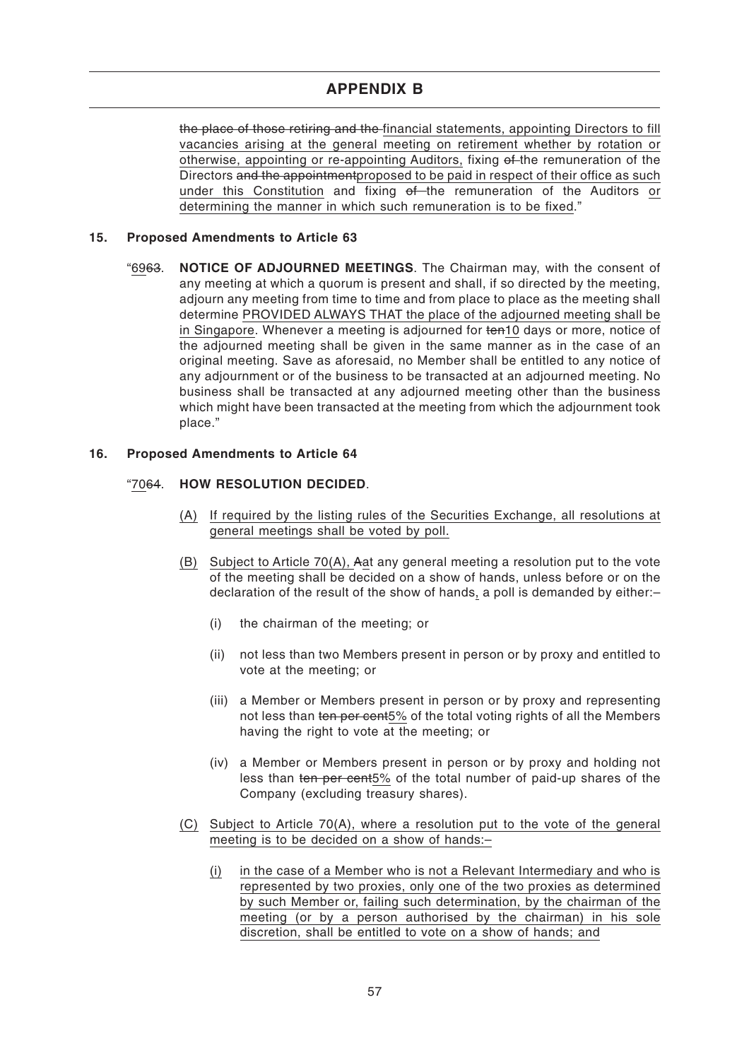~~the place of those retiring and the~~ <u>financial statements, appointing Directors to fill vacancies arising at the general meeting on retirement whether by rotation or otherwise, appointing or re-appointing Auditors,</u> fixing ~~of~~ the remuneration of the Directors ~~and the appointment~~<u>proposed to be paid in respect of their office as such under this Constitution</u> and fixing ~~of~~ the remuneration of the Auditors <u>or determining the manner in which such remuneration is to be fixed</u>."

**15. Proposed Amendments to Article 63**

"<u>69</u>~~63~~. **NOTICE OF ADJOURNED MEETINGS**. The Chairman may, with the consent of any meeting at which a quorum is present and shall, if so directed by the meeting, adjourn any meeting from time to time and from place to place as the meeting shall determine <u>PROVIDED ALWAYS THAT the place of the adjourned meeting shall be in Singapore</u>. Whenever a meeting is adjourned for ~~ten~~<u>10</u> days or more, notice of the adjourned meeting shall be given in the same manner as in the case of an original meeting. Save as aforesaid, no Member shall be entitled to any notice of any adjournment or of the business to be transacted at an adjourned meeting. No business shall be transacted at any adjourned meeting other than the business which might have been transacted at the meeting from which the adjournment took place."

**16. Proposed Amendments to Article 64**

"<u>70</u>~~64~~. **HOW RESOLUTION DECIDED**.

<u>(A)</u> <u>If required by the listing rules of the Securities Exchange, all resolutions at general meetings shall be voted by poll.</u>

<u>(B)</u> <u>Subject to Article 70(A),</u> ~~A~~<u>a</u>t any general meeting a resolution put to the vote of the meeting shall be decided on a show of hands, unless before or on the declaration of the result of the show of hands<u>,</u> a poll is demanded by either:–

(i) the chairman of the meeting; or

(ii) not less than two Members present in person or by proxy and entitled to vote at the meeting; or

(iii) a Member or Members present in person or by proxy and representing not less than ~~ten per cent~~<u>5%</u> of the total voting rights of all the Members having the right to vote at the meeting; or

(iv) a Member or Members present in person or by proxy and holding not less than ~~ten per cent~~<u>5%</u> of the total number of paid-up shares of the Company (excluding treasury shares).

<u>(C)</u> <u>Subject to Article 70(A), where a resolution put to the vote of the general meeting is to be decided on a show of hands:–</u>

<u>(i)</u> <u>in the case of a Member who is not a Relevant Intermediary and who is represented by two proxies, only one of the two proxies as determined by such Member or, failing such determination, by the chairman of the meeting (or by a person authorised by the chairman) in his sole discretion, shall be entitled to vote on a show of hands; and</u>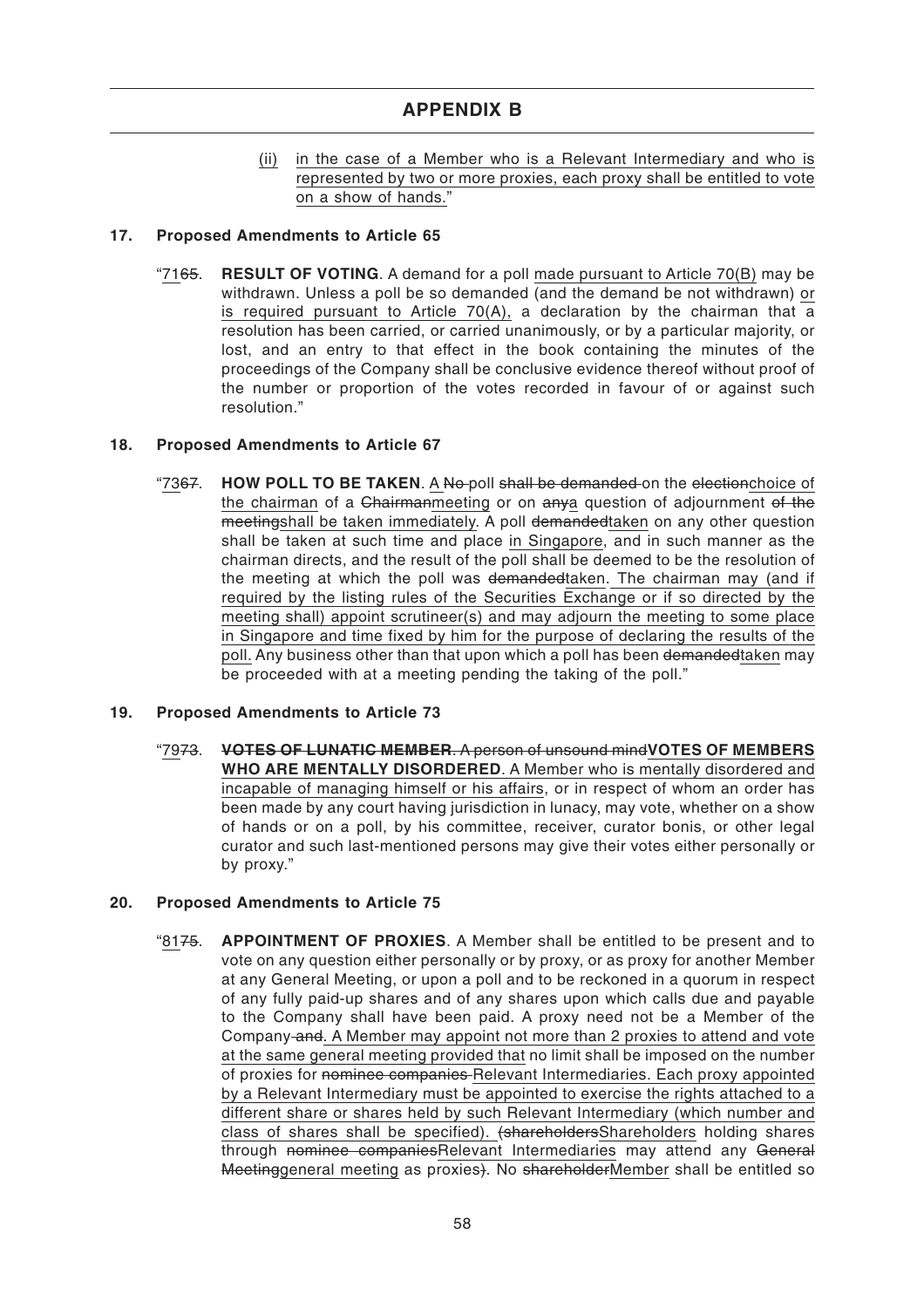# APPENDIX B

(ii) in the case of a Member who is a Relevant Intermediary and who is represented by two or more proxies, each proxy shall be entitled to vote on a show of hands."

## 17. Proposed Amendments to Article 65

"7165. **RESULT OF VOTING**. A demand for a poll made pursuant to Article 70(B) may be withdrawn. Unless a poll be so demanded (and the demand be not withdrawn) or is required pursuant to Article 70(A), a declaration by the chairman that a resolution has been carried, or carried unanimously, or by a particular majority, or lost, and an entry to that effect in the book containing the minutes of the proceedings of the Company shall be conclusive evidence thereof without proof of the number or proportion of the votes recorded in favour of or against such resolution."

## 18. Proposed Amendments to Article 67

"7367. **HOW POLL TO BE TAKEN**. A No poll shall be demanded on the electionchoice of the chairman of a Chairmanmeeting or on anya question of adjournment of the meetingshall be taken immediately. A poll demandedtaken on any other question shall be taken at such time and place in Singapore, and in such manner as the chairman directs, and the result of the poll shall be deemed to be the resolution of the meeting at which the poll was demandedtaken. The chairman may (and if required by the listing rules of the Securities Exchange or if so directed by the meeting shall) appoint scrutineer(s) and may adjourn the meeting to some place in Singapore and time fixed by him for the purpose of declaring the results of the poll. Any business other than that upon which a poll has been demandedtaken may be proceeded with at a meeting pending the taking of the poll."

## 19. Proposed Amendments to Article 73

"7973. **VOTES OF LUNATIC MEMBER**. A person of unsound mind**VOTES OF MEMBERS WHO ARE MENTALLY DISORDERED**. A Member who is mentally disordered and incapable of managing himself or his affairs, or in respect of whom an order has been made by any court having jurisdiction in lunacy, may vote, whether on a show of hands or on a poll, by his committee, receiver, curator bonis, or other legal curator and such last-mentioned persons may give their votes either personally or by proxy."

## 20. Proposed Amendments to Article 75

"8175. **APPOINTMENT OF PROXIES**. A Member shall be entitled to be present and to vote on any question either personally or by proxy, or as proxy for another Member at any General Meeting, or upon a poll and to be reckoned in a quorum in respect of any fully paid-up shares and of any shares upon which calls due and payable to the Company shall have been paid. A proxy need not be a Member of the Company and. A Member may appoint not more than 2 proxies to attend and vote at the same general meeting provided that no limit shall be imposed on the number of proxies for nominee companies Relevant Intermediaries. Each proxy appointed by a Relevant Intermediary must be appointed to exercise the rights attached to a different share or shares held by such Relevant Intermediary (which number and class of shares shall be specified). (shareholdersShareholders holding shares through nominee companiesRelevant Intermediaries may attend any General Meetinggeneral meeting as proxies). No shareholderMember shall be entitled so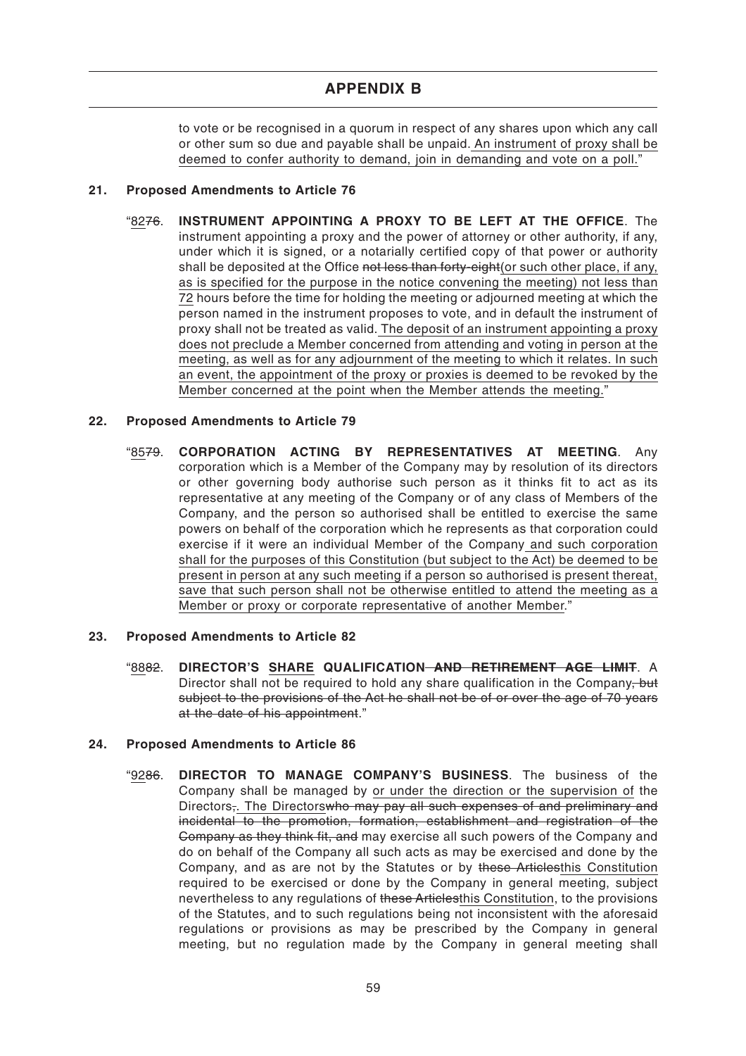to vote or be recognised in a quorum in respect of any shares upon which any call or other sum so due and payable shall be unpaid. An instrument of proxy shall be deemed to confer authority to demand, join in demanding and vote on a poll."

## 21. Proposed Amendments to Article 76

"8276. **INSTRUMENT APPOINTING A PROXY TO BE LEFT AT THE OFFICE**. The instrument appointing a proxy and the power of attorney or other authority, if any, under which it is signed, or a notarially certified copy of that power or authority shall be deposited at the Office ~~not less than forty-eight~~(or such other place, if any, as is specified for the purpose in the notice convening the meeting) not less than 72 hours before the time for holding the meeting or adjourned meeting at which the person named in the instrument proposes to vote, and in default the instrument of proxy shall not be treated as valid. The deposit of an instrument appointing a proxy does not preclude a Member concerned from attending and voting in person at the meeting, as well as for any adjournment of the meeting to which it relates. In such an event, the appointment of the proxy or proxies is deemed to be revoked by the Member concerned at the point when the Member attends the meeting."

## 22. Proposed Amendments to Article 79

"8579. **CORPORATION ACTING BY REPRESENTATIVES AT MEETING**. Any corporation which is a Member of the Company may by resolution of its directors or other governing body authorise such person as it thinks fit to act as its representative at any meeting of the Company or of any class of Members of the Company, and the person so authorised shall be entitled to exercise the same powers on behalf of the corporation which he represents as that corporation could exercise if it were an individual Member of the Company and such corporation shall for the purposes of this Constitution (but subject to the Act) be deemed to be present in person at any such meeting if a person so authorised is present thereat, save that such person shall not be otherwise entitled to attend the meeting as a Member or proxy or corporate representative of another Member."

## 23. Proposed Amendments to Article 82

"8882. **DIRECTOR'S SHARE QUALIFICATION ~~AND RETIREMENT AGE LIMIT~~**. A Director shall not be required to hold any share qualification in the Company~~, but subject to the provisions of the Act he shall not be of or over the age of 70 years at the date of his appointment~~."

## 24. Proposed Amendments to Article 86

"9286. **DIRECTOR TO MANAGE COMPANY'S BUSINESS**. The business of the Company shall be managed by or under the direction or the supervision of the Directors~~,~~. The Directors~~who may pay all such expenses of and preliminary and incidental to the promotion, formation, establishment and registration of the Company as they think fit, and~~ may exercise all such powers of the Company and do on behalf of the Company all such acts as may be exercised and done by the Company, and as are not by the Statutes or by ~~these Articles~~this Constitution required to be exercised or done by the Company in general meeting, subject nevertheless to any regulations of ~~these Articles~~this Constitution, to the provisions of the Statutes, and to such regulations being not inconsistent with the aforesaid regulations or provisions as may be prescribed by the Company in general meeting, but no regulation made by the Company in general meeting shall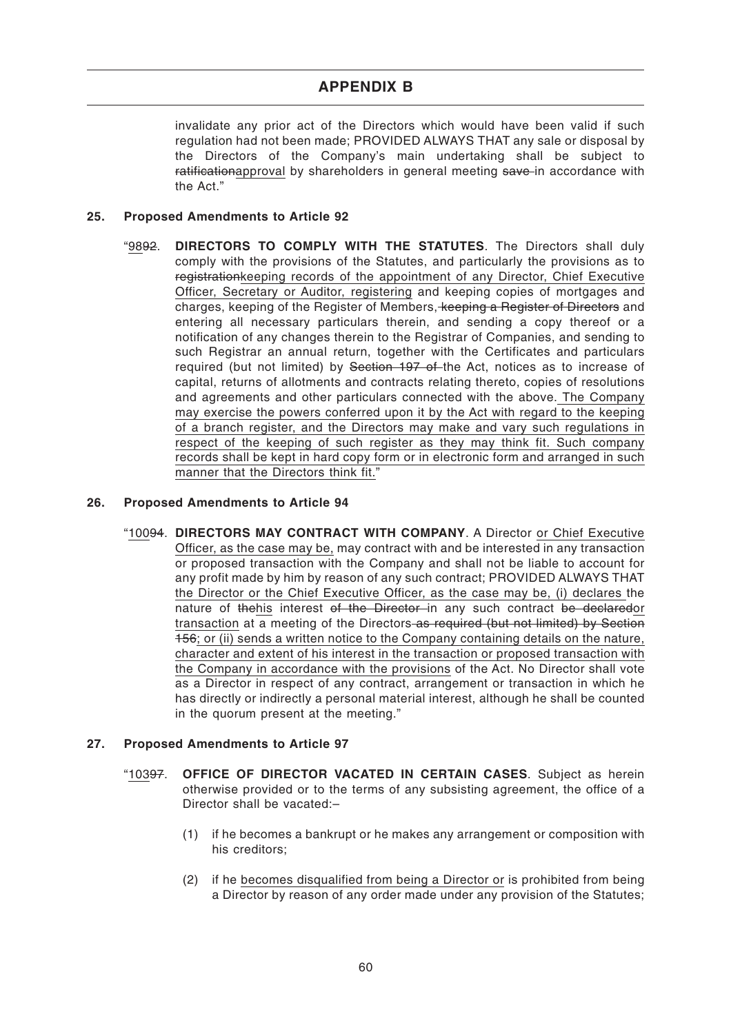invalidate any prior act of the Directors which would have been valid if such regulation had not been made; PROVIDED ALWAYS THAT any sale or disposal by the Directors of the Company's main undertaking shall be subject to ~~ratification~~<u>approval</u> by shareholders in general meeting ~~save~~ in accordance with the Act."

**25. Proposed Amendments to Article 92**

"<u>98</u>~~92~~. **DIRECTORS TO COMPLY WITH THE STATUTES**. The Directors shall duly comply with the provisions of the Statutes, and particularly the provisions as to ~~registration~~<u>keeping records of the appointment of any Director, Chief Executive Officer, Secretary or Auditor, registering</u> and keeping copies of mortgages and charges, keeping of the Register of Members, ~~keeping a Register of Directors~~ and entering all necessary particulars therein, and sending a copy thereof or a notification of any changes therein to the Registrar of Companies, and sending to such Registrar an annual return, together with the Certificates and particulars required (but not limited) by ~~Section 197 of~~ the Act, notices as to increase of capital, returns of allotments and contracts relating thereto, copies of resolutions and agreements and other particulars connected with the above.<u> The Company may exercise the powers conferred upon it by the Act with regard to the keeping of a branch register, and the Directors may make and vary such regulations in respect of the keeping of such register as they may think fit. Such company records shall be kept in hard copy form or in electronic form and arranged in such manner that the Directors think fit.</u>"

**26. Proposed Amendments to Article 94**

"<u>100</u>~~94~~. **DIRECTORS MAY CONTRACT WITH COMPANY**. A Director <u>or Chief Executive Officer, as the case may be,</u> may contract with and be interested in any transaction or proposed transaction with the Company and shall not be liable to account for any profit made by him by reason of any such contract; PROVIDED ALWAYS THAT <u>the Director or the Chief Executive Officer, as the case may be, (i) declares</u> the nature of ~~the~~<u>his</u> interest ~~of the Director~~ in any such contract ~~be declared~~<u>or transaction</u> at a meeting of the Directors ~~as required (but not limited) by Section 156~~<u>; or (ii) sends a written notice to the Company containing details on the nature, character and extent of his interest in the transaction or proposed transaction with the Company in accordance with the provisions</u> of the Act. No Director shall vote as a Director in respect of any contract, arrangement or transaction in which he has directly or indirectly a personal material interest, although he shall be counted in the quorum present at the meeting."

**27. Proposed Amendments to Article 97**

"<u>103</u>~~97~~. **OFFICE OF DIRECTOR VACATED IN CERTAIN CASES**. Subject as herein otherwise provided or to the terms of any subsisting agreement, the office of a Director shall be vacated:–

(1) if he becomes a bankrupt or he makes any arrangement or composition with his creditors;

(2) if he <u>becomes disqualified from being a Director or</u> is prohibited from being a Director by reason of any order made under any provision of the Statutes;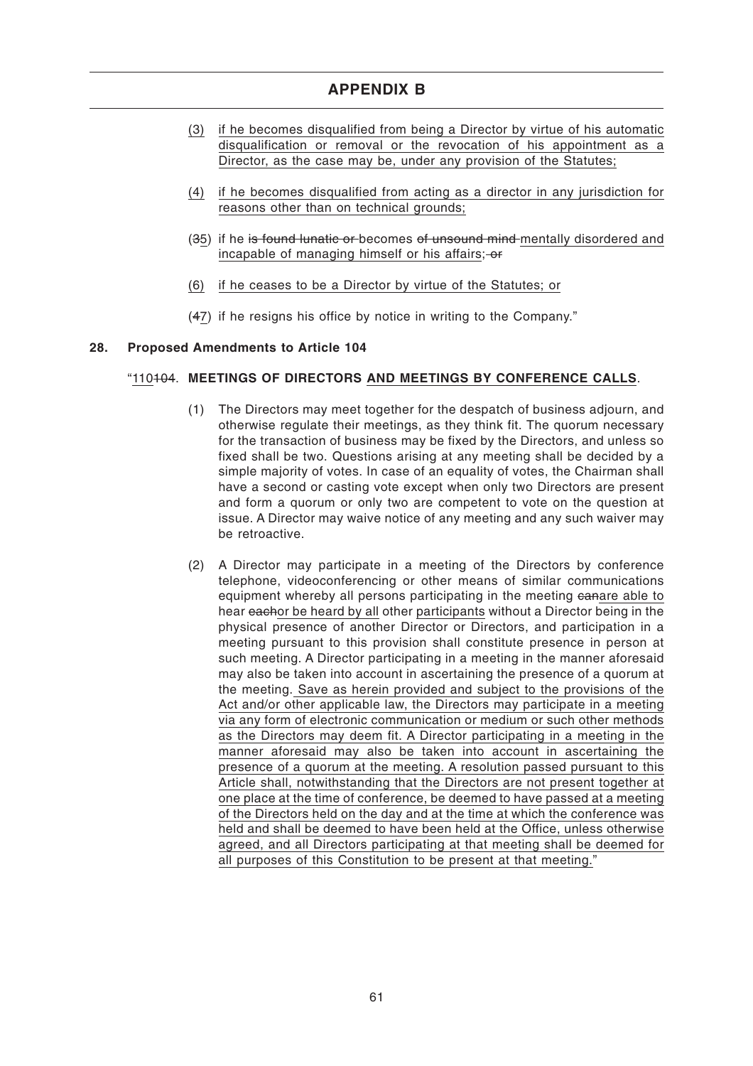# APPENDIX B

(3) if he becomes disqualified from being a Director by virtue of his automatic disqualification or removal or the revocation of his appointment as a Director, as the case may be, under any provision of the Statutes;

(4) if he becomes disqualified from acting as a director in any jurisdiction for reasons other than on technical grounds;

(~~3~~5) if he ~~is found lunatic or~~ becomes ~~of unsound mind~~ mentally disordered and incapable of managing himself or his affairs; ~~or~~

(6) if he ceases to be a Director by virtue of the Statutes; or

(~~4~~7) if he resigns his office by notice in writing to the Company."

**28. Proposed Amendments to Article 104**

"110~~104~~. **MEETINGS OF DIRECTORS AND MEETINGS BY CONFERENCE CALLS**.

(1) The Directors may meet together for the despatch of business adjourn, and otherwise regulate their meetings, as they think fit. The quorum necessary for the transaction of business may be fixed by the Directors, and unless so fixed shall be two. Questions arising at any meeting shall be decided by a simple majority of votes. In case of an equality of votes, the Chairman shall have a second or casting vote except when only two Directors are present and form a quorum or only two are competent to vote on the question at issue. A Director may waive notice of any meeting and any such waiver may be retroactive.

(2) A Director may participate in a meeting of the Directors by conference telephone, videoconferencing or other means of similar communications equipment whereby all persons participating in the meeting ~~can~~are able to hear ~~each~~or be heard by all other participants without a Director being in the physical presence of another Director or Directors, and participation in a meeting pursuant to this provision shall constitute presence in person at such meeting. A Director participating in a meeting in the manner aforesaid may also be taken into account in ascertaining the presence of a quorum at the meeting. Save as herein provided and subject to the provisions of the Act and/or other applicable law, the Directors may participate in a meeting via any form of electronic communication or medium or such other methods as the Directors may deem fit. A Director participating in a meeting in the manner aforesaid may also be taken into account in ascertaining the presence of a quorum at the meeting. A resolution passed pursuant to this Article shall, notwithstanding that the Directors are not present together at one place at the time of conference, be deemed to have passed at a meeting of the Directors held on the day and at the time at which the conference was held and shall be deemed to have been held at the Office, unless otherwise agreed, and all Directors participating at that meeting shall be deemed for all purposes of this Constitution to be present at that meeting."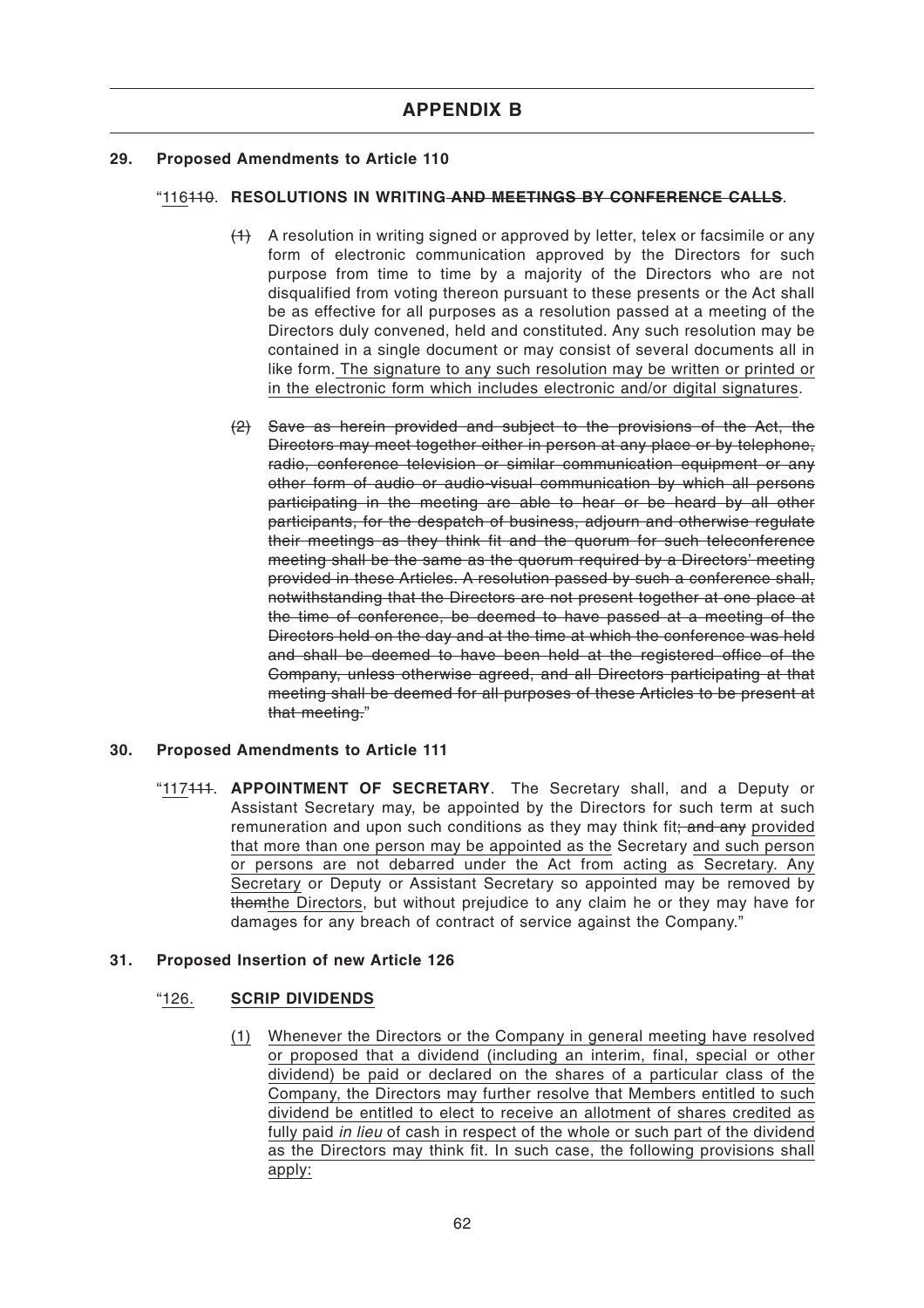# APPENDIX B

## 29. Proposed Amendments to Article 110

"116~~110~~. **RESOLUTIONS IN WRITING ~~AND MEETINGS BY CONFERENCE CALLS~~**.

~~(1)~~ A resolution in writing signed or approved by letter, telex or facsimile or any form of electronic communication approved by the Directors for such purpose from time to time by a majority of the Directors who are not disqualified from voting thereon pursuant to these presents or the Act shall be as effective for all purposes as a resolution passed at a meeting of the Directors duly convened, held and constituted. Any such resolution may be contained in a single document or may consist of several documents all in like form. The signature to any such resolution may be written or printed or in the electronic form which includes electronic and/or digital signatures.

~~(2) Save as herein provided and subject to the provisions of the Act, the Directors may meet together either in person at any place or by telephone, radio, conference television or similar communication equipment or any other form of audio or audio-visual communication by which all persons participating in the meeting are able to hear or be heard by all other participants, for the despatch of business, adjourn and otherwise regulate their meetings as they think fit and the quorum for such teleconference meeting shall be the same as the quorum required by a Directors' meeting provided in these Articles. A resolution passed by such a conference shall, notwithstanding that the Directors are not present together at one place at the time of conference, be deemed to have passed at a meeting of the Directors held on the day and at the time at which the conference was held and shall be deemed to have been held at the registered office of the Company, unless otherwise agreed, and all Directors participating at that meeting shall be deemed for all purposes of these Articles to be present at that meeting.~~"

## 30. Proposed Amendments to Article 111

"117~~111~~. **APPOINTMENT OF SECRETARY**. The Secretary shall, and a Deputy or Assistant Secretary may, be appointed by the Directors for such term at such remuneration and upon such conditions as they may think fit~~; and any~~ provided that more than one person may be appointed as the Secretary and such person or persons are not debarred under the Act from acting as Secretary. Any Secretary or Deputy or Assistant Secretary so appointed may be removed by ~~them~~the Directors, but without prejudice to any claim he or they may have for damages for any breach of contract of service against the Company."

## 31. Proposed Insertion of new Article 126

"126. **SCRIP DIVIDENDS**

(1) Whenever the Directors or the Company in general meeting have resolved or proposed that a dividend (including an interim, final, special or other dividend) be paid or declared on the shares of a particular class of the Company, the Directors may further resolve that Members entitled to such dividend be entitled to elect to receive an allotment of shares credited as fully paid *in lieu* of cash in respect of the whole or such part of the dividend as the Directors may think fit. In such case, the following provisions shall apply: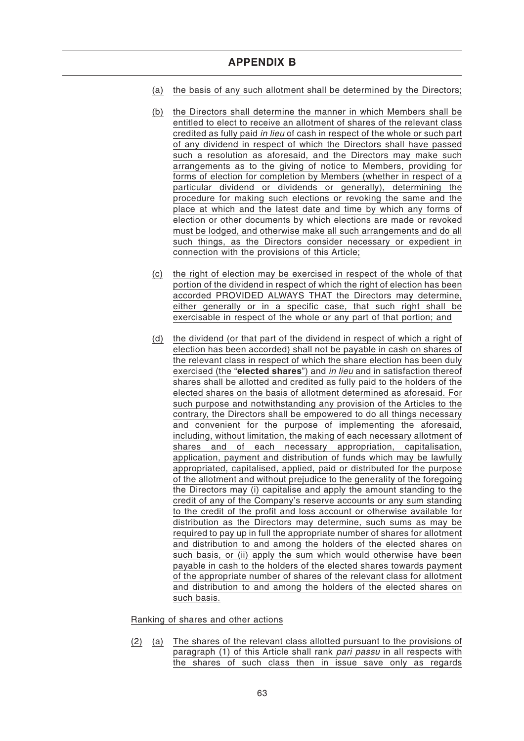## APPENDIX B

(a) the basis of any such allotment shall be determined by the Directors;

(b) the Directors shall determine the manner in which Members shall be entitled to elect to receive an allotment of shares of the relevant class credited as fully paid *in lieu* of cash in respect of the whole or such part of any dividend in respect of which the Directors shall have passed such a resolution as aforesaid, and the Directors may make such arrangements as to the giving of notice to Members, providing for forms of election for completion by Members (whether in respect of a particular dividend or dividends or generally), determining the procedure for making such elections or revoking the same and the place at which and the latest date and time by which any forms of election or other documents by which elections are made or revoked must be lodged, and otherwise make all such arrangements and do all such things, as the Directors consider necessary or expedient in connection with the provisions of this Article;

(c) the right of election may be exercised in respect of the whole of that portion of the dividend in respect of which the right of election has been accorded PROVIDED ALWAYS THAT the Directors may determine, either generally or in a specific case, that such right shall be exercisable in respect of the whole or any part of that portion; and

(d) the dividend (or that part of the dividend in respect of which a right of election has been accorded) shall not be payable in cash on shares of the relevant class in respect of which the share election has been duly exercised (the "**elected shares**") and *in lieu* and in satisfaction thereof shares shall be allotted and credited as fully paid to the holders of the elected shares on the basis of allotment determined as aforesaid. For such purpose and notwithstanding any provision of the Articles to the contrary, the Directors shall be empowered to do all things necessary and convenient for the purpose of implementing the aforesaid, including, without limitation, the making of each necessary allotment of shares and of each necessary appropriation, capitalisation, application, payment and distribution of funds which may be lawfully appropriated, capitalised, applied, paid or distributed for the purpose of the allotment and without prejudice to the generality of the foregoing the Directors may (i) capitalise and apply the amount standing to the credit of any of the Company's reserve accounts or any sum standing to the credit of the profit and loss account or otherwise available for distribution as the Directors may determine, such sums as may be required to pay up in full the appropriate number of shares for allotment and distribution to and among the holders of the elected shares on such basis, or (ii) apply the sum which would otherwise have been payable in cash to the holders of the elected shares towards payment of the appropriate number of shares of the relevant class for allotment and distribution to and among the holders of the elected shares on such basis.

Ranking of shares and other actions

(2) (a) The shares of the relevant class allotted pursuant to the provisions of paragraph (1) of this Article shall rank *pari passu* in all respects with the shares of such class then in issue save only as regards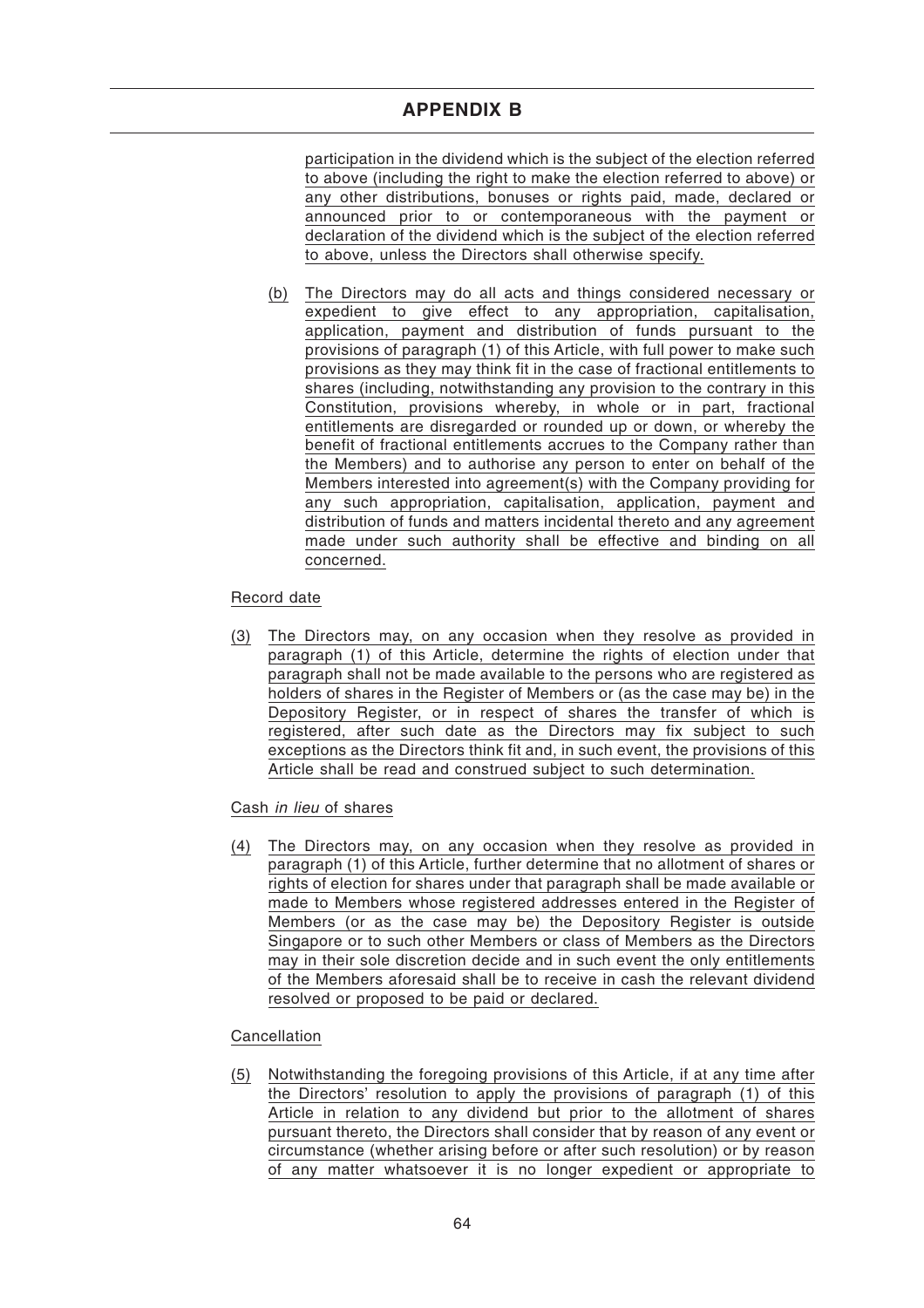participation in the dividend which is the subject of the election referred to above (including the right to make the election referred to above) or any other distributions, bonuses or rights paid, made, declared or announced prior to or contemporaneous with the payment or declaration of the dividend which is the subject of the election referred to above, unless the Directors shall otherwise specify.

(b) The Directors may do all acts and things considered necessary or expedient to give effect to any appropriation, capitalisation, application, payment and distribution of funds pursuant to the provisions of paragraph (1) of this Article, with full power to make such provisions as they may think fit in the case of fractional entitlements to shares (including, notwithstanding any provision to the contrary in this Constitution, provisions whereby, in whole or in part, fractional entitlements are disregarded or rounded up or down, or whereby the benefit of fractional entitlements accrues to the Company rather than the Members) and to authorise any person to enter on behalf of the Members interested into agreement(s) with the Company providing for any such appropriation, capitalisation, application, payment and distribution of funds and matters incidental thereto and any agreement made under such authority shall be effective and binding on all concerned.

Record date

(3) The Directors may, on any occasion when they resolve as provided in paragraph (1) of this Article, determine the rights of election under that paragraph shall not be made available to the persons who are registered as holders of shares in the Register of Members or (as the case may be) in the Depository Register, or in respect of shares the transfer of which is registered, after such date as the Directors may fix subject to such exceptions as the Directors think fit and, in such event, the provisions of this Article shall be read and construed subject to such determination.

Cash *in lieu* of shares

(4) The Directors may, on any occasion when they resolve as provided in paragraph (1) of this Article, further determine that no allotment of shares or rights of election for shares under that paragraph shall be made available or made to Members whose registered addresses entered in the Register of Members (or as the case may be) the Depository Register is outside Singapore or to such other Members or class of Members as the Directors may in their sole discretion decide and in such event the only entitlements of the Members aforesaid shall be to receive in cash the relevant dividend resolved or proposed to be paid or declared.

Cancellation

(5) Notwithstanding the foregoing provisions of this Article, if at any time after the Directors' resolution to apply the provisions of paragraph (1) of this Article in relation to any dividend but prior to the allotment of shares pursuant thereto, the Directors shall consider that by reason of any event or circumstance (whether arising before or after such resolution) or by reason of any matter whatsoever it is no longer expedient or appropriate to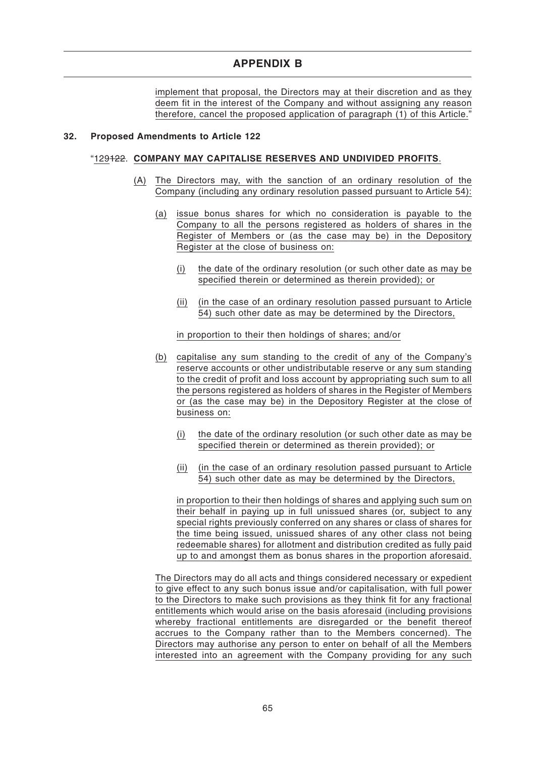implement that proposal, the Directors may at their discretion and as they deem fit in the interest of the Company and without assigning any reason therefore, cancel the proposed application of paragraph (1) of this Article."

**32. Proposed Amendments to Article 122**

"129~~122~~. **COMPANY MAY CAPITALISE RESERVES AND UNDIVIDED PROFITS**.

(A) The Directors may, with the sanction of an ordinary resolution of the Company (including any ordinary resolution passed pursuant to Article 54):

(a) issue bonus shares for which no consideration is payable to the Company to all the persons registered as holders of shares in the Register of Members or (as the case may be) in the Depository Register at the close of business on:

(i) the date of the ordinary resolution (or such other date as may be specified therein or determined as therein provided); or

(ii) (in the case of an ordinary resolution passed pursuant to Article 54) such other date as may be determined by the Directors,

in proportion to their then holdings of shares; and/or

(b) capitalise any sum standing to the credit of any of the Company's reserve accounts or other undistributable reserve or any sum standing to the credit of profit and loss account by appropriating such sum to all the persons registered as holders of shares in the Register of Members or (as the case may be) in the Depository Register at the close of business on:

(i) the date of the ordinary resolution (or such other date as may be specified therein or determined as therein provided); or

(ii) (in the case of an ordinary resolution passed pursuant to Article 54) such other date as may be determined by the Directors,

in proportion to their then holdings of shares and applying such sum on their behalf in paying up in full unissued shares (or, subject to any special rights previously conferred on any shares or class of shares for the time being issued, unissued shares of any other class not being redeemable shares) for allotment and distribution credited as fully paid up to and amongst them as bonus shares in the proportion aforesaid.

The Directors may do all acts and things considered necessary or expedient to give effect to any such bonus issue and/or capitalisation, with full power to the Directors to make such provisions as they think fit for any fractional entitlements which would arise on the basis aforesaid (including provisions whereby fractional entitlements are disregarded or the benefit thereof accrues to the Company rather than to the Members concerned). The Directors may authorise any person to enter on behalf of all the Members interested into an agreement with the Company providing for any such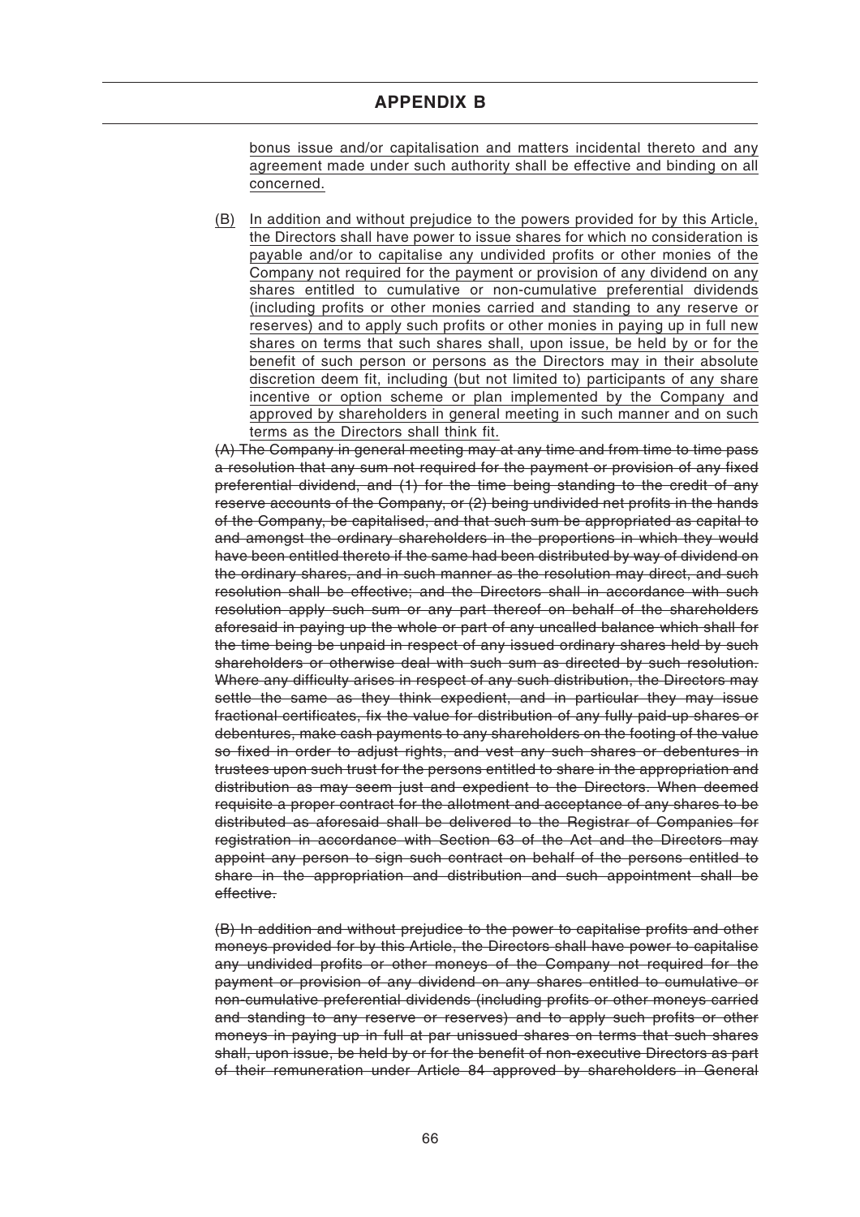## APPENDIX B

<u>bonus issue and/or capitalisation and matters incidental thereto and any agreement made under such authority shall be effective and binding on all concerned.</u>

<u>(B) In addition and without prejudice to the powers provided for by this Article, the Directors shall have power to issue shares for which no consideration is payable and/or to capitalise any undivided profits or other monies of the Company not required for the payment or provision of any dividend on any shares entitled to cumulative or non-cumulative preferential dividends (including profits or other monies carried and standing to any reserve or reserves) and to apply such profits or other monies in paying up in full new shares on terms that such shares shall, upon issue, be held by or for the benefit of such person or persons as the Directors may in their absolute discretion deem fit, including (but not limited to) participants of any share incentive or option scheme or plan implemented by the Company and approved by shareholders in general meeting in such manner and on such terms as the Directors shall think fit.</u>

~~(A) The Company in general meeting may at any time and from time to time pass a resolution that any sum not required for the payment or provision of any fixed preferential dividend, and (1) for the time being standing to the credit of any reserve accounts of the Company, or (2) being undivided net profits in the hands of the Company, be capitalised, and that such sum be appropriated as capital to and amongst the ordinary shareholders in the proportions in which they would have been entitled thereto if the same had been distributed by way of dividend on the ordinary shares, and in such manner as the resolution may direct, and such resolution shall be effective; and the Directors shall in accordance with such resolution apply such sum or any part thereof on behalf of the shareholders aforesaid in paying up the whole or part of any uncalled balance which shall for the time being be unpaid in respect of any issued ordinary shares held by such shareholders or otherwise deal with such sum as directed by such resolution. Where any difficulty arises in respect of any such distribution, the Directors may settle the same as they think expedient, and in particular they may issue fractional certificates, fix the value for distribution of any fully paid-up shares or debentures, make cash payments to any shareholders on the footing of the value so fixed in order to adjust rights, and vest any such shares or debentures in trustees upon such trust for the persons entitled to share in the appropriation and distribution as may seem just and expedient to the Directors. When deemed requisite a proper contract for the allotment and acceptance of any shares to be distributed as aforesaid shall be delivered to the Registrar of Companies for registration in accordance with Section 63 of the Act and the Directors may appoint any person to sign such contract on behalf of the persons entitled to share in the appropriation and distribution and such appointment shall be effective.~~

~~(B) In addition and without prejudice to the power to capitalise profits and other moneys provided for by this Article, the Directors shall have power to capitalise any undivided profits or other moneys of the Company not required for the payment or provision of any dividend on any shares entitled to cumulative or non-cumulative preferential dividends (including profits or other moneys carried and standing to any reserve or reserves) and to apply such profits or other moneys in paying up in full at par unissued shares on terms that such shares shall, upon issue, be held by or for the benefit of non-executive Directors as part of their remuneration under Article 84 approved by shareholders in General~~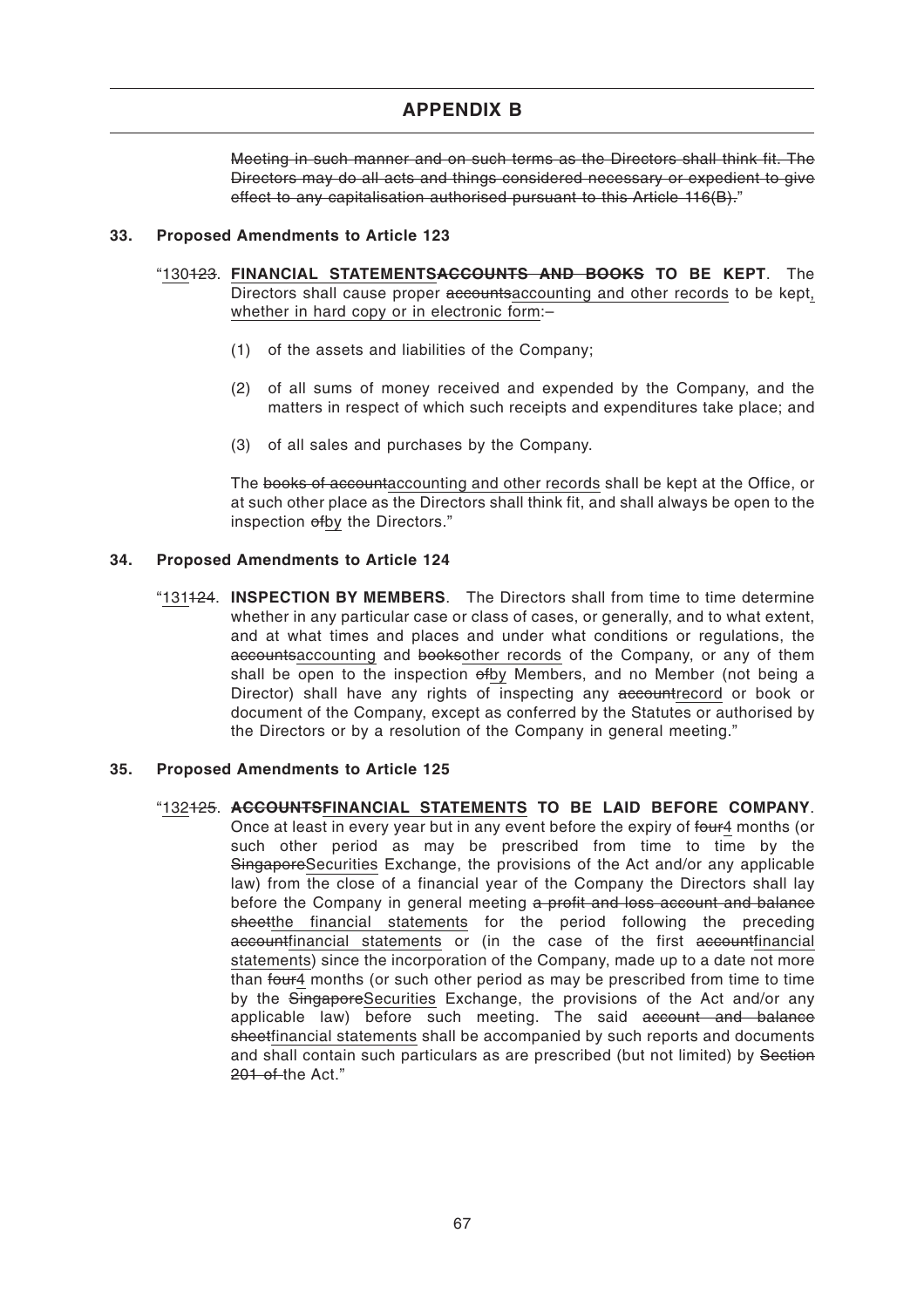## APPENDIX B

~~Meeting in such manner and on such terms as the Directors shall think fit. The Directors may do all acts and things considered necessary or expedient to give effect to any capitalisation authorised pursuant to this Article 116(B).~~"

### 33. Proposed Amendments to Article 123

"<u>130</u>~~123~~. **<u>FINANCIAL STATEMENTS</u>~~ACCOUNTS AND BOOKS~~ TO BE KEPT**. The Directors shall cause proper ~~accounts~~<u>accounting and other records</u> to be kept<u>, whether in hard copy or in electronic form</u>:–

(1) of the assets and liabilities of the Company;

(2) of all sums of money received and expended by the Company, and the matters in respect of which such receipts and expenditures take place; and

(3) of all sales and purchases by the Company.

The ~~books of account~~<u>accounting and other records</u> shall be kept at the Office, or at such other place as the Directors shall think fit, and shall always be open to the inspection ~~of~~<u>by</u> the Directors."

### 34. Proposed Amendments to Article 124

"<u>131</u>~~124~~. **INSPECTION BY MEMBERS**. The Directors shall from time to time determine whether in any particular case or class of cases, or generally, and to what extent, and at what times and places and under what conditions or regulations, the ~~accounts~~<u>accounting</u> and ~~books~~<u>other records</u> of the Company, or any of them shall be open to the inspection ~~of~~<u>by</u> Members, and no Member (not being a Director) shall have any rights of inspecting any ~~account~~<u>record</u> or book or document of the Company, except as conferred by the Statutes or authorised by the Directors or by a resolution of the Company in general meeting."

### 35. Proposed Amendments to Article 125

"<u>132</u>~~125~~. **~~ACCOUNTS~~<u>FINANCIAL STATEMENTS</u> TO BE LAID BEFORE COMPANY**. Once at least in every year but in any event before the expiry of ~~four~~<u>4</u> months (or such other period as may be prescribed from time to time by the ~~Singapore~~<u>Securities</u> Exchange, the provisions of the Act and/or any applicable law) from the close of a financial year of the Company the Directors shall lay before the Company in general meeting ~~a profit and loss account and balance sheet~~<u>the financial statements</u> for the period following the preceding ~~account~~<u>financial statements</u> or (in the case of the first ~~account~~<u>financial statements</u>) since the incorporation of the Company, made up to a date not more than ~~four~~<u>4</u> months (or such other period as may be prescribed from time to time by the ~~Singapore~~<u>Securities</u> Exchange, the provisions of the Act and/or any applicable law) before such meeting. The said ~~account and balance sheet~~<u>financial statements</u> shall be accompanied by such reports and documents and shall contain such particulars as are prescribed (but not limited) by ~~Section 201 of~~ the Act."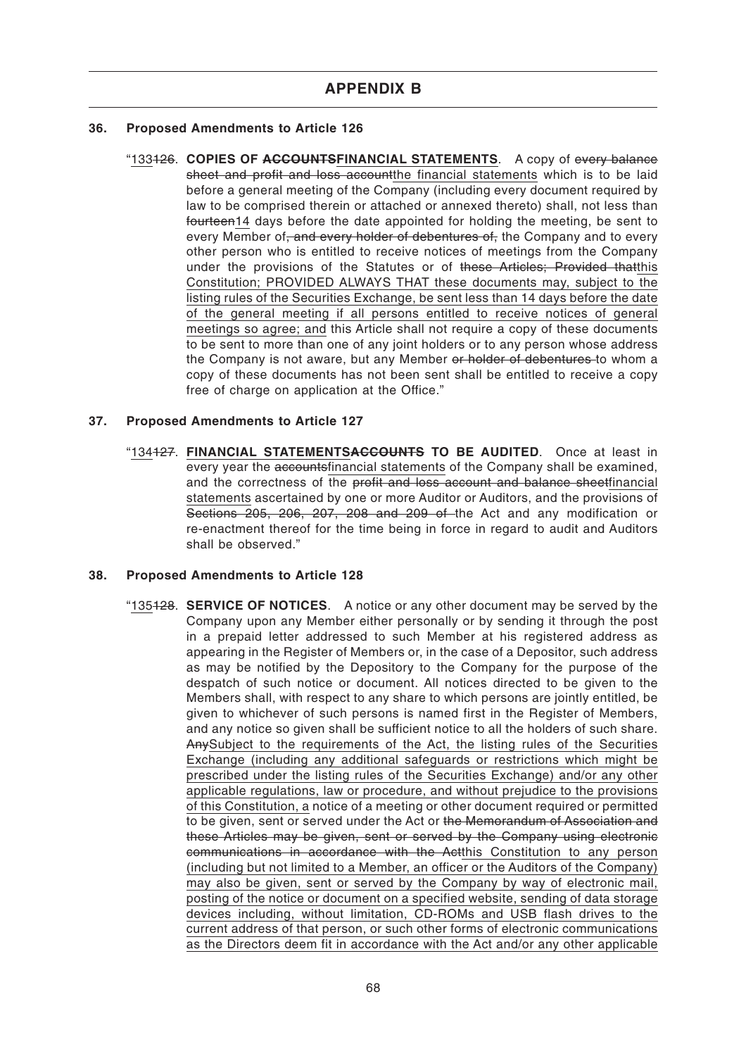## APPENDIX B

### 36. Proposed Amendments to Article 126

"<u>133</u>~~126~~. **COPIES OF ~~ACCOUNTS~~<u>FINANCIAL STATEMENTS</u>**. A copy of ~~every balance sheet and profit and loss account~~<u>the financial statements</u> which is to be laid before a general meeting of the Company (including every document required by law to be comprised therein or attached or annexed thereto) shall, not less than ~~fourteen~~<u>14</u> days before the date appointed for holding the meeting, be sent to every Member of~~, and every holder of debentures of,~~ the Company and to every other person who is entitled to receive notices of meetings from the Company under the provisions of the Statutes or of ~~these Articles; Provided that~~<u>this Constitution; PROVIDED ALWAYS THAT these documents may, subject to the listing rules of the Securities Exchange, be sent less than 14 days before the date of the general meeting if all persons entitled to receive notices of general meetings so agree; and</u> this Article shall not require a copy of these documents to be sent to more than one of any joint holders or to any person whose address the Company is not aware, but any Member ~~or holder of debentures~~ to whom a copy of these documents has not been sent shall be entitled to receive a copy free of charge on application at the Office."

### 37. Proposed Amendments to Article 127

"<u>134</u>~~127~~. **<u>FINANCIAL STATEMENTS</u>~~ACCOUNTS~~ TO BE AUDITED**. Once at least in every year the ~~accounts~~<u>financial statements</u> of the Company shall be examined, and the correctness of the ~~profit and loss account and balance sheet~~<u>financial statements</u> ascertained by one or more Auditor or Auditors, and the provisions of ~~Sections 205, 206, 207, 208 and 209 of~~ the Act and any modification or re-enactment thereof for the time being in force in regard to audit and Auditors shall be observed."

### 38. Proposed Amendments to Article 128

"<u>135</u>~~128~~. **SERVICE OF NOTICES**. A notice or any other document may be served by the Company upon any Member either personally or by sending it through the post in a prepaid letter addressed to such Member at his registered address as appearing in the Register of Members or, in the case of a Depositor, such address as may be notified by the Depository to the Company for the purpose of the despatch of such notice or document. All notices directed to be given to the Members shall, with respect to any share to which persons are jointly entitled, be given to whichever of such persons is named first in the Register of Members, and any notice so given shall be sufficient notice to all the holders of such share. ~~Any~~<u>Subject to the requirements of the Act, the listing rules of the Securities Exchange (including any additional safeguards or restrictions which might be prescribed under the listing rules of the Securities Exchange) and/or any other applicable regulations, law or procedure, and without prejudice to the provisions of this Constitution, a</u> notice of a meeting or other document required or permitted to be given, sent or served under the Act or ~~the Memorandum of Association and these Articles may be given, sent or served by the Company using electronic communications in accordance with the Act~~<u>this Constitution to any person (including but not limited to a Member, an officer or the Auditors of the Company) may also be given, sent or served by the Company by way of electronic mail, posting of the notice or document on a specified website, sending of data storage devices including, without limitation, CD-ROMs and USB flash drives to the current address of that person, or such other forms of electronic communications as the Directors deem fit in accordance with the Act and/or any other applicable</u>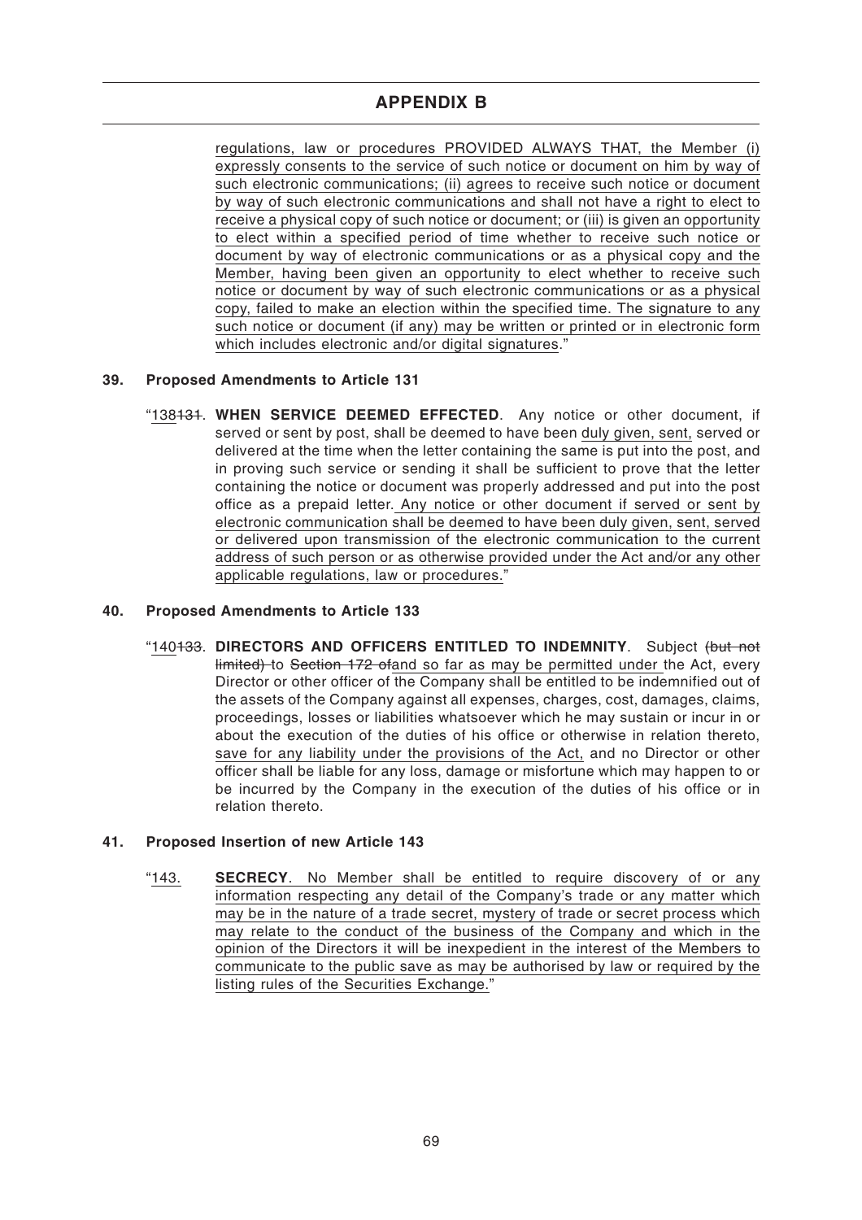# APPENDIX B

regulations, law or procedures PROVIDED ALWAYS THAT, the Member (i) expressly consents to the service of such notice or document on him by way of such electronic communications; (ii) agrees to receive such notice or document by way of such electronic communications and shall not have a right to elect to receive a physical copy of such notice or document; or (iii) is given an opportunity to elect within a specified period of time whether to receive such notice or document by way of electronic communications or as a physical copy and the Member, having been given an opportunity to elect whether to receive such notice or document by way of such electronic communications or as a physical copy, failed to make an election within the specified time. The signature to any such notice or document (if any) may be written or printed or in electronic form which includes electronic and/or digital signatures."

**39. Proposed Amendments to Article 131**

"138~~131~~. **WHEN SERVICE DEEMED EFFECTED**. Any notice or other document, if served or sent by post, shall be deemed to have been duly given, sent, served or delivered at the time when the letter containing the same is put into the post, and in proving such service or sending it shall be sufficient to prove that the letter containing the notice or document was properly addressed and put into the post office as a prepaid letter. Any notice or other document if served or sent by electronic communication shall be deemed to have been duly given, sent, served or delivered upon transmission of the electronic communication to the current address of such person or as otherwise provided under the Act and/or any other applicable regulations, law or procedures."

**40. Proposed Amendments to Article 133**

"140~~133~~. **DIRECTORS AND OFFICERS ENTITLED TO INDEMNITY**. Subject ~~(but not limited)~~ to ~~Section 172 of~~and so far as may be permitted under the Act, every Director or other officer of the Company shall be entitled to be indemnified out of the assets of the Company against all expenses, charges, cost, damages, claims, proceedings, losses or liabilities whatsoever which he may sustain or incur in or about the execution of the duties of his office or otherwise in relation thereto, save for any liability under the provisions of the Act, and no Director or other officer shall be liable for any loss, damage or misfortune which may happen to or be incurred by the Company in the execution of the duties of his office or in relation thereto.

**41. Proposed Insertion of new Article 143**

"143. **SECRECY**. No Member shall be entitled to require discovery of or any information respecting any detail of the Company's trade or any matter which may be in the nature of a trade secret, mystery of trade or secret process which may relate to the conduct of the business of the Company and which in the opinion of the Directors it will be inexpedient in the interest of the Members to communicate to the public save as may be authorised by law or required by the listing rules of the Securities Exchange."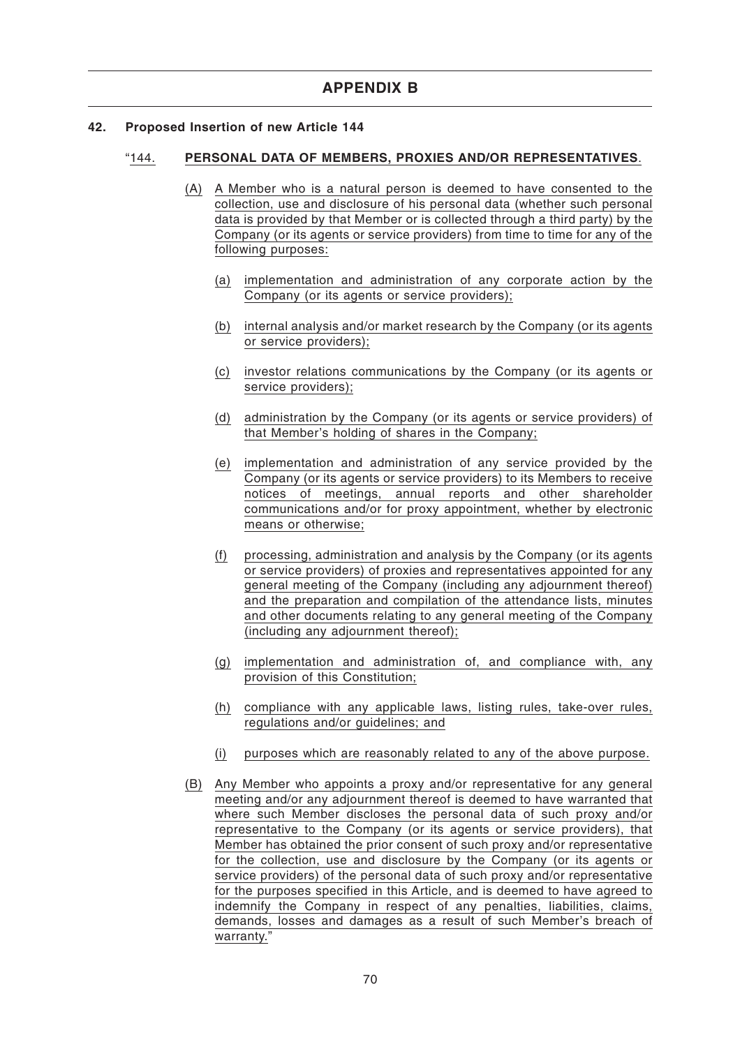# APPENDIX B

**42. Proposed Insertion of new Article 144**

"144. **PERSONAL DATA OF MEMBERS, PROXIES AND/OR REPRESENTATIVES**.

(A) A Member who is a natural person is deemed to have consented to the collection, use and disclosure of his personal data (whether such personal data is provided by that Member or is collected through a third party) by the Company (or its agents or service providers) from time to time for any of the following purposes:

(a) implementation and administration of any corporate action by the Company (or its agents or service providers);

(b) internal analysis and/or market research by the Company (or its agents or service providers);

(c) investor relations communications by the Company (or its agents or service providers);

(d) administration by the Company (or its agents or service providers) of that Member's holding of shares in the Company;

(e) implementation and administration of any service provided by the Company (or its agents or service providers) to its Members to receive notices of meetings, annual reports and other shareholder communications and/or for proxy appointment, whether by electronic means or otherwise;

(f) processing, administration and analysis by the Company (or its agents or service providers) of proxies and representatives appointed for any general meeting of the Company (including any adjournment thereof) and the preparation and compilation of the attendance lists, minutes and other documents relating to any general meeting of the Company (including any adjournment thereof);

(g) implementation and administration of, and compliance with, any provision of this Constitution;

(h) compliance with any applicable laws, listing rules, take-over rules, regulations and/or guidelines; and

(i) purposes which are reasonably related to any of the above purpose.

(B) Any Member who appoints a proxy and/or representative for any general meeting and/or any adjournment thereof is deemed to have warranted that where such Member discloses the personal data of such proxy and/or representative to the Company (or its agents or service providers), that Member has obtained the prior consent of such proxy and/or representative for the collection, use and disclosure by the Company (or its agents or service providers) of the personal data of such proxy and/or representative for the purposes specified in this Article, and is deemed to have agreed to indemnify the Company in respect of any penalties, liabilities, claims, demands, losses and damages as a result of such Member's breach of warranty."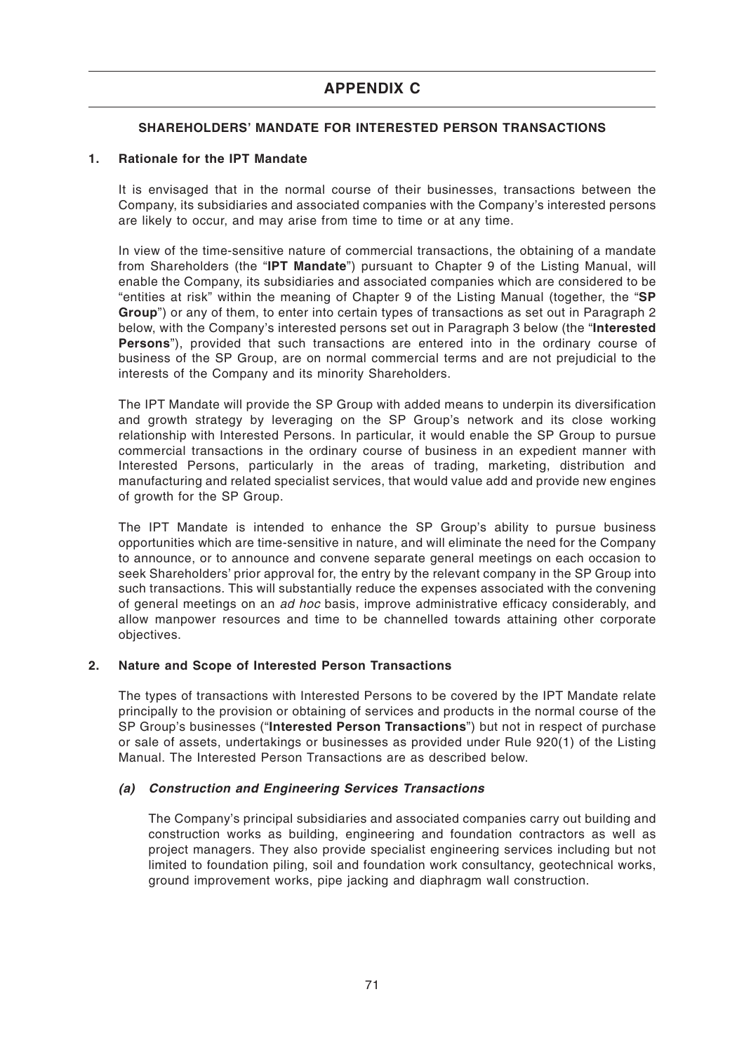# APPENDIX C

## SHAREHOLDERS' MANDATE FOR INTERESTED PERSON TRANSACTIONS

### 1. Rationale for the IPT Mandate

It is envisaged that in the normal course of their businesses, transactions between the Company, its subsidiaries and associated companies with the Company's interested persons are likely to occur, and may arise from time to time or at any time.

In view of the time-sensitive nature of commercial transactions, the obtaining of a mandate from Shareholders (the "**IPT Mandate**") pursuant to Chapter 9 of the Listing Manual, will enable the Company, its subsidiaries and associated companies which are considered to be "entities at risk" within the meaning of Chapter 9 of the Listing Manual (together, the "**SP Group**") or any of them, to enter into certain types of transactions as set out in Paragraph 2 below, with the Company's interested persons set out in Paragraph 3 below (the "**Interested Persons**"), provided that such transactions are entered into in the ordinary course of business of the SP Group, are on normal commercial terms and are not prejudicial to the interests of the Company and its minority Shareholders.

The IPT Mandate will provide the SP Group with added means to underpin its diversification and growth strategy by leveraging on the SP Group's network and its close working relationship with Interested Persons. In particular, it would enable the SP Group to pursue commercial transactions in the ordinary course of business in an expedient manner with Interested Persons, particularly in the areas of trading, marketing, distribution and manufacturing and related specialist services, that would value add and provide new engines of growth for the SP Group.

The IPT Mandate is intended to enhance the SP Group's ability to pursue business opportunities which are time-sensitive in nature, and will eliminate the need for the Company to announce, or to announce and convene separate general meetings on each occasion to seek Shareholders' prior approval for, the entry by the relevant company in the SP Group into such transactions. This will substantially reduce the expenses associated with the convening of general meetings on an *ad hoc* basis, improve administrative efficacy considerably, and allow manpower resources and time to be channelled towards attaining other corporate objectives.

### 2. Nature and Scope of Interested Person Transactions

The types of transactions with Interested Persons to be covered by the IPT Mandate relate principally to the provision or obtaining of services and products in the normal course of the SP Group's businesses ("**Interested Person Transactions**") but not in respect of purchase or sale of assets, undertakings or businesses as provided under Rule 920(1) of the Listing Manual. The Interested Person Transactions are as described below.

#### *(a) Construction and Engineering Services Transactions*

The Company's principal subsidiaries and associated companies carry out building and construction works as building, engineering and foundation contractors as well as project managers. They also provide specialist engineering services including but not limited to foundation piling, soil and foundation work consultancy, geotechnical works, ground improvement works, pipe jacking and diaphragm wall construction.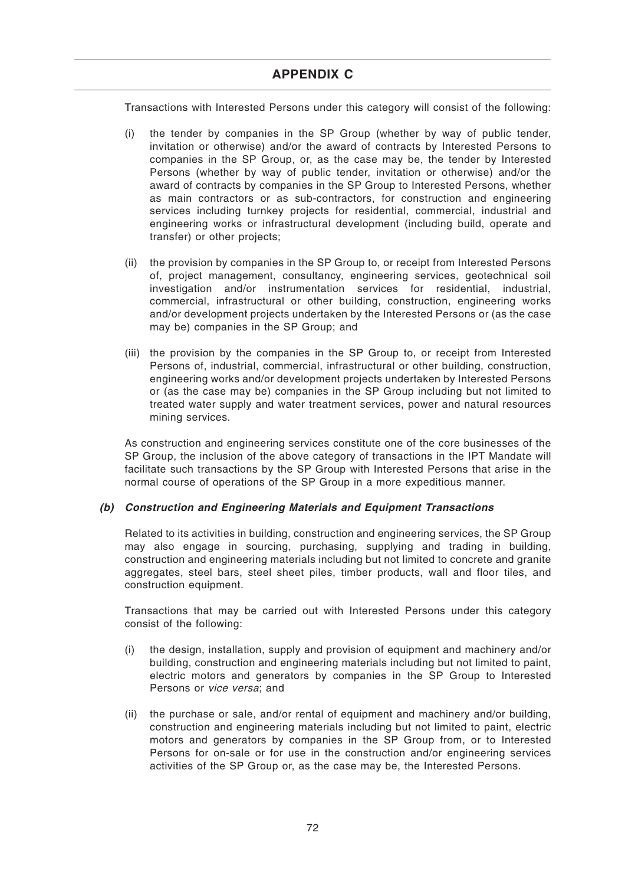Transactions with Interested Persons under this category will consist of the following:

(i) the tender by companies in the SP Group (whether by way of public tender, invitation or otherwise) and/or the award of contracts by Interested Persons to companies in the SP Group, or, as the case may be, the tender by Interested Persons (whether by way of public tender, invitation or otherwise) and/or the award of contracts by companies in the SP Group to Interested Persons, whether as main contractors or as sub-contractors, for construction and engineering services including turnkey projects for residential, commercial, industrial and engineering works or infrastructural development (including build, operate and transfer) or other projects;

(ii) the provision by companies in the SP Group to, or receipt from Interested Persons of, project management, consultancy, engineering services, geotechnical soil investigation and/or instrumentation services for residential, industrial, commercial, infrastructural or other building, construction, engineering works and/or development projects undertaken by the Interested Persons or (as the case may be) companies in the SP Group; and

(iii) the provision by the companies in the SP Group to, or receipt from Interested Persons of, industrial, commercial, infrastructural or other building, construction, engineering works and/or development projects undertaken by Interested Persons or (as the case may be) companies in the SP Group including but not limited to treated water supply and water treatment services, power and natural resources mining services.

As construction and engineering services constitute one of the core businesses of the SP Group, the inclusion of the above category of transactions in the IPT Mandate will facilitate such transactions by the SP Group with Interested Persons that arise in the normal course of operations of the SP Group in a more expeditious manner.

***(b) Construction and Engineering Materials and Equipment Transactions***

Related to its activities in building, construction and engineering services, the SP Group may also engage in sourcing, purchasing, supplying and trading in building, construction and engineering materials including but not limited to concrete and granite aggregates, steel bars, steel sheet piles, timber products, wall and floor tiles, and construction equipment.

Transactions that may be carried out with Interested Persons under this category consist of the following:

(i) the design, installation, supply and provision of equipment and machinery and/or building, construction and engineering materials including but not limited to paint, electric motors and generators by companies in the SP Group to Interested Persons or *vice versa*; and

(ii) the purchase or sale, and/or rental of equipment and machinery and/or building, construction and engineering materials including but not limited to paint, electric motors and generators by companies in the SP Group from, or to Interested Persons for on-sale or for use in the construction and/or engineering services activities of the SP Group or, as the case may be, the Interested Persons.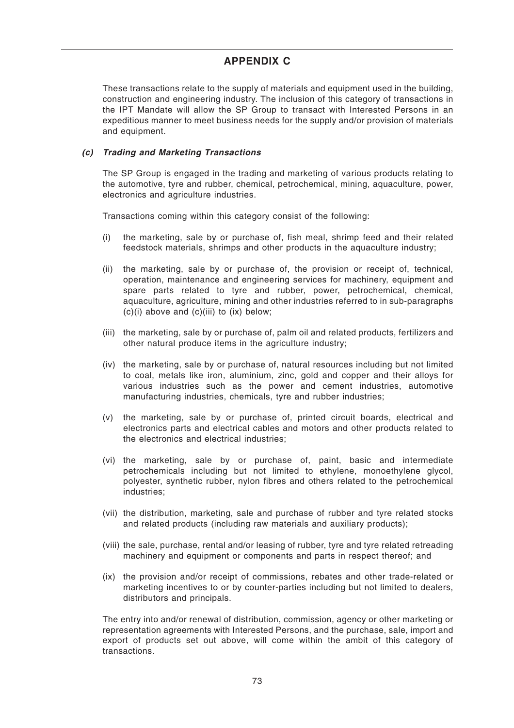# APPENDIX C

These transactions relate to the supply of materials and equipment used in the building, construction and engineering industry. The inclusion of this category of transactions in the IPT Mandate will allow the SP Group to transact with Interested Persons in an expeditious manner to meet business needs for the supply and/or provision of materials and equipment.

### *(c) Trading and Marketing Transactions*

The SP Group is engaged in the trading and marketing of various products relating to the automotive, tyre and rubber, chemical, petrochemical, mining, aquaculture, power, electronics and agriculture industries.

Transactions coming within this category consist of the following:

(i) the marketing, sale by or purchase of, fish meal, shrimp feed and their related feedstock materials, shrimps and other products in the aquaculture industry;

(ii) the marketing, sale by or purchase of, the provision or receipt of, technical, operation, maintenance and engineering services for machinery, equipment and spare parts related to tyre and rubber, power, petrochemical, chemical, aquaculture, agriculture, mining and other industries referred to in sub-paragraphs (c)(i) above and (c)(iii) to (ix) below;

(iii) the marketing, sale by or purchase of, palm oil and related products, fertilizers and other natural produce items in the agriculture industry;

(iv) the marketing, sale by or purchase of, natural resources including but not limited to coal, metals like iron, aluminium, zinc, gold and copper and their alloys for various industries such as the power and cement industries, automotive manufacturing industries, chemicals, tyre and rubber industries;

(v) the marketing, sale by or purchase of, printed circuit boards, electrical and electronics parts and electrical cables and motors and other products related to the electronics and electrical industries;

(vi) the marketing, sale by or purchase of, paint, basic and intermediate petrochemicals including but not limited to ethylene, monoethylene glycol, polyester, synthetic rubber, nylon fibres and others related to the petrochemical industries;

(vii) the distribution, marketing, sale and purchase of rubber and tyre related stocks and related products (including raw materials and auxiliary products);

(viii) the sale, purchase, rental and/or leasing of rubber, tyre and tyre related retreading machinery and equipment or components and parts in respect thereof; and

(ix) the provision and/or receipt of commissions, rebates and other trade-related or marketing incentives to or by counter-parties including but not limited to dealers, distributors and principals.

The entry into and/or renewal of distribution, commission, agency or other marketing or representation agreements with Interested Persons, and the purchase, sale, import and export of products set out above, will come within the ambit of this category of transactions.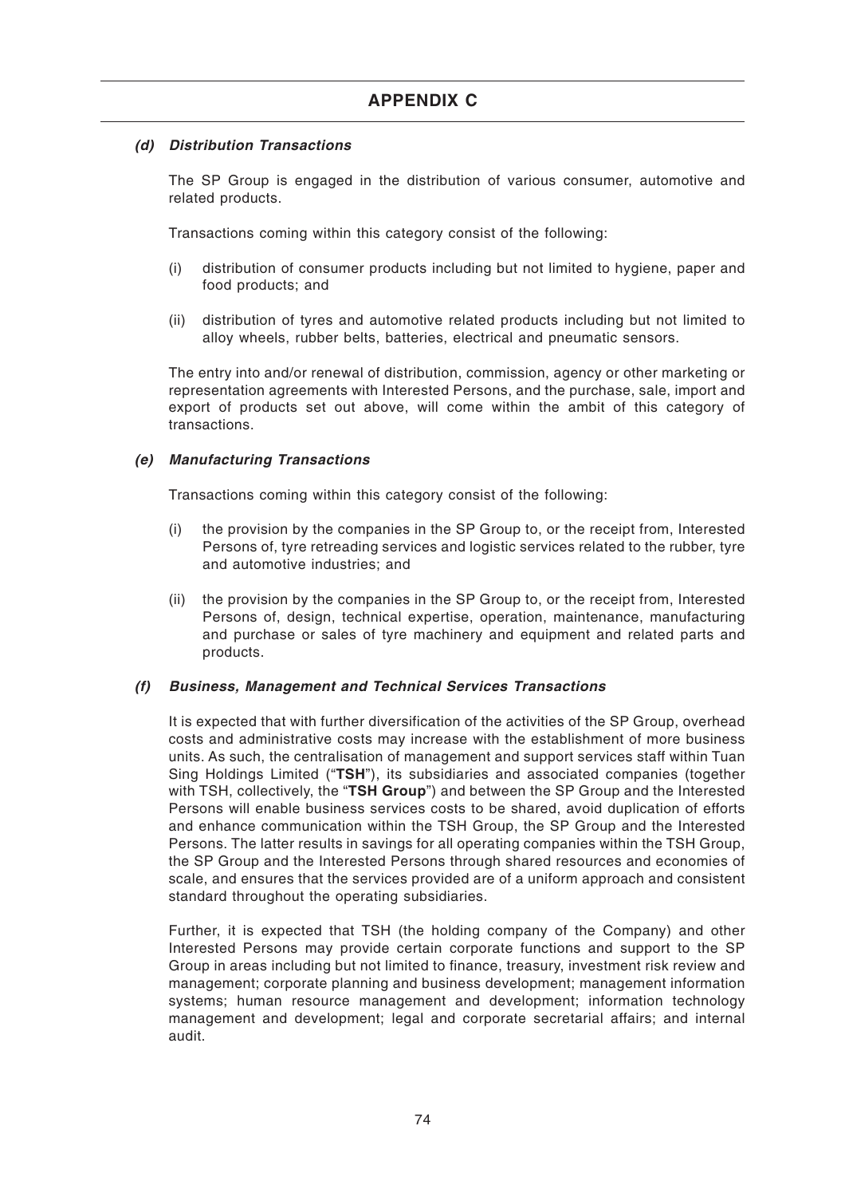# APPENDIX C

### *(d) Distribution Transactions*

The SP Group is engaged in the distribution of various consumer, automotive and related products.

Transactions coming within this category consist of the following:

(i) distribution of consumer products including but not limited to hygiene, paper and food products; and

(ii) distribution of tyres and automotive related products including but not limited to alloy wheels, rubber belts, batteries, electrical and pneumatic sensors.

The entry into and/or renewal of distribution, commission, agency or other marketing or representation agreements with Interested Persons, and the purchase, sale, import and export of products set out above, will come within the ambit of this category of transactions.

### *(e) Manufacturing Transactions*

Transactions coming within this category consist of the following:

(i) the provision by the companies in the SP Group to, or the receipt from, Interested Persons of, tyre retreading services and logistic services related to the rubber, tyre and automotive industries; and

(ii) the provision by the companies in the SP Group to, or the receipt from, Interested Persons of, design, technical expertise, operation, maintenance, manufacturing and purchase or sales of tyre machinery and equipment and related parts and products.

### *(f) Business, Management and Technical Services Transactions*

It is expected that with further diversification of the activities of the SP Group, overhead costs and administrative costs may increase with the establishment of more business units. As such, the centralisation of management and support services staff within Tuan Sing Holdings Limited ("**TSH**"), its subsidiaries and associated companies (together with TSH, collectively, the "**TSH Group**") and between the SP Group and the Interested Persons will enable business services costs to be shared, avoid duplication of efforts and enhance communication within the TSH Group, the SP Group and the Interested Persons. The latter results in savings for all operating companies within the TSH Group, the SP Group and the Interested Persons through shared resources and economies of scale, and ensures that the services provided are of a uniform approach and consistent standard throughout the operating subsidiaries.

Further, it is expected that TSH (the holding company of the Company) and other Interested Persons may provide certain corporate functions and support to the SP Group in areas including but not limited to finance, treasury, investment risk review and management; corporate planning and business development; management information systems; human resource management and development; information technology management and development; legal and corporate secretarial affairs; and internal audit.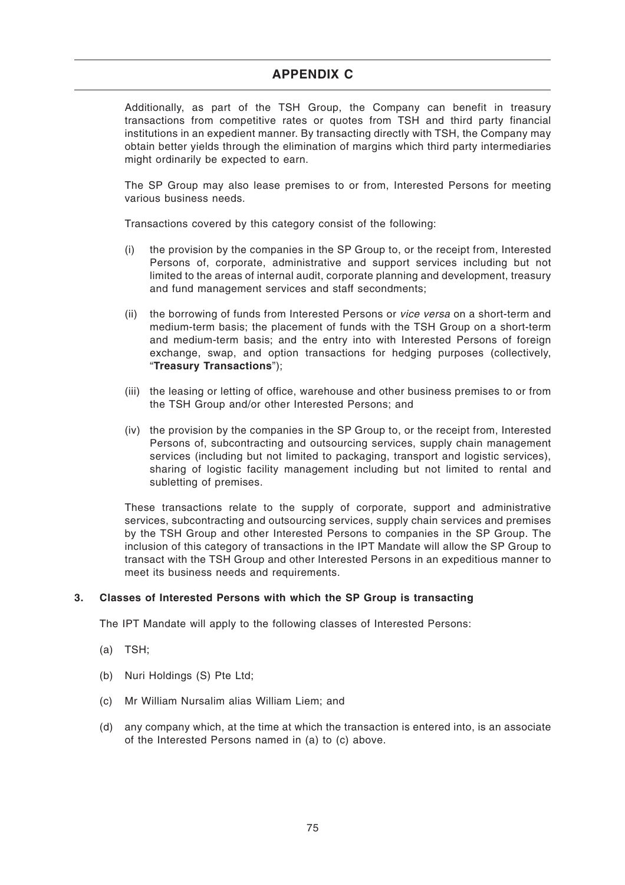# APPENDIX C

Additionally, as part of the TSH Group, the Company can benefit in treasury transactions from competitive rates or quotes from TSH and third party financial institutions in an expedient manner. By transacting directly with TSH, the Company may obtain better yields through the elimination of margins which third party intermediaries might ordinarily be expected to earn.

The SP Group may also lease premises to or from, Interested Persons for meeting various business needs.

Transactions covered by this category consist of the following:

(i) the provision by the companies in the SP Group to, or the receipt from, Interested Persons of, corporate, administrative and support services including but not limited to the areas of internal audit, corporate planning and development, treasury and fund management services and staff secondments;

(ii) the borrowing of funds from Interested Persons or *vice versa* on a short-term and medium-term basis; the placement of funds with the TSH Group on a short-term and medium-term basis; and the entry into with Interested Persons of foreign exchange, swap, and option transactions for hedging purposes (collectively, "**Treasury Transactions**");

(iii) the leasing or letting of office, warehouse and other business premises to or from the TSH Group and/or other Interested Persons; and

(iv) the provision by the companies in the SP Group to, or the receipt from, Interested Persons of, subcontracting and outsourcing services, supply chain management services (including but not limited to packaging, transport and logistic services), sharing of logistic facility management including but not limited to rental and subletting of premises.

These transactions relate to the supply of corporate, support and administrative services, subcontracting and outsourcing services, supply chain services and premises by the TSH Group and other Interested Persons to companies in the SP Group. The inclusion of this category of transactions in the IPT Mandate will allow the SP Group to transact with the TSH Group and other Interested Persons in an expeditious manner to meet its business needs and requirements.

## 3. Classes of Interested Persons with which the SP Group is transacting

The IPT Mandate will apply to the following classes of Interested Persons:

(a) TSH;

(b) Nuri Holdings (S) Pte Ltd;

(c) Mr William Nursalim alias William Liem; and

(d) any company which, at the time at which the transaction is entered into, is an associate of the Interested Persons named in (a) to (c) above.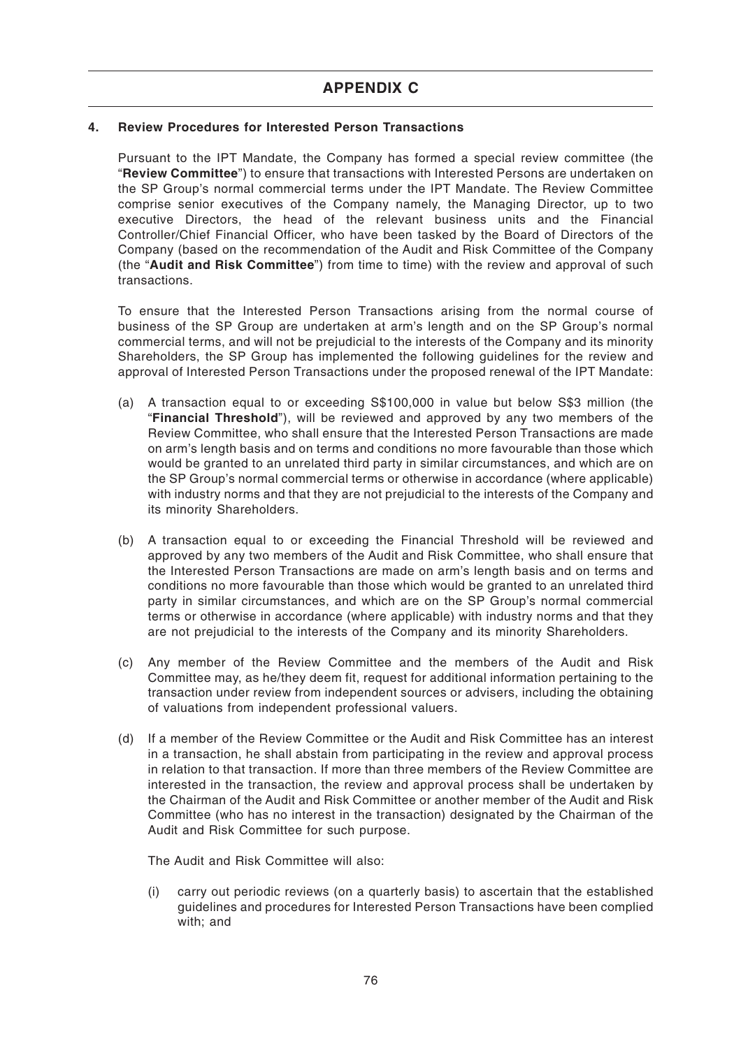# APPENDIX C

**4. Review Procedures for Interested Person Transactions**

Pursuant to the IPT Mandate, the Company has formed a special review committee (the "**Review Committee**") to ensure that transactions with Interested Persons are undertaken on the SP Group's normal commercial terms under the IPT Mandate. The Review Committee comprise senior executives of the Company namely, the Managing Director, up to two executive Directors, the head of the relevant business units and the Financial Controller/Chief Financial Officer, who have been tasked by the Board of Directors of the Company (based on the recommendation of the Audit and Risk Committee of the Company (the "**Audit and Risk Committee**") from time to time) with the review and approval of such transactions.

To ensure that the Interested Person Transactions arising from the normal course of business of the SP Group are undertaken at arm's length and on the SP Group's normal commercial terms, and will not be prejudicial to the interests of the Company and its minority Shareholders, the SP Group has implemented the following guidelines for the review and approval of Interested Person Transactions under the proposed renewal of the IPT Mandate:

(a) A transaction equal to or exceeding S$100,000 in value but below S$3 million (the "**Financial Threshold**"), will be reviewed and approved by any two members of the Review Committee, who shall ensure that the Interested Person Transactions are made on arm's length basis and on terms and conditions no more favourable than those which would be granted to an unrelated third party in similar circumstances, and which are on the SP Group's normal commercial terms or otherwise in accordance (where applicable) with industry norms and that they are not prejudicial to the interests of the Company and its minority Shareholders.

(b) A transaction equal to or exceeding the Financial Threshold will be reviewed and approved by any two members of the Audit and Risk Committee, who shall ensure that the Interested Person Transactions are made on arm's length basis and on terms and conditions no more favourable than those which would be granted to an unrelated third party in similar circumstances, and which are on the SP Group's normal commercial terms or otherwise in accordance (where applicable) with industry norms and that they are not prejudicial to the interests of the Company and its minority Shareholders.

(c) Any member of the Review Committee and the members of the Audit and Risk Committee may, as he/they deem fit, request for additional information pertaining to the transaction under review from independent sources or advisers, including the obtaining of valuations from independent professional valuers.

(d) If a member of the Review Committee or the Audit and Risk Committee has an interest in a transaction, he shall abstain from participating in the review and approval process in relation to that transaction. If more than three members of the Review Committee are interested in the transaction, the review and approval process shall be undertaken by the Chairman of the Audit and Risk Committee or another member of the Audit and Risk Committee (who has no interest in the transaction) designated by the Chairman of the Audit and Risk Committee for such purpose.

The Audit and Risk Committee will also:

(i) carry out periodic reviews (on a quarterly basis) to ascertain that the established guidelines and procedures for Interested Person Transactions have been complied with; and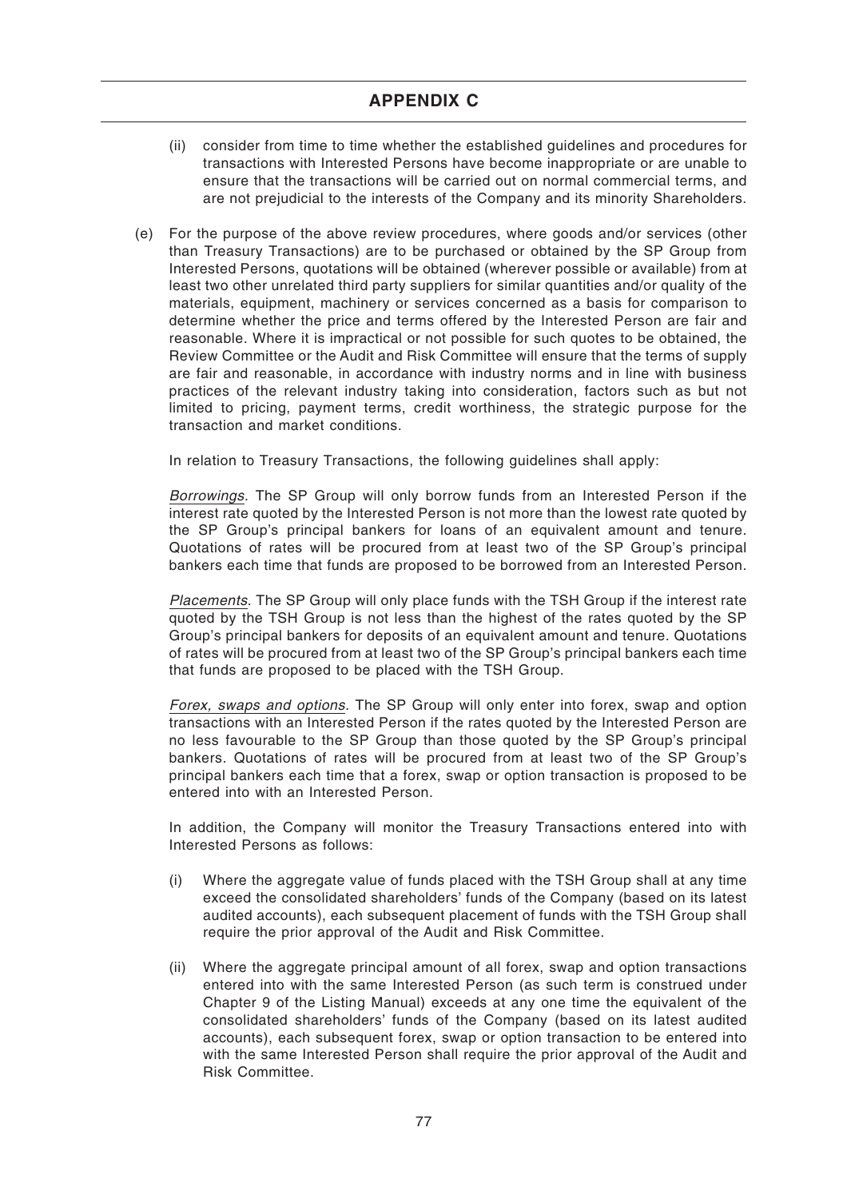# APPENDIX C

(ii) consider from time to time whether the established guidelines and procedures for transactions with Interested Persons have become inappropriate or are unable to ensure that the transactions will be carried out on normal commercial terms, and are not prejudicial to the interests of the Company and its minority Shareholders.

(e) For the purpose of the above review procedures, where goods and/or services (other than Treasury Transactions) are to be purchased or obtained by the SP Group from Interested Persons, quotations will be obtained (wherever possible or available) from at least two other unrelated third party suppliers for similar quantities and/or quality of the materials, equipment, machinery or services concerned as a basis for comparison to determine whether the price and terms offered by the Interested Person are fair and reasonable. Where it is impractical or not possible for such quotes to be obtained, the Review Committee or the Audit and Risk Committee will ensure that the terms of supply are fair and reasonable, in accordance with industry norms and in line with business practices of the relevant industry taking into consideration, factors such as but not limited to pricing, payment terms, credit worthiness, the strategic purpose for the transaction and market conditions.

In relation to Treasury Transactions, the following guidelines shall apply:

*Borrowings.* The SP Group will only borrow funds from an Interested Person if the interest rate quoted by the Interested Person is not more than the lowest rate quoted by the SP Group's principal bankers for loans of an equivalent amount and tenure. Quotations of rates will be procured from at least two of the SP Group's principal bankers each time that funds are proposed to be borrowed from an Interested Person.

*Placements.* The SP Group will only place funds with the TSH Group if the interest rate quoted by the TSH Group is not less than the highest of the rates quoted by the SP Group's principal bankers for deposits of an equivalent amount and tenure. Quotations of rates will be procured from at least two of the SP Group's principal bankers each time that funds are proposed to be placed with the TSH Group.

*Forex, swaps and options.* The SP Group will only enter into forex, swap and option transactions with an Interested Person if the rates quoted by the Interested Person are no less favourable to the SP Group than those quoted by the SP Group's principal bankers. Quotations of rates will be procured from at least two of the SP Group's principal bankers each time that a forex, swap or option transaction is proposed to be entered into with an Interested Person.

In addition, the Company will monitor the Treasury Transactions entered into with Interested Persons as follows:

(i) Where the aggregate value of funds placed with the TSH Group shall at any time exceed the consolidated shareholders' funds of the Company (based on its latest audited accounts), each subsequent placement of funds with the TSH Group shall require the prior approval of the Audit and Risk Committee.

(ii) Where the aggregate principal amount of all forex, swap and option transactions entered into with the same Interested Person (as such term is construed under Chapter 9 of the Listing Manual) exceeds at any one time the equivalent of the consolidated shareholders' funds of the Company (based on its latest audited accounts), each subsequent forex, swap or option transaction to be entered into with the same Interested Person shall require the prior approval of the Audit and Risk Committee.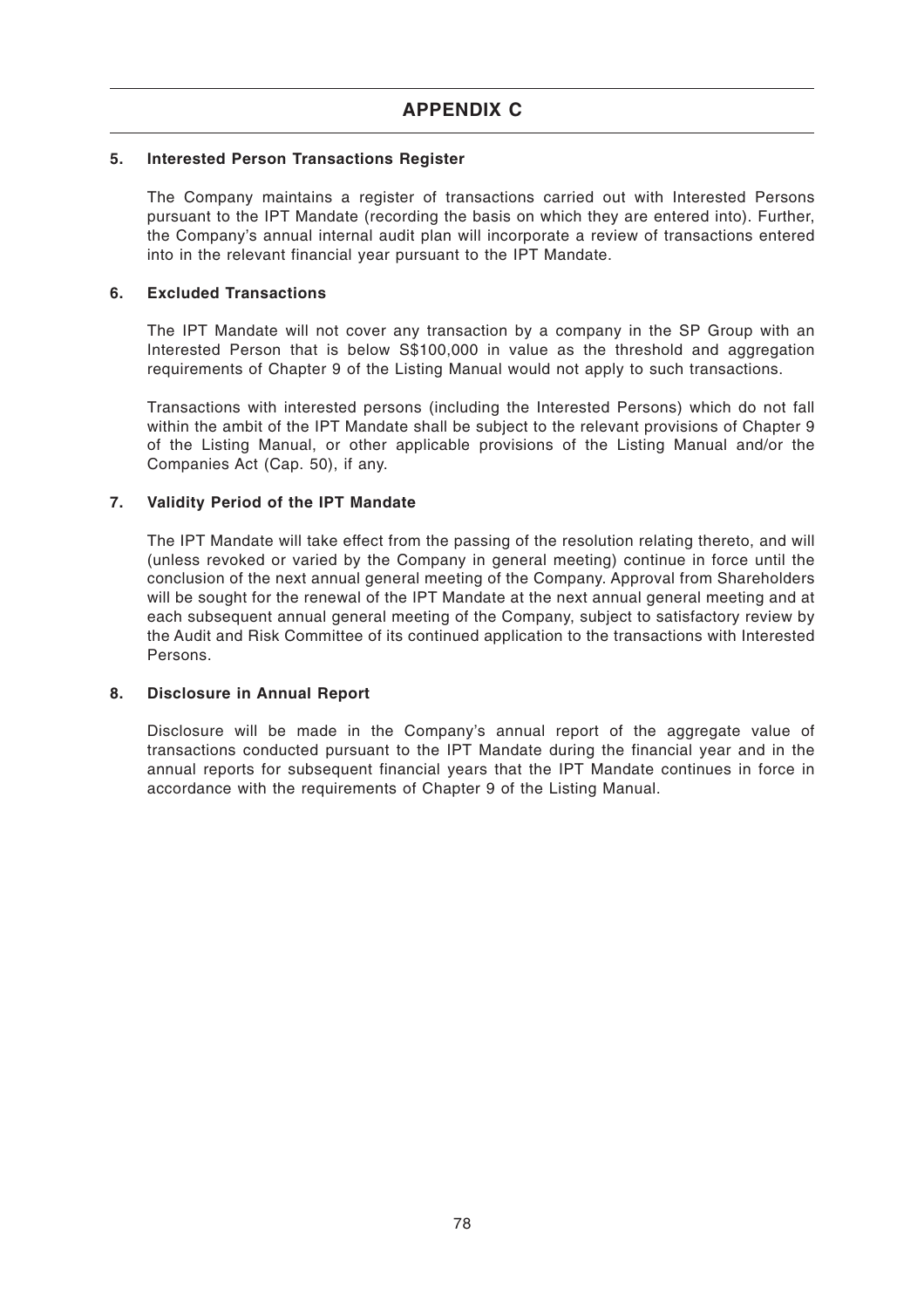# APPENDIX C

**5. Interested Person Transactions Register**

The Company maintains a register of transactions carried out with Interested Persons pursuant to the IPT Mandate (recording the basis on which they are entered into). Further, the Company's annual internal audit plan will incorporate a review of transactions entered into in the relevant financial year pursuant to the IPT Mandate.

**6. Excluded Transactions**

The IPT Mandate will not cover any transaction by a company in the SP Group with an Interested Person that is below S$100,000 in value as the threshold and aggregation requirements of Chapter 9 of the Listing Manual would not apply to such transactions.

Transactions with interested persons (including the Interested Persons) which do not fall within the ambit of the IPT Mandate shall be subject to the relevant provisions of Chapter 9 of the Listing Manual, or other applicable provisions of the Listing Manual and/or the Companies Act (Cap. 50), if any.

**7. Validity Period of the IPT Mandate**

The IPT Mandate will take effect from the passing of the resolution relating thereto, and will (unless revoked or varied by the Company in general meeting) continue in force until the conclusion of the next annual general meeting of the Company. Approval from Shareholders will be sought for the renewal of the IPT Mandate at the next annual general meeting and at each subsequent annual general meeting of the Company, subject to satisfactory review by the Audit and Risk Committee of its continued application to the transactions with Interested Persons.

**8. Disclosure in Annual Report**

Disclosure will be made in the Company's annual report of the aggregate value of transactions conducted pursuant to the IPT Mandate during the financial year and in the annual reports for subsequent financial years that the IPT Mandate continues in force in accordance with the requirements of Chapter 9 of the Listing Manual.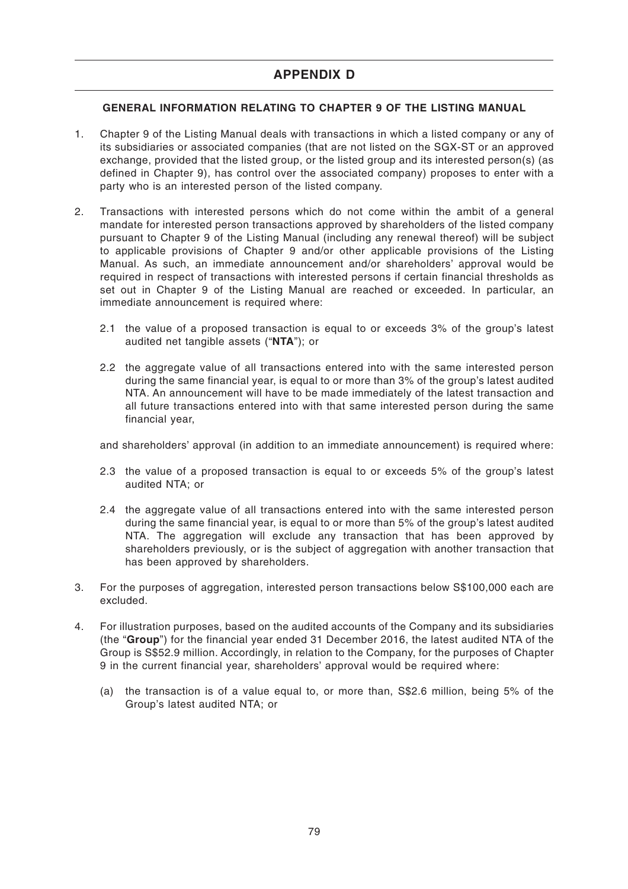# APPENDIX D

## GENERAL INFORMATION RELATING TO CHAPTER 9 OF THE LISTING MANUAL

1. Chapter 9 of the Listing Manual deals with transactions in which a listed company or any of its subsidiaries or associated companies (that are not listed on the SGX-ST or an approved exchange, provided that the listed group, or the listed group and its interested person(s) (as defined in Chapter 9), has control over the associated company) proposes to enter with a party who is an interested person of the listed company.

2. Transactions with interested persons which do not come within the ambit of a general mandate for interested person transactions approved by shareholders of the listed company pursuant to Chapter 9 of the Listing Manual (including any renewal thereof) will be subject to applicable provisions of Chapter 9 and/or other applicable provisions of the Listing Manual. As such, an immediate announcement and/or shareholders' approval would be required in respect of transactions with interested persons if certain financial thresholds as set out in Chapter 9 of the Listing Manual are reached or exceeded. In particular, an immediate announcement is required where:

   2.1 the value of a proposed transaction is equal to or exceeds 3% of the group's latest audited net tangible assets ("**NTA**"); or

   2.2 the aggregate value of all transactions entered into with the same interested person during the same financial year, is equal to or more than 3% of the group's latest audited NTA. An announcement will have to be made immediately of the latest transaction and all future transactions entered into with that same interested person during the same financial year,

   and shareholders' approval (in addition to an immediate announcement) is required where:

   2.3 the value of a proposed transaction is equal to or exceeds 5% of the group's latest audited NTA; or

   2.4 the aggregate value of all transactions entered into with the same interested person during the same financial year, is equal to or more than 5% of the group's latest audited NTA. The aggregation will exclude any transaction that has been approved by shareholders previously, or is the subject of aggregation with another transaction that has been approved by shareholders.

3. For the purposes of aggregation, interested person transactions below S$100,000 each are excluded.

4. For illustration purposes, based on the audited accounts of the Company and its subsidiaries (the "**Group**") for the financial year ended 31 December 2016, the latest audited NTA of the Group is S$52.9 million. Accordingly, in relation to the Company, for the purposes of Chapter 9 in the current financial year, shareholders' approval would be required where:

   (a) the transaction is of a value equal to, or more than, S$2.6 million, being 5% of the Group's latest audited NTA; or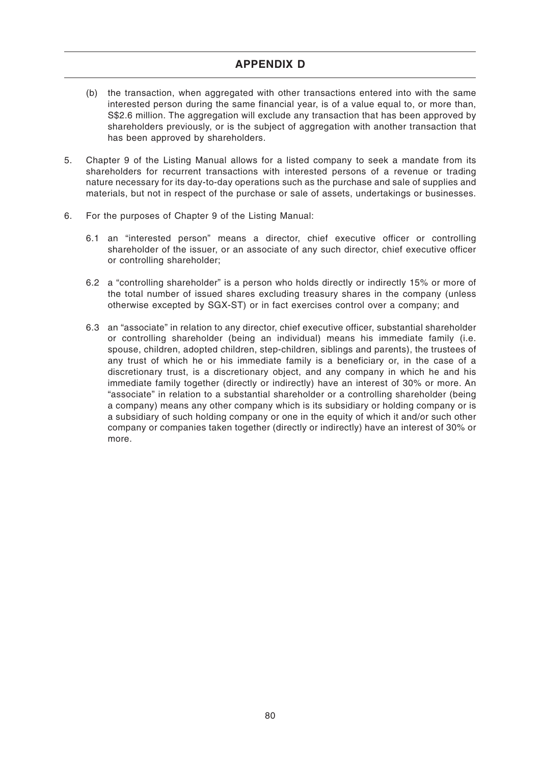## APPENDIX D

(b) the transaction, when aggregated with other transactions entered into with the same interested person during the same financial year, is of a value equal to, or more than, S$2.6 million. The aggregation will exclude any transaction that has been approved by shareholders previously, or is the subject of aggregation with another transaction that has been approved by shareholders.

5. Chapter 9 of the Listing Manual allows for a listed company to seek a mandate from its shareholders for recurrent transactions with interested persons of a revenue or trading nature necessary for its day-to-day operations such as the purchase and sale of supplies and materials, but not in respect of the purchase or sale of assets, undertakings or businesses.

6. For the purposes of Chapter 9 of the Listing Manual:

   6.1 an "interested person" means a director, chief executive officer or controlling shareholder of the issuer, or an associate of any such director, chief executive officer or controlling shareholder;

   6.2 a "controlling shareholder" is a person who holds directly or indirectly 15% or more of the total number of issued shares excluding treasury shares in the company (unless otherwise excepted by SGX-ST) or in fact exercises control over a company; and

   6.3 an "associate" in relation to any director, chief executive officer, substantial shareholder or controlling shareholder (being an individual) means his immediate family (i.e. spouse, children, adopted children, step-children, siblings and parents), the trustees of any trust of which he or his immediate family is a beneficiary or, in the case of a discretionary trust, is a discretionary object, and any company in which he and his immediate family together (directly or indirectly) have an interest of 30% or more. An "associate" in relation to a substantial shareholder or a controlling shareholder (being a company) means any other company which is its subsidiary or holding company or is a subsidiary of such holding company or one in the equity of which it and/or such other company or companies taken together (directly or indirectly) have an interest of 30% or more.